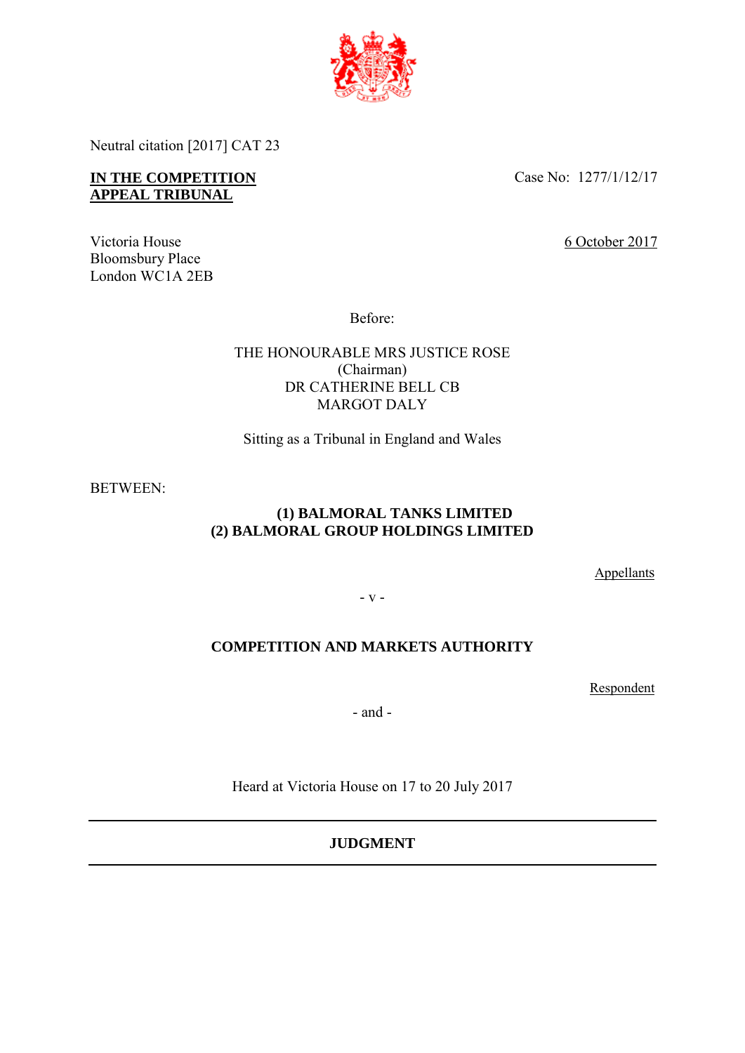Neutral citation [2017] CAT 23

**IN THE COMPETITION APPEAL TRIBUNAL**

Case No: 1277/1/12/17

Victoria House
Bloomsbury Place
London WC1A 2EB

6 October 2017

Before:

THE HONOURABLE MRS JUSTICE ROSE
(Chairman)
DR CATHERINE BELL CB
MARGOT DALY

Sitting as a Tribunal in England and Wales

BETWEEN:

**(1) BALMORAL TANKS LIMITED**
**(2) BALMORAL GROUP HOLDINGS LIMITED**

Appellants

\- v -

**COMPETITION AND MARKETS AUTHORITY**

Respondent

\- and -

Heard at Victoria House on 17 to 20 July 2017

---

**JUDGMENT**

---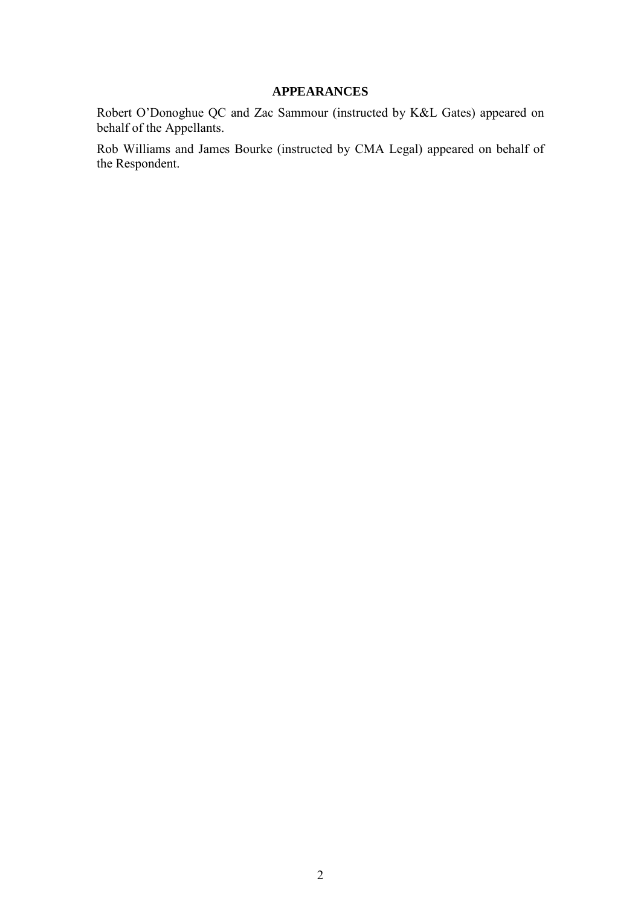## APPEARANCES

Robert O'Donoghue QC and Zac Sammour (instructed by K&L Gates) appeared on behalf of the Appellants.

Rob Williams and James Bourke (instructed by CMA Legal) appeared on behalf of the Respondent.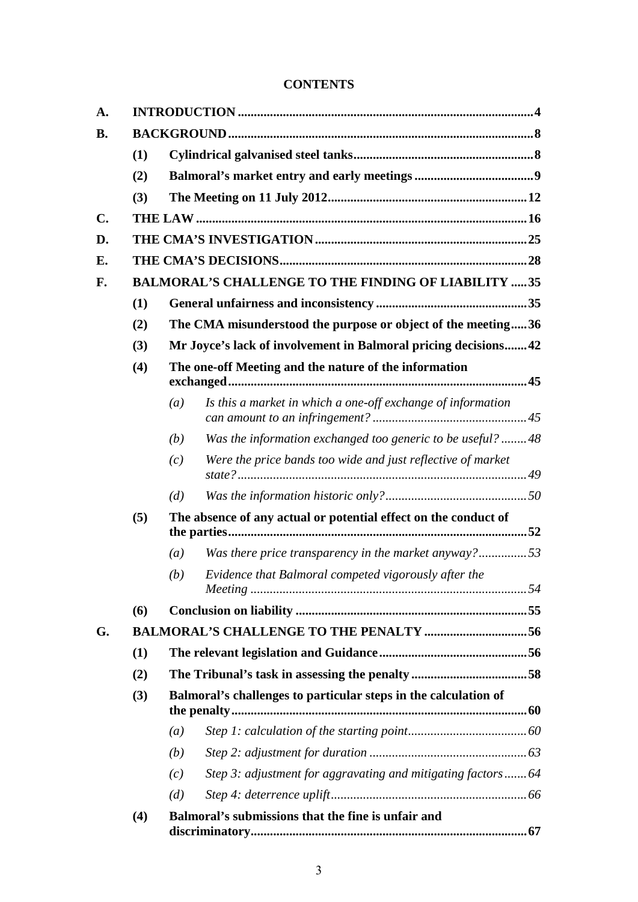**CONTENTS**

| | | | | |
|---|---|---|---|---|
| **A.** | **INTRODUCTION** | | | **4** |
| **B.** | **BACKGROUND** | | | **8** |
| | **(1)** | **Cylindrical galvanised steel tanks** | | **8** |
| | **(2)** | **Balmoral's market entry and early meetings** | | **9** |
| | **(3)** | **The Meeting on 11 July 2012** | | **12** |
| **C.** | **THE LAW** | | | **16** |
| **D.** | **THE CMA'S INVESTIGATION** | | | **25** |
| **E.** | **THE CMA'S DECISIONS** | | | **28** |
| **F.** | **BALMORAL'S CHALLENGE TO THE FINDING OF LIABILITY** | | | **35** |
| | **(1)** | **General unfairness and inconsistency** | | **35** |
| | **(2)** | **The CMA misunderstood the purpose or object of the meeting** | | **36** |
| | **(3)** | **Mr Joyce's lack of involvement in Balmoral pricing decisions** | | **42** |
| | **(4)** | **The one-off Meeting and the nature of the information exchanged** | | **45** |
| | | *(a)* | *Is this a market in which a one-off exchange of information can amount to an infringement?* | *45* |
| | | *(b)* | *Was the information exchanged too generic to be useful?* | *48* |
| | | *(c)* | *Were the price bands too wide and just reflective of market state?* | *49* |
| | | *(d)* | *Was the information historic only?* | *50* |
| | **(5)** | **The absence of any actual or potential effect on the conduct of the parties** | | **52** |
| | | *(a)* | *Was there price transparency in the market anyway?* | *53* |
| | | *(b)* | *Evidence that Balmoral competed vigorously after the Meeting* | *54* |
| | **(6)** | **Conclusion on liability** | | **55** |
| **G.** | **BALMORAL'S CHALLENGE TO THE PENALTY** | | | **56** |
| | **(1)** | **The relevant legislation and Guidance** | | **56** |
| | **(2)** | **The Tribunal's task in assessing the penalty** | | **58** |
| | **(3)** | **Balmoral's challenges to particular steps in the calculation of the penalty** | | **60** |
| | | *(a)* | *Step 1: calculation of the starting point* | *60* |
| | | *(b)* | *Step 2: adjustment for duration* | *63* |
| | | *(c)* | *Step 3: adjustment for aggravating and mitigating factors* | *64* |
| | | *(d)* | *Step 4: deterrence uplift* | *66* |
| | **(4)** | **Balmoral's submissions that the fine is unfair and discriminatory** | | **67** |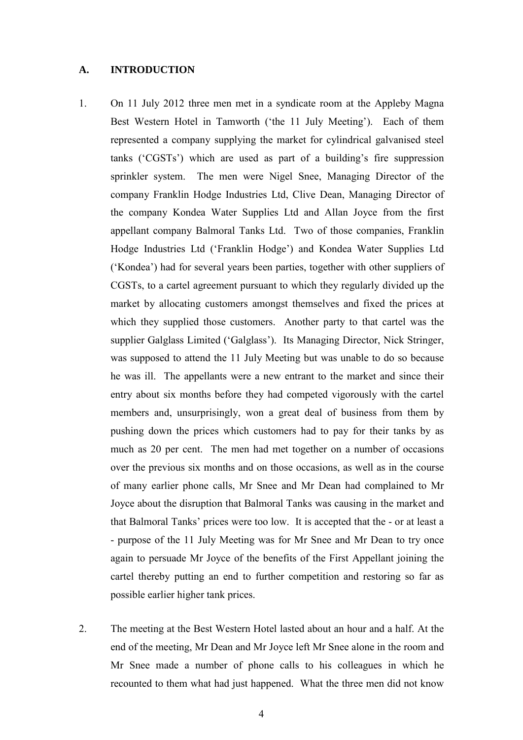## A. INTRODUCTION

1. On 11 July 2012 three men met in a syndicate room at the Appleby Magna Best Western Hotel in Tamworth ('the 11 July Meeting'). Each of them represented a company supplying the market for cylindrical galvanised steel tanks ('CGSTs') which are used as part of a building's fire suppression sprinkler system. The men were Nigel Snee, Managing Director of the company Franklin Hodge Industries Ltd, Clive Dean, Managing Director of the company Kondea Water Supplies Ltd and Allan Joyce from the first appellant company Balmoral Tanks Ltd. Two of those companies, Franklin Hodge Industries Ltd ('Franklin Hodge') and Kondea Water Supplies Ltd ('Kondea') had for several years been parties, together with other suppliers of CGSTs, to a cartel agreement pursuant to which they regularly divided up the market by allocating customers amongst themselves and fixed the prices at which they supplied those customers. Another party to that cartel was the supplier Galglass Limited ('Galglass'). Its Managing Director, Nick Stringer, was supposed to attend the 11 July Meeting but was unable to do so because he was ill. The appellants were a new entrant to the market and since their entry about six months before they had competed vigorously with the cartel members and, unsurprisingly, won a great deal of business from them by pushing down the prices which customers had to pay for their tanks by as much as 20 per cent. The men had met together on a number of occasions over the previous six months and on those occasions, as well as in the course of many earlier phone calls, Mr Snee and Mr Dean had complained to Mr Joyce about the disruption that Balmoral Tanks was causing in the market and that Balmoral Tanks' prices were too low. It is accepted that the - or at least a - purpose of the 11 July Meeting was for Mr Snee and Mr Dean to try once again to persuade Mr Joyce of the benefits of the First Appellant joining the cartel thereby putting an end to further competition and restoring so far as possible earlier higher tank prices.

2. The meeting at the Best Western Hotel lasted about an hour and a half. At the end of the meeting, Mr Dean and Mr Joyce left Mr Snee alone in the room and Mr Snee made a number of phone calls to his colleagues in which he recounted to them what had just happened. What the three men did not know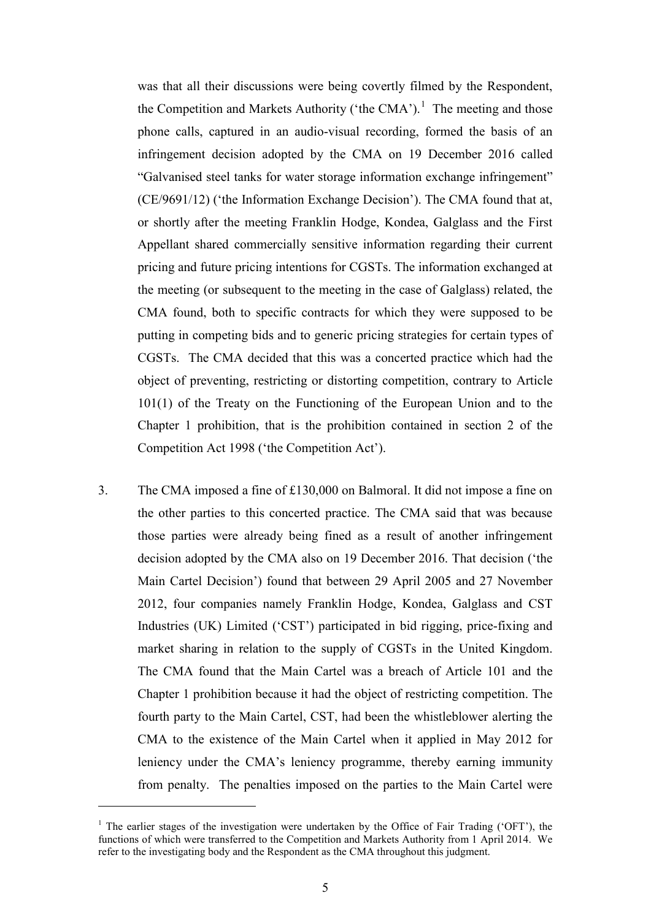was that all their discussions were being covertly filmed by the Respondent, the Competition and Markets Authority ('the CMA').[1] The meeting and those phone calls, captured in an audio-visual recording, formed the basis of an infringement decision adopted by the CMA on 19 December 2016 called "Galvanised steel tanks for water storage information exchange infringement" (CE/9691/12) ('the Information Exchange Decision'). The CMA found that at, or shortly after the meeting Franklin Hodge, Kondea, Galglass and the First Appellant shared commercially sensitive information regarding their current pricing and future pricing intentions for CGSTs. The information exchanged at the meeting (or subsequent to the meeting in the case of Galglass) related, the CMA found, both to specific contracts for which they were supposed to be putting in competing bids and to generic pricing strategies for certain types of CGSTs. The CMA decided that this was a concerted practice which had the object of preventing, restricting or distorting competition, contrary to Article 101(1) of the Treaty on the Functioning of the European Union and to the Chapter 1 prohibition, that is the prohibition contained in section 2 of the Competition Act 1998 ('the Competition Act').

3. The CMA imposed a fine of £130,000 on Balmoral. It did not impose a fine on the other parties to this concerted practice. The CMA said that was because those parties were already being fined as a result of another infringement decision adopted by the CMA also on 19 December 2016. That decision ('the Main Cartel Decision') found that between 29 April 2005 and 27 November 2012, four companies namely Franklin Hodge, Kondea, Galglass and CST Industries (UK) Limited ('CST') participated in bid rigging, price-fixing and market sharing in relation to the supply of CGSTs in the United Kingdom. The CMA found that the Main Cartel was a breach of Article 101 and the Chapter 1 prohibition because it had the object of restricting competition. The fourth party to the Main Cartel, CST, had been the whistleblower alerting the CMA to the existence of the Main Cartel when it applied in May 2012 for leniency under the CMA's leniency programme, thereby earning immunity from penalty. The penalties imposed on the parties to the Main Cartel were

[1] The earlier stages of the investigation were undertaken by the Office of Fair Trading ('OFT'), the functions of which were transferred to the Competition and Markets Authority from 1 April 2014. We refer to the investigating body and the Respondent as the CMA throughout this judgment.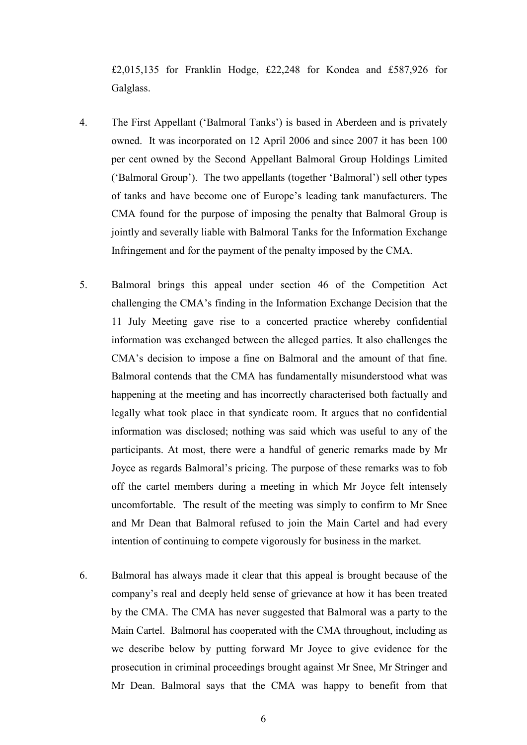£2,015,135 for Franklin Hodge, £22,248 for Kondea and £587,926 for Galglass.

4. The First Appellant ('Balmoral Tanks') is based in Aberdeen and is privately owned. It was incorporated on 12 April 2006 and since 2007 it has been 100 per cent owned by the Second Appellant Balmoral Group Holdings Limited ('Balmoral Group'). The two appellants (together 'Balmoral') sell other types of tanks and have become one of Europe's leading tank manufacturers. The CMA found for the purpose of imposing the penalty that Balmoral Group is jointly and severally liable with Balmoral Tanks for the Information Exchange Infringement and for the payment of the penalty imposed by the CMA.

5. Balmoral brings this appeal under section 46 of the Competition Act challenging the CMA's finding in the Information Exchange Decision that the 11 July Meeting gave rise to a concerted practice whereby confidential information was exchanged between the alleged parties. It also challenges the CMA's decision to impose a fine on Balmoral and the amount of that fine. Balmoral contends that the CMA has fundamentally misunderstood what was happening at the meeting and has incorrectly characterised both factually and legally what took place in that syndicate room. It argues that no confidential information was disclosed; nothing was said which was useful to any of the participants. At most, there were a handful of generic remarks made by Mr Joyce as regards Balmoral's pricing. The purpose of these remarks was to fob off the cartel members during a meeting in which Mr Joyce felt intensely uncomfortable. The result of the meeting was simply to confirm to Mr Snee and Mr Dean that Balmoral refused to join the Main Cartel and had every intention of continuing to compete vigorously for business in the market.

6. Balmoral has always made it clear that this appeal is brought because of the company's real and deeply held sense of grievance at how it has been treated by the CMA. The CMA has never suggested that Balmoral was a party to the Main Cartel. Balmoral has cooperated with the CMA throughout, including as we describe below by putting forward Mr Joyce to give evidence for the prosecution in criminal proceedings brought against Mr Snee, Mr Stringer and Mr Dean. Balmoral says that the CMA was happy to benefit from that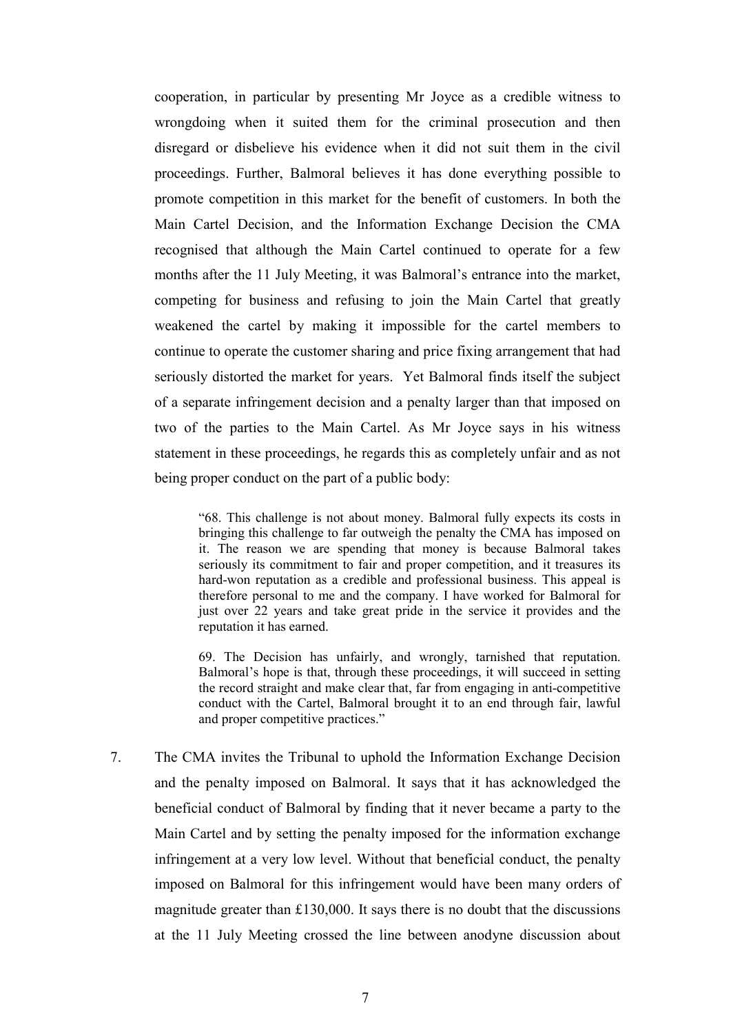cooperation, in particular by presenting Mr Joyce as a credible witness to wrongdoing when it suited them for the criminal prosecution and then disregard or disbelieve his evidence when it did not suit them in the civil proceedings. Further, Balmoral believes it has done everything possible to promote competition in this market for the benefit of customers. In both the Main Cartel Decision, and the Information Exchange Decision the CMA recognised that although the Main Cartel continued to operate for a few months after the 11 July Meeting, it was Balmoral's entrance into the market, competing for business and refusing to join the Main Cartel that greatly weakened the cartel by making it impossible for the cartel members to continue to operate the customer sharing and price fixing arrangement that had seriously distorted the market for years. Yet Balmoral finds itself the subject of a separate infringement decision and a penalty larger than that imposed on two of the parties to the Main Cartel. As Mr Joyce says in his witness statement in these proceedings, he regards this as completely unfair and as not being proper conduct on the part of a public body:

> "68. This challenge is not about money. Balmoral fully expects its costs in bringing this challenge to far outweigh the penalty the CMA has imposed on it. The reason we are spending that money is because Balmoral takes seriously its commitment to fair and proper competition, and it treasures its hard-won reputation as a credible and professional business. This appeal is therefore personal to me and the company. I have worked for Balmoral for just over 22 years and take great pride in the service it provides and the reputation it has earned.
>
> 69. The Decision has unfairly, and wrongly, tarnished that reputation. Balmoral's hope is that, through these proceedings, it will succeed in setting the record straight and make clear that, far from engaging in anti-competitive conduct with the Cartel, Balmoral brought it to an end through fair, lawful and proper competitive practices."

7. The CMA invites the Tribunal to uphold the Information Exchange Decision and the penalty imposed on Balmoral. It says that it has acknowledged the beneficial conduct of Balmoral by finding that it never became a party to the Main Cartel and by setting the penalty imposed for the information exchange infringement at a very low level. Without that beneficial conduct, the penalty imposed on Balmoral for this infringement would have been many orders of magnitude greater than £130,000. It says there is no doubt that the discussions at the 11 July Meeting crossed the line between anodyne discussion about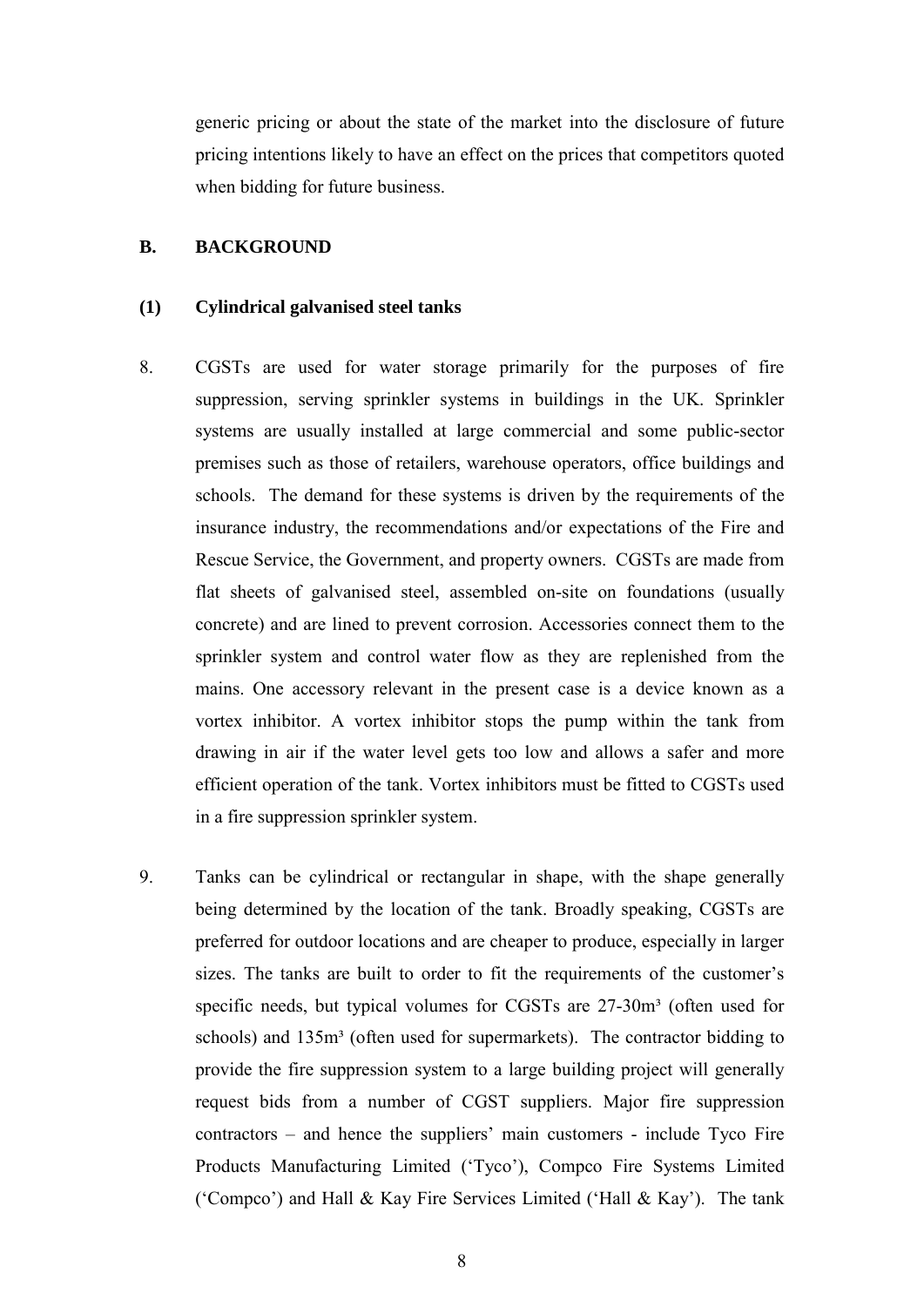generic pricing or about the state of the market into the disclosure of future pricing intentions likely to have an effect on the prices that competitors quoted when bidding for future business.

## B. BACKGROUND

### (1) Cylindrical galvanised steel tanks

8. CGSTs are used for water storage primarily for the purposes of fire suppression, serving sprinkler systems in buildings in the UK. Sprinkler systems are usually installed at large commercial and some public-sector premises such as those of retailers, warehouse operators, office buildings and schools. The demand for these systems is driven by the requirements of the insurance industry, the recommendations and/or expectations of the Fire and Rescue Service, the Government, and property owners. CGSTs are made from flat sheets of galvanised steel, assembled on-site on foundations (usually concrete) and are lined to prevent corrosion. Accessories connect them to the sprinkler system and control water flow as they are replenished from the mains. One accessory relevant in the present case is a device known as a vortex inhibitor. A vortex inhibitor stops the pump within the tank from drawing in air if the water level gets too low and allows a safer and more efficient operation of the tank. Vortex inhibitors must be fitted to CGSTs used in a fire suppression sprinkler system.

9. Tanks can be cylindrical or rectangular in shape, with the shape generally being determined by the location of the tank. Broadly speaking, CGSTs are preferred for outdoor locations and are cheaper to produce, especially in larger sizes. The tanks are built to order to fit the requirements of the customer's specific needs, but typical volumes for CGSTs are 27-30m³ (often used for schools) and 135m³ (often used for supermarkets). The contractor bidding to provide the fire suppression system to a large building project will generally request bids from a number of CGST suppliers. Major fire suppression contractors – and hence the suppliers' main customers - include Tyco Fire Products Manufacturing Limited ('Tyco'), Compco Fire Systems Limited ('Compco') and Hall & Kay Fire Services Limited ('Hall & Kay'). The tank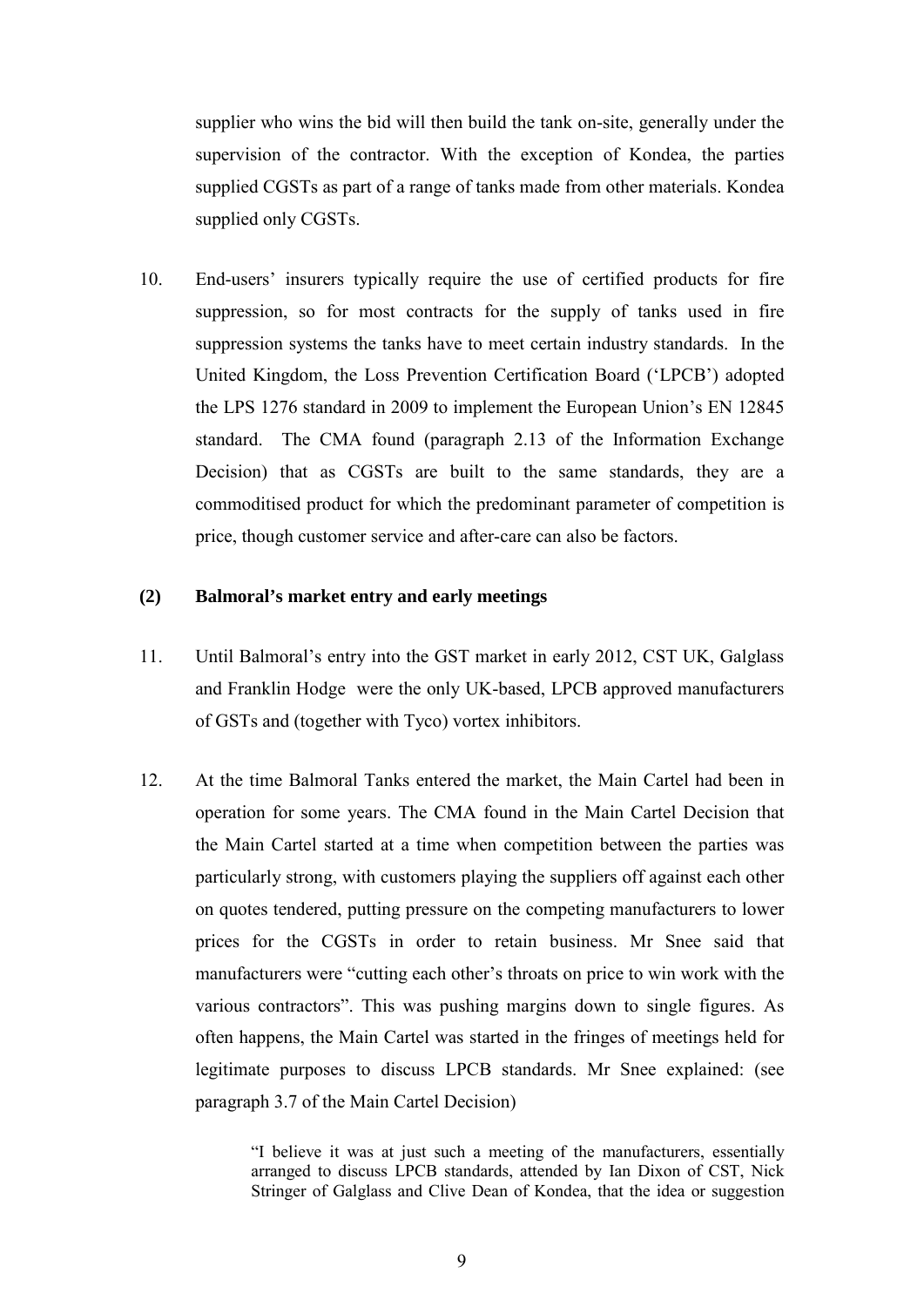supplier who wins the bid will then build the tank on-site, generally under the supervision of the contractor. With the exception of Kondea, the parties supplied CGSTs as part of a range of tanks made from other materials. Kondea supplied only CGSTs.

10. End-users' insurers typically require the use of certified products for fire suppression, so for most contracts for the supply of tanks used in fire suppression systems the tanks have to meet certain industry standards. In the United Kingdom, the Loss Prevention Certification Board ('LPCB') adopted the LPS 1276 standard in 2009 to implement the European Union's EN 12845 standard. The CMA found (paragraph 2.13 of the Information Exchange Decision) that as CGSTs are built to the same standards, they are a commoditised product for which the predominant parameter of competition is price, though customer service and after-care can also be factors.

### (2) Balmoral's market entry and early meetings

11. Until Balmoral's entry into the GST market in early 2012, CST UK, Galglass and Franklin Hodge were the only UK-based, LPCB approved manufacturers of GSTs and (together with Tyco) vortex inhibitors.

12. At the time Balmoral Tanks entered the market, the Main Cartel had been in operation for some years. The CMA found in the Main Cartel Decision that the Main Cartel started at a time when competition between the parties was particularly strong, with customers playing the suppliers off against each other on quotes tendered, putting pressure on the competing manufacturers to lower prices for the CGSTs in order to retain business. Mr Snee said that manufacturers were "cutting each other's throats on price to win work with the various contractors". This was pushing margins down to single figures. As often happens, the Main Cartel was started in the fringes of meetings held for legitimate purposes to discuss LPCB standards. Mr Snee explained: (see paragraph 3.7 of the Main Cartel Decision)

> "I believe it was at just such a meeting of the manufacturers, essentially arranged to discuss LPCB standards, attended by Ian Dixon of CST, Nick Stringer of Galglass and Clive Dean of Kondea, that the idea or suggestion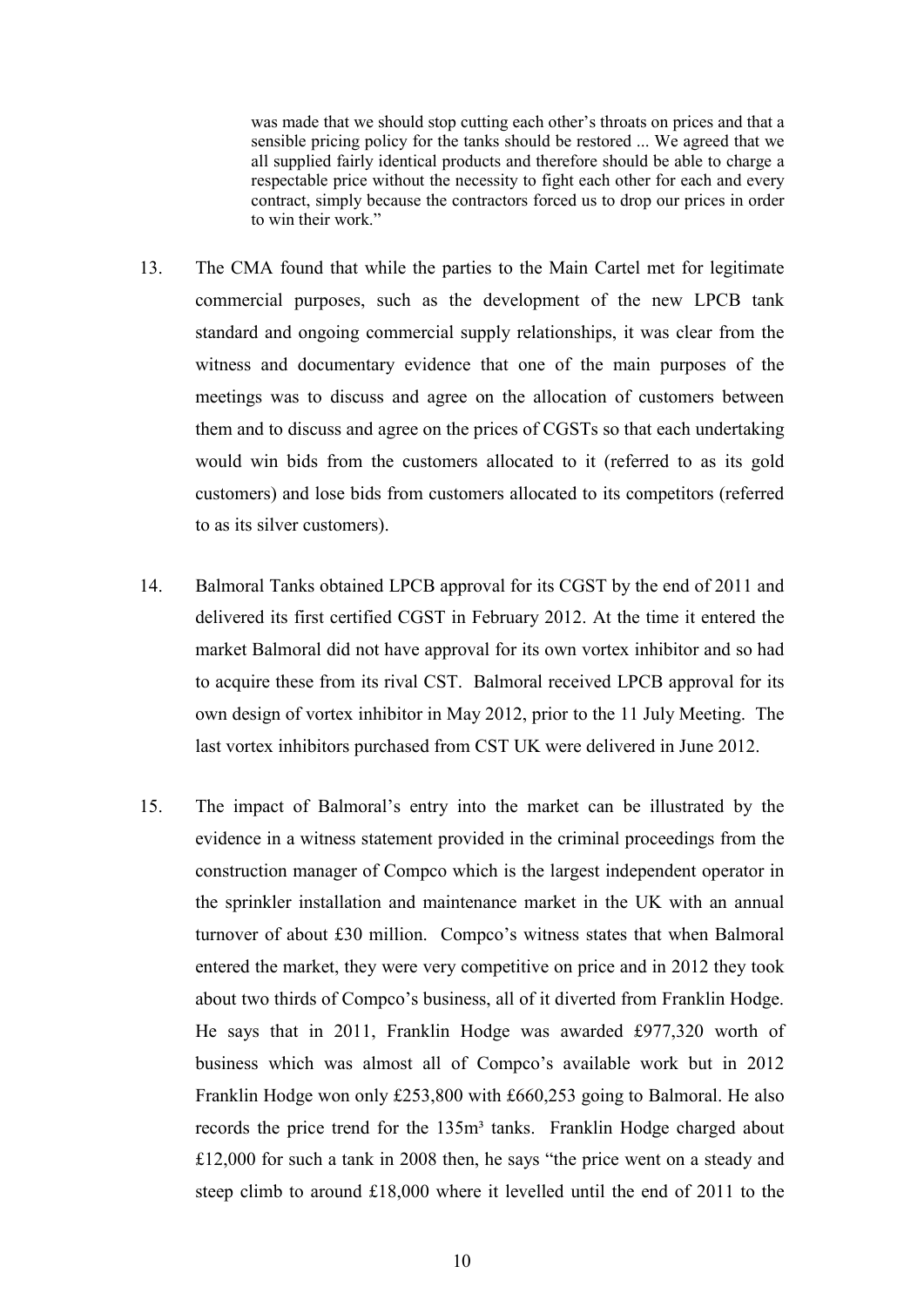> was made that we should stop cutting each other's throats on prices and that a sensible pricing policy for the tanks should be restored ... We agreed that we all supplied fairly identical products and therefore should be able to charge a respectable price without the necessity to fight each other for each and every contract, simply because the contractors forced us to drop our prices in order to win their work."

13. The CMA found that while the parties to the Main Cartel met for legitimate commercial purposes, such as the development of the new LPCB tank standard and ongoing commercial supply relationships, it was clear from the witness and documentary evidence that one of the main purposes of the meetings was to discuss and agree on the allocation of customers between them and to discuss and agree on the prices of CGSTs so that each undertaking would win bids from the customers allocated to it (referred to as its gold customers) and lose bids from customers allocated to its competitors (referred to as its silver customers).

14. Balmoral Tanks obtained LPCB approval for its CGST by the end of 2011 and delivered its first certified CGST in February 2012. At the time it entered the market Balmoral did not have approval for its own vortex inhibitor and so had to acquire these from its rival CST. Balmoral received LPCB approval for its own design of vortex inhibitor in May 2012, prior to the 11 July Meeting. The last vortex inhibitors purchased from CST UK were delivered in June 2012.

15. The impact of Balmoral's entry into the market can be illustrated by the evidence in a witness statement provided in the criminal proceedings from the construction manager of Compco which is the largest independent operator in the sprinkler installation and maintenance market in the UK with an annual turnover of about £30 million. Compco's witness states that when Balmoral entered the market, they were very competitive on price and in 2012 they took about two thirds of Compco's business, all of it diverted from Franklin Hodge. He says that in 2011, Franklin Hodge was awarded £977,320 worth of business which was almost all of Compco's available work but in 2012 Franklin Hodge won only £253,800 with £660,253 going to Balmoral. He also records the price trend for the 135m³ tanks. Franklin Hodge charged about £12,000 for such a tank in 2008 then, he says "the price went on a steady and steep climb to around £18,000 where it levelled until the end of 2011 to the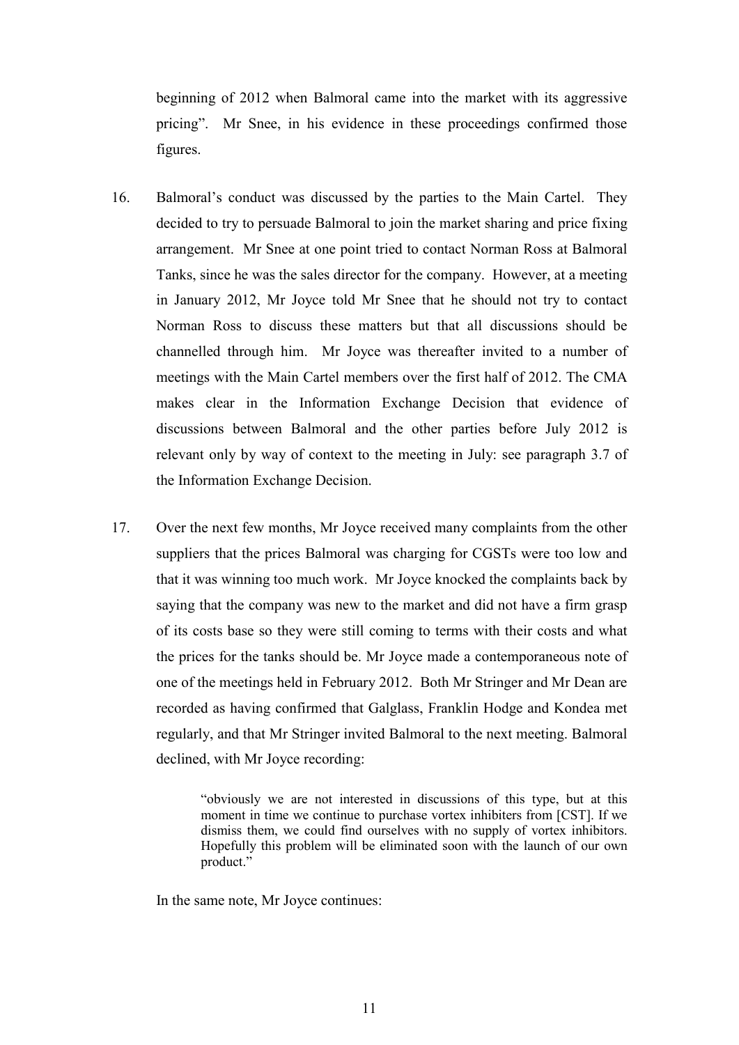beginning of 2012 when Balmoral came into the market with its aggressive pricing". Mr Snee, in his evidence in these proceedings confirmed those figures.

16. Balmoral's conduct was discussed by the parties to the Main Cartel. They decided to try to persuade Balmoral to join the market sharing and price fixing arrangement. Mr Snee at one point tried to contact Norman Ross at Balmoral Tanks, since he was the sales director for the company. However, at a meeting in January 2012, Mr Joyce told Mr Snee that he should not try to contact Norman Ross to discuss these matters but that all discussions should be channelled through him. Mr Joyce was thereafter invited to a number of meetings with the Main Cartel members over the first half of 2012. The CMA makes clear in the Information Exchange Decision that evidence of discussions between Balmoral and the other parties before July 2012 is relevant only by way of context to the meeting in July: see paragraph 3.7 of the Information Exchange Decision.

17. Over the next few months, Mr Joyce received many complaints from the other suppliers that the prices Balmoral was charging for CGSTs were too low and that it was winning too much work. Mr Joyce knocked the complaints back by saying that the company was new to the market and did not have a firm grasp of its costs base so they were still coming to terms with their costs and what the prices for the tanks should be. Mr Joyce made a contemporaneous note of one of the meetings held in February 2012. Both Mr Stringer and Mr Dean are recorded as having confirmed that Galglass, Franklin Hodge and Kondea met regularly, and that Mr Stringer invited Balmoral to the next meeting. Balmoral declined, with Mr Joyce recording:

> "obviously we are not interested in discussions of this type, but at this moment in time we continue to purchase vortex inhibiters from [CST]. If we dismiss them, we could find ourselves with no supply of vortex inhibitors. Hopefully this problem will be eliminated soon with the launch of our own product."

In the same note, Mr Joyce continues: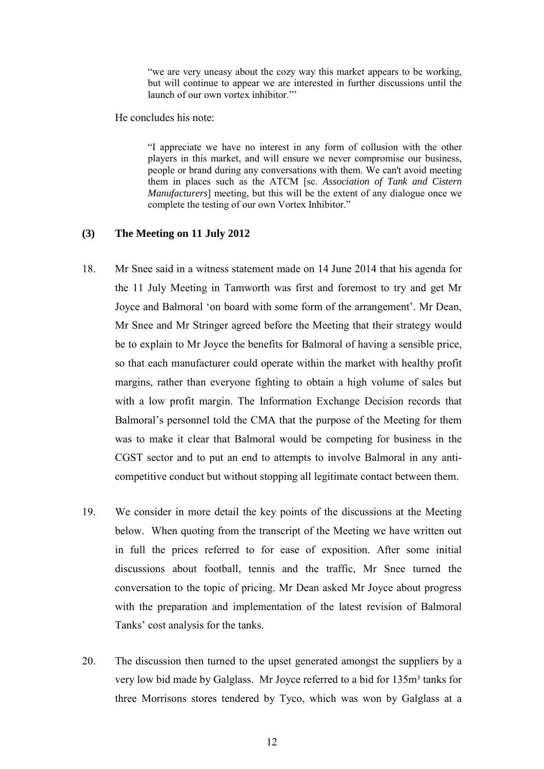> "we are very uneasy about the cozy way this market appears to be working, but will continue to appear we are interested in further discussions until the launch of our own vortex inhibitor."'

He concludes his note:

> "I appreciate we have no interest in any form of collusion with the other players in this market, and will ensure we never compromise our business, people or brand during any conversations with them. We can't avoid meeting them in places such as the ATCM [sc. *Association of Tank and Cistern Manufacturers*] meeting, but this will be the extent of any dialogue once we complete the testing of our own Vortex Inhibitor."

### (3) The Meeting on 11 July 2012

18. Mr Snee said in a witness statement made on 14 June 2014 that his agenda for the 11 July Meeting in Tamworth was first and foremost to try and get Mr Joyce and Balmoral 'on board with some form of the arrangement'. Mr Dean, Mr Snee and Mr Stringer agreed before the Meeting that their strategy would be to explain to Mr Joyce the benefits for Balmoral of having a sensible price, so that each manufacturer could operate within the market with healthy profit margins, rather than everyone fighting to obtain a high volume of sales but with a low profit margin. The Information Exchange Decision records that Balmoral's personnel told the CMA that the purpose of the Meeting for them was to make it clear that Balmoral would be competing for business in the CGST sector and to put an end to attempts to involve Balmoral in any anti-competitive conduct but without stopping all legitimate contact between them.

19. We consider in more detail the key points of the discussions at the Meeting below. When quoting from the transcript of the Meeting we have written out in full the prices referred to for ease of exposition. After some initial discussions about football, tennis and the traffic, Mr Snee turned the conversation to the topic of pricing. Mr Dean asked Mr Joyce about progress with the preparation and implementation of the latest revision of Balmoral Tanks' cost analysis for the tanks.

20. The discussion then turned to the upset generated amongst the suppliers by a very low bid made by Galglass. Mr Joyce referred to a bid for 135m³ tanks for three Morrisons stores tendered by Tyco, which was won by Galglass at a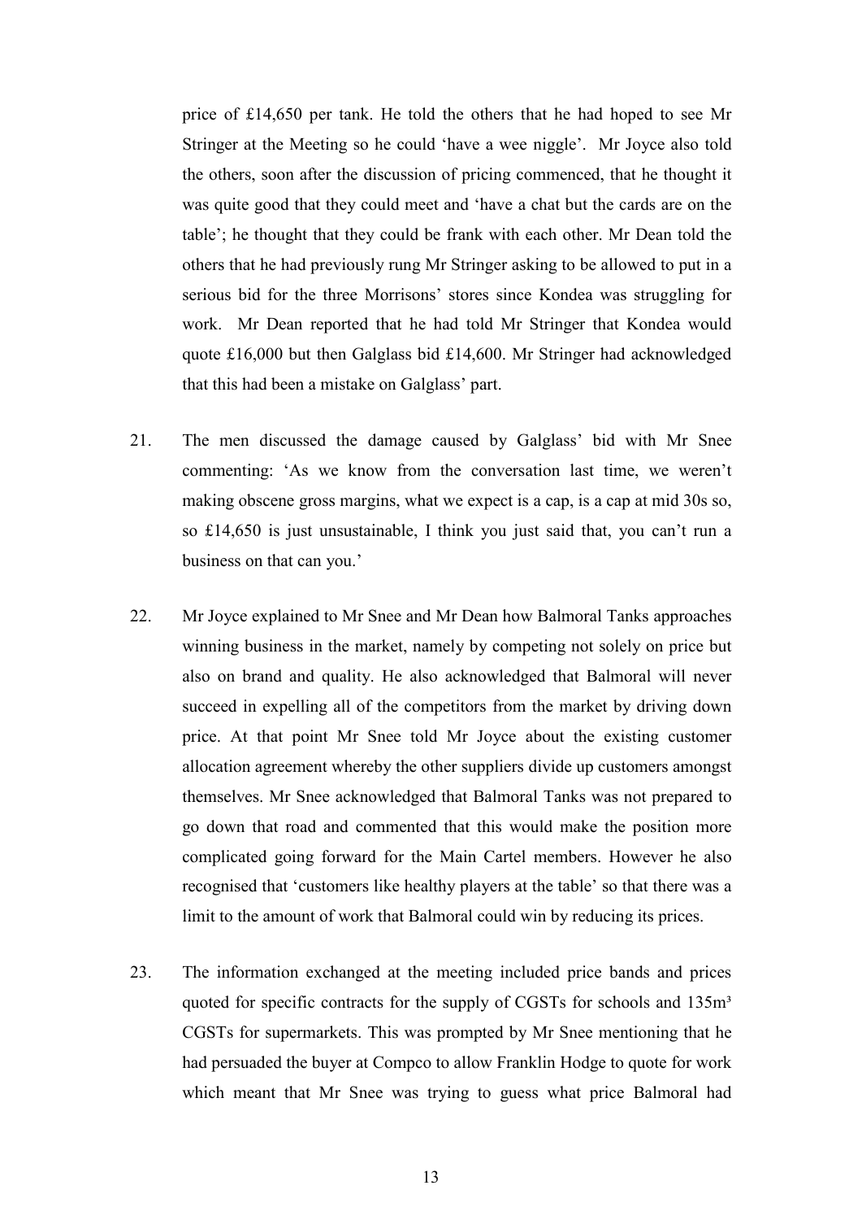price of £14,650 per tank. He told the others that he had hoped to see Mr Stringer at the Meeting so he could 'have a wee niggle'. Mr Joyce also told the others, soon after the discussion of pricing commenced, that he thought it was quite good that they could meet and 'have a chat but the cards are on the table'; he thought that they could be frank with each other. Mr Dean told the others that he had previously rung Mr Stringer asking to be allowed to put in a serious bid for the three Morrisons' stores since Kondea was struggling for work. Mr Dean reported that he had told Mr Stringer that Kondea would quote £16,000 but then Galglass bid £14,600. Mr Stringer had acknowledged that this had been a mistake on Galglass' part.

21. The men discussed the damage caused by Galglass' bid with Mr Snee commenting: 'As we know from the conversation last time, we weren't making obscene gross margins, what we expect is a cap, is a cap at mid 30s so, so £14,650 is just unsustainable, I think you just said that, you can't run a business on that can you.'

22. Mr Joyce explained to Mr Snee and Mr Dean how Balmoral Tanks approaches winning business in the market, namely by competing not solely on price but also on brand and quality. He also acknowledged that Balmoral will never succeed in expelling all of the competitors from the market by driving down price. At that point Mr Snee told Mr Joyce about the existing customer allocation agreement whereby the other suppliers divide up customers amongst themselves. Mr Snee acknowledged that Balmoral Tanks was not prepared to go down that road and commented that this would make the position more complicated going forward for the Main Cartel members. However he also recognised that 'customers like healthy players at the table' so that there was a limit to the amount of work that Balmoral could win by reducing its prices.

23. The information exchanged at the meeting included price bands and prices quoted for specific contracts for the supply of CGSTs for schools and 135m$^3$ CGSTs for supermarkets. This was prompted by Mr Snee mentioning that he had persuaded the buyer at Compco to allow Franklin Hodge to quote for work which meant that Mr Snee was trying to guess what price Balmoral had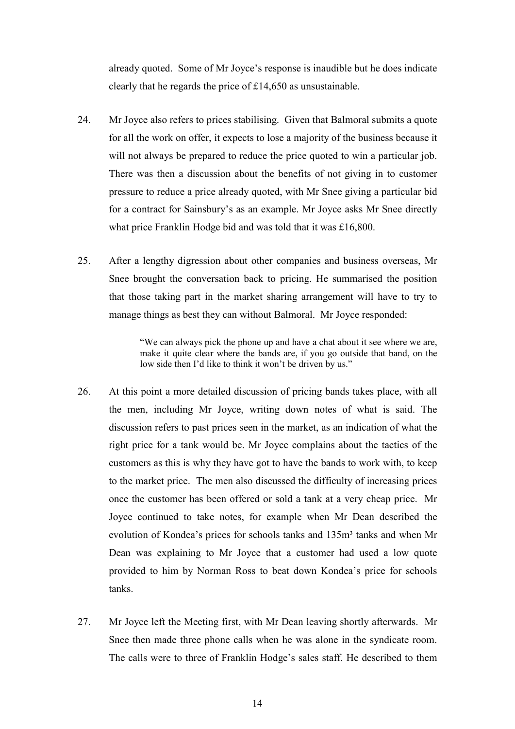already quoted. Some of Mr Joyce's response is inaudible but he does indicate clearly that he regards the price of £14,650 as unsustainable.

24. Mr Joyce also refers to prices stabilising. Given that Balmoral submits a quote for all the work on offer, it expects to lose a majority of the business because it will not always be prepared to reduce the price quoted to win a particular job. There was then a discussion about the benefits of not giving in to customer pressure to reduce a price already quoted, with Mr Snee giving a particular bid for a contract for Sainsbury's as an example. Mr Joyce asks Mr Snee directly what price Franklin Hodge bid and was told that it was £16,800.

25. After a lengthy digression about other companies and business overseas, Mr Snee brought the conversation back to pricing. He summarised the position that those taking part in the market sharing arrangement will have to try to manage things as best they can without Balmoral. Mr Joyce responded:

> "We can always pick the phone up and have a chat about it see where we are, make it quite clear where the bands are, if you go outside that band, on the low side then I'd like to think it won't be driven by us."

26. At this point a more detailed discussion of pricing bands takes place, with all the men, including Mr Joyce, writing down notes of what is said. The discussion refers to past prices seen in the market, as an indication of what the right price for a tank would be. Mr Joyce complains about the tactics of the customers as this is why they have got to have the bands to work with, to keep to the market price. The men also discussed the difficulty of increasing prices once the customer has been offered or sold a tank at a very cheap price. Mr Joyce continued to take notes, for example when Mr Dean described the evolution of Kondea's prices for schools tanks and 135m³ tanks and when Mr Dean was explaining to Mr Joyce that a customer had used a low quote provided to him by Norman Ross to beat down Kondea's price for schools tanks.

27. Mr Joyce left the Meeting first, with Mr Dean leaving shortly afterwards. Mr Snee then made three phone calls when he was alone in the syndicate room. The calls were to three of Franklin Hodge's sales staff. He described to them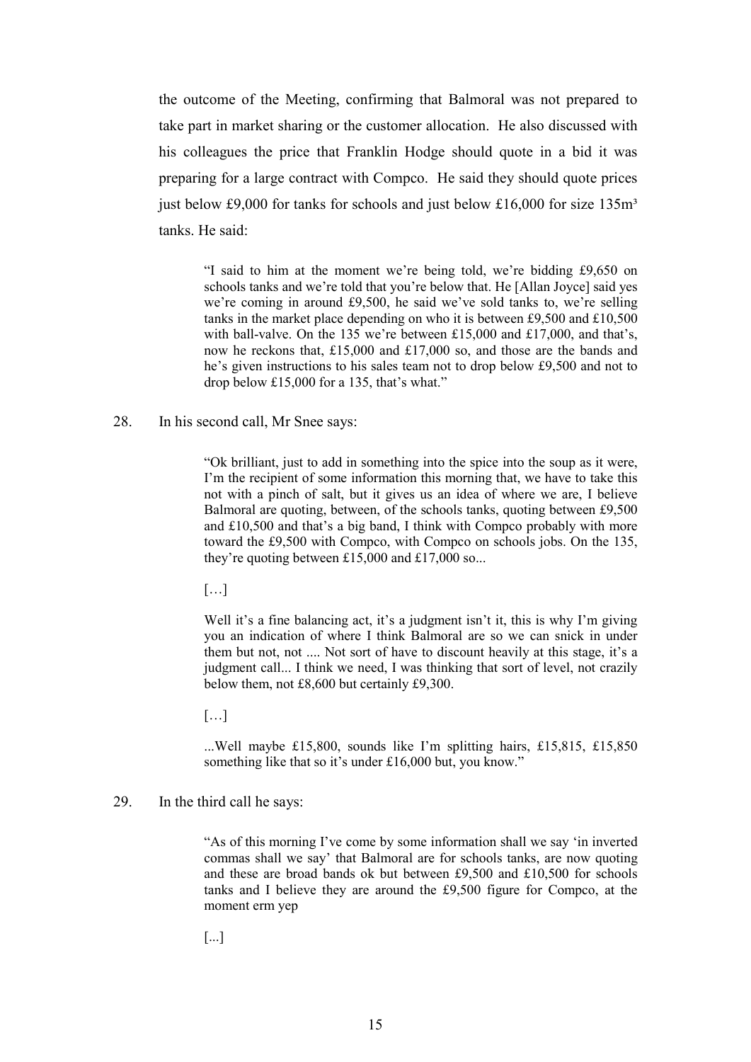the outcome of the Meeting, confirming that Balmoral was not prepared to take part in market sharing or the customer allocation. He also discussed with his colleagues the price that Franklin Hodge should quote in a bid it was preparing for a large contract with Compco. He said they should quote prices just below £9,000 for tanks for schools and just below £16,000 for size 135m³ tanks. He said:

> "I said to him at the moment we're being told, we're bidding £9,650 on schools tanks and we're told that you're below that. He [Allan Joyce] said yes we're coming in around £9,500, he said we've sold tanks to, we're selling tanks in the market place depending on who it is between £9,500 and £10,500 with ball-valve. On the 135 we're between £15,000 and £17,000, and that's, now he reckons that, £15,000 and £17,000 so, and those are the bands and he's given instructions to his sales team not to drop below £9,500 and not to drop below £15,000 for a 135, that's what."

28. In his second call, Mr Snee says:

> "Ok brilliant, just to add in something into the spice into the soup as it were, I'm the recipient of some information this morning that, we have to take this not with a pinch of salt, but it gives us an idea of where we are, I believe Balmoral are quoting, between, of the schools tanks, quoting between £9,500 and £10,500 and that's a big band, I think with Compco probably with more toward the £9,500 with Compco, with Compco on schools jobs. On the 135, they're quoting between £15,000 and £17,000 so...
>
> […]
>
> Well it's a fine balancing act, it's a judgment isn't it, this is why I'm giving you an indication of where I think Balmoral are so we can snick in under them but not, not .... Not sort of have to discount heavily at this stage, it's a judgment call... I think we need, I was thinking that sort of level, not crazily below them, not £8,600 but certainly £9,300.
>
> […]
>
> ...Well maybe £15,800, sounds like I'm splitting hairs, £15,815, £15,850 something like that so it's under £16,000 but, you know."

29. In the third call he says:

> "As of this morning I've come by some information shall we say 'in inverted commas shall we say' that Balmoral are for schools tanks, are now quoting and these are broad bands ok but between £9,500 and £10,500 for schools tanks and I believe they are around the £9,500 figure for Compco, at the moment erm yep
>
> [...]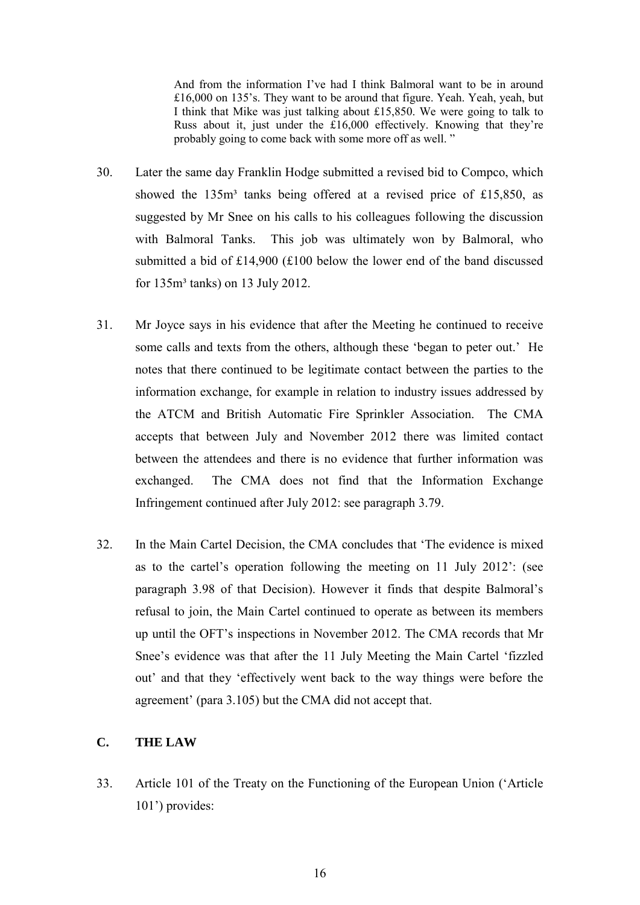> And from the information I've had I think Balmoral want to be in around £16,000 on 135's. They want to be around that figure. Yeah. Yeah, yeah, but I think that Mike was just talking about £15,850. We were going to talk to Russ about it, just under the £16,000 effectively. Knowing that they're probably going to come back with some more off as well. "

30. Later the same day Franklin Hodge submitted a revised bid to Compco, which showed the 135m³ tanks being offered at a revised price of £15,850, as suggested by Mr Snee on his calls to his colleagues following the discussion with Balmoral Tanks. This job was ultimately won by Balmoral, who submitted a bid of £14,900 (£100 below the lower end of the band discussed for 135m³ tanks) on 13 July 2012.

31. Mr Joyce says in his evidence that after the Meeting he continued to receive some calls and texts from the others, although these 'began to peter out.' He notes that there continued to be legitimate contact between the parties to the information exchange, for example in relation to industry issues addressed by the ATCM and British Automatic Fire Sprinkler Association. The CMA accepts that between July and November 2012 there was limited contact between the attendees and there is no evidence that further information was exchanged. The CMA does not find that the Information Exchange Infringement continued after July 2012: see paragraph 3.79.

32. In the Main Cartel Decision, the CMA concludes that 'The evidence is mixed as to the cartel's operation following the meeting on 11 July 2012': (see paragraph 3.98 of that Decision). However it finds that despite Balmoral's refusal to join, the Main Cartel continued to operate as between its members up until the OFT's inspections in November 2012. The CMA records that Mr Snee's evidence was that after the 11 July Meeting the Main Cartel 'fizzled out' and that they 'effectively went back to the way things were before the agreement' (para 3.105) but the CMA did not accept that.

## C. THE LAW

33. Article 101 of the Treaty on the Functioning of the European Union ('Article 101') provides: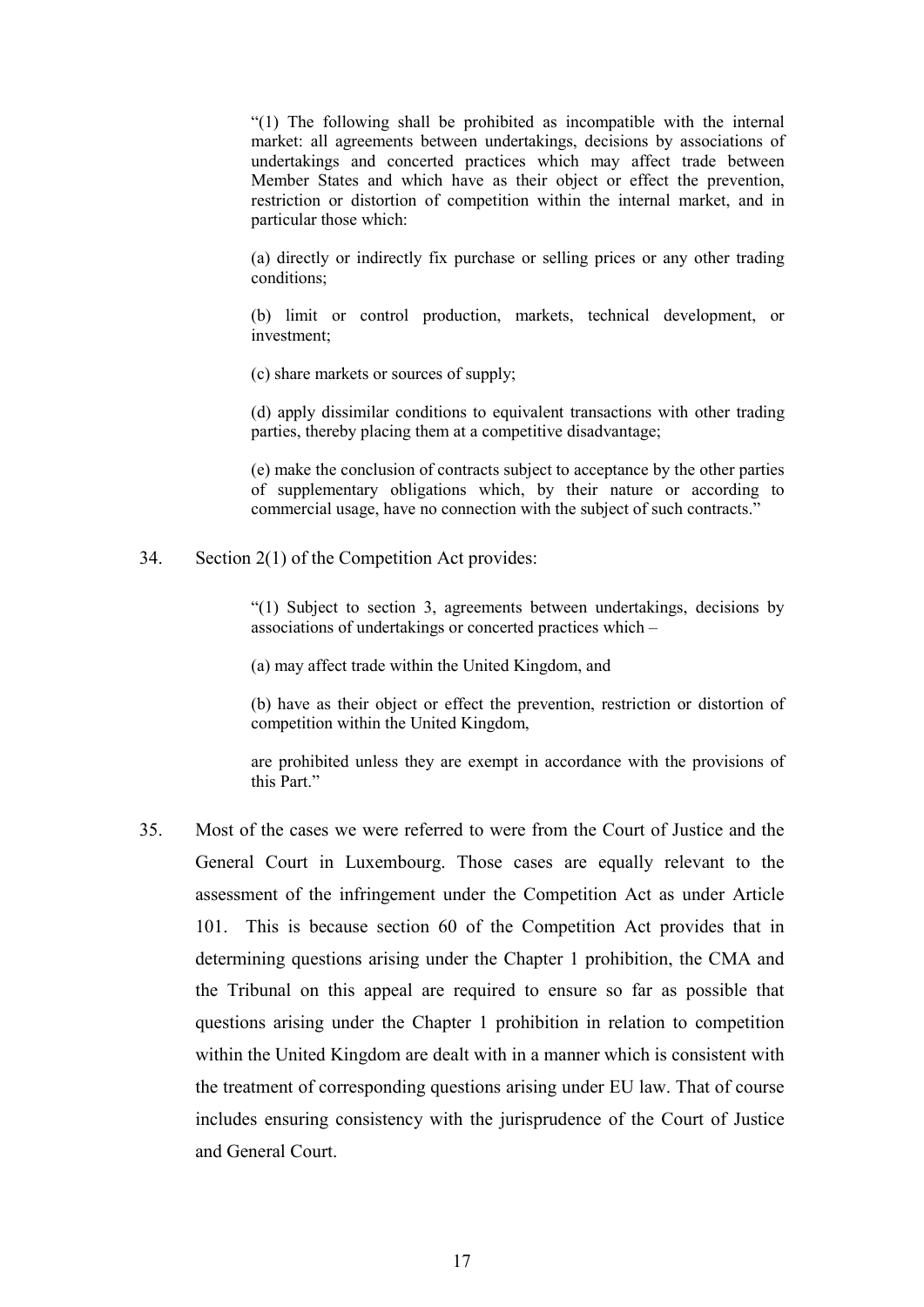> "(1) The following shall be prohibited as incompatible with the internal market: all agreements between undertakings, decisions by associations of undertakings and concerted practices which may affect trade between Member States and which have as their object or effect the prevention, restriction or distortion of competition within the internal market, and in particular those which:
>
> (a) directly or indirectly fix purchase or selling prices or any other trading conditions;
>
> (b) limit or control production, markets, technical development, or investment;
>
> (c) share markets or sources of supply;
>
> (d) apply dissimilar conditions to equivalent transactions with other trading parties, thereby placing them at a competitive disadvantage;
>
> (e) make the conclusion of contracts subject to acceptance by the other parties of supplementary obligations which, by their nature or according to commercial usage, have no connection with the subject of such contracts."

34. Section 2(1) of the Competition Act provides:

> "(1) Subject to section 3, agreements between undertakings, decisions by associations of undertakings or concerted practices which –
>
> (a) may affect trade within the United Kingdom, and
>
> (b) have as their object or effect the prevention, restriction or distortion of competition within the United Kingdom,
>
> are prohibited unless they are exempt in accordance with the provisions of this Part."

35. Most of the cases we were referred to were from the Court of Justice and the General Court in Luxembourg. Those cases are equally relevant to the assessment of the infringement under the Competition Act as under Article 101. This is because section 60 of the Competition Act provides that in determining questions arising under the Chapter 1 prohibition, the CMA and the Tribunal on this appeal are required to ensure so far as possible that questions arising under the Chapter 1 prohibition in relation to competition within the United Kingdom are dealt with in a manner which is consistent with the treatment of corresponding questions arising under EU law. That of course includes ensuring consistency with the jurisprudence of the Court of Justice and General Court.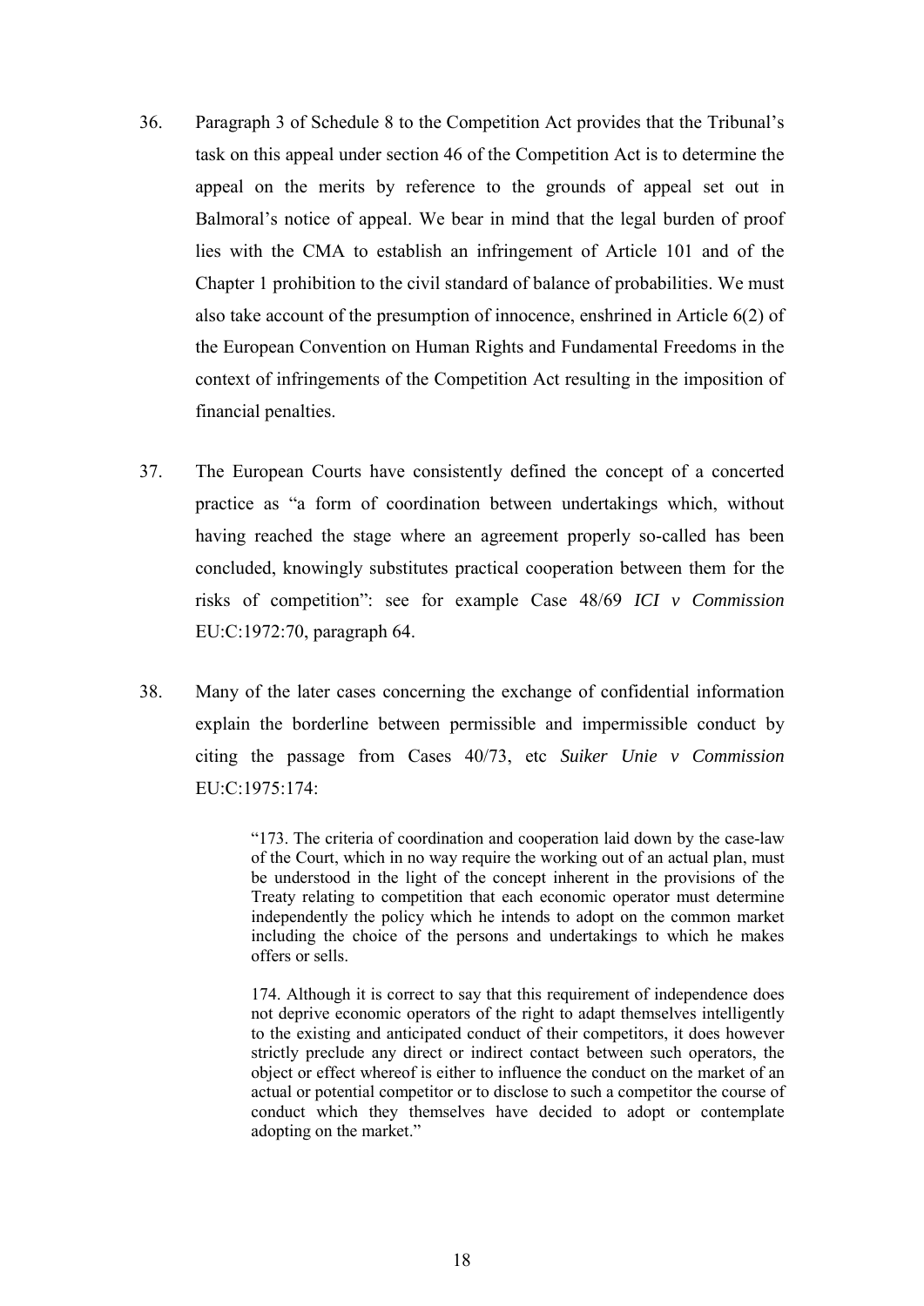36. Paragraph 3 of Schedule 8 to the Competition Act provides that the Tribunal's task on this appeal under section 46 of the Competition Act is to determine the appeal on the merits by reference to the grounds of appeal set out in Balmoral's notice of appeal. We bear in mind that the legal burden of proof lies with the CMA to establish an infringement of Article 101 and of the Chapter 1 prohibition to the civil standard of balance of probabilities. We must also take account of the presumption of innocence, enshrined in Article 6(2) of the European Convention on Human Rights and Fundamental Freedoms in the context of infringements of the Competition Act resulting in the imposition of financial penalties.

37. The European Courts have consistently defined the concept of a concerted practice as "a form of coordination between undertakings which, without having reached the stage where an agreement properly so-called has been concluded, knowingly substitutes practical cooperation between them for the risks of competition": see for example Case 48/69 *ICI v Commission* EU:C:1972:70, paragraph 64.

38. Many of the later cases concerning the exchange of confidential information explain the borderline between permissible and impermissible conduct by citing the passage from Cases 40/73, etc *Suiker Unie v Commission* EU:C:1975:174:

> "173. The criteria of coordination and cooperation laid down by the case-law of the Court, which in no way require the working out of an actual plan, must be understood in the light of the concept inherent in the provisions of the Treaty relating to competition that each economic operator must determine independently the policy which he intends to adopt on the common market including the choice of the persons and undertakings to which he makes offers or sells.
>
> 174. Although it is correct to say that this requirement of independence does not deprive economic operators of the right to adapt themselves intelligently to the existing and anticipated conduct of their competitors, it does however strictly preclude any direct or indirect contact between such operators, the object or effect whereof is either to influence the conduct on the market of an actual or potential competitor or to disclose to such a competitor the course of conduct which they themselves have decided to adopt or contemplate adopting on the market."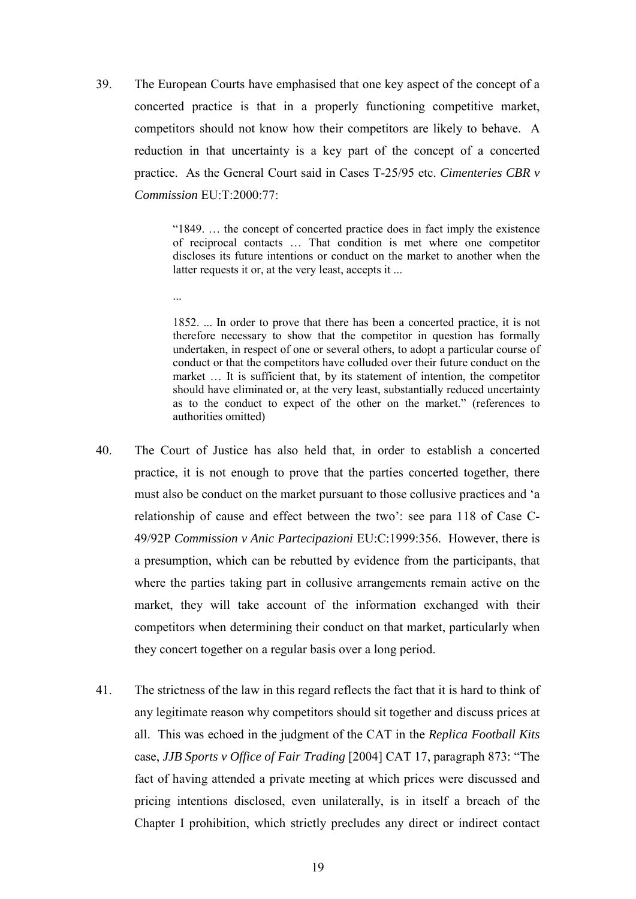39. The European Courts have emphasised that one key aspect of the concept of a concerted practice is that in a properly functioning competitive market, competitors should not know how their competitors are likely to behave. A reduction in that uncertainty is a key part of the concept of a concerted practice. As the General Court said in Cases T-25/95 etc. *Cimenteries CBR v Commission* EU:T:2000:77:

> "1849. … the concept of concerted practice does in fact imply the existence of reciprocal contacts … That condition is met where one competitor discloses its future intentions or conduct on the market to another when the latter requests it or, at the very least, accepts it ...
>
> ...
>
> 1852. ... In order to prove that there has been a concerted practice, it is not therefore necessary to show that the competitor in question has formally undertaken, in respect of one or several others, to adopt a particular course of conduct or that the competitors have colluded over their future conduct on the market … It is sufficient that, by its statement of intention, the competitor should have eliminated or, at the very least, substantially reduced uncertainty as to the conduct to expect of the other on the market." (references to authorities omitted)

40. The Court of Justice has also held that, in order to establish a concerted practice, it is not enough to prove that the parties concerted together, there must also be conduct on the market pursuant to those collusive practices and 'a relationship of cause and effect between the two': see para 118 of Case C-49/92P *Commission v Anic Partecipazioni* EU:C:1999:356. However, there is a presumption, which can be rebutted by evidence from the participants, that where the parties taking part in collusive arrangements remain active on the market, they will take account of the information exchanged with their competitors when determining their conduct on that market, particularly when they concert together on a regular basis over a long period.

41. The strictness of the law in this regard reflects the fact that it is hard to think of any legitimate reason why competitors should sit together and discuss prices at all. This was echoed in the judgment of the CAT in the *Replica Football Kits* case, *JJB Sports v Office of Fair Trading* [2004] CAT 17, paragraph 873: "The fact of having attended a private meeting at which prices were discussed and pricing intentions disclosed, even unilaterally, is in itself a breach of the Chapter I prohibition, which strictly precludes any direct or indirect contact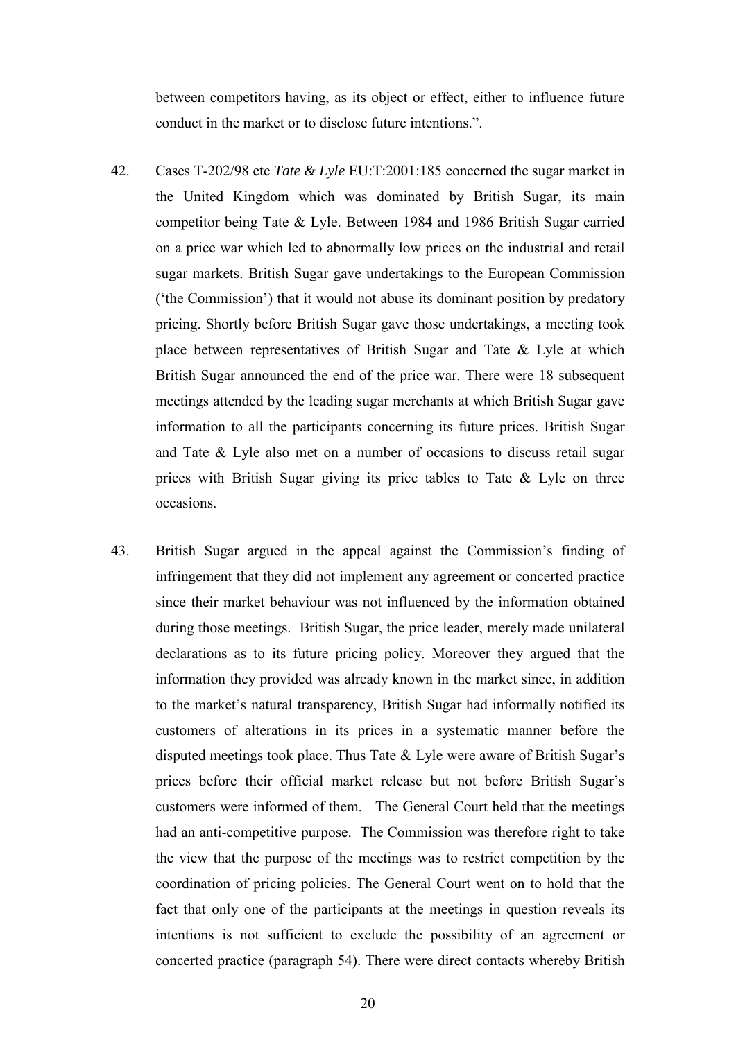between competitors having, as its object or effect, either to influence future conduct in the market or to disclose future intentions.".

42. Cases T-202/98 etc *Tate & Lyle* EU:T:2001:185 concerned the sugar market in the United Kingdom which was dominated by British Sugar, its main competitor being Tate & Lyle. Between 1984 and 1986 British Sugar carried on a price war which led to abnormally low prices on the industrial and retail sugar markets. British Sugar gave undertakings to the European Commission ('the Commission') that it would not abuse its dominant position by predatory pricing. Shortly before British Sugar gave those undertakings, a meeting took place between representatives of British Sugar and Tate & Lyle at which British Sugar announced the end of the price war. There were 18 subsequent meetings attended by the leading sugar merchants at which British Sugar gave information to all the participants concerning its future prices. British Sugar and Tate & Lyle also met on a number of occasions to discuss retail sugar prices with British Sugar giving its price tables to Tate & Lyle on three occasions.

43. British Sugar argued in the appeal against the Commission's finding of infringement that they did not implement any agreement or concerted practice since their market behaviour was not influenced by the information obtained during those meetings. British Sugar, the price leader, merely made unilateral declarations as to its future pricing policy. Moreover they argued that the information they provided was already known in the market since, in addition to the market's natural transparency, British Sugar had informally notified its customers of alterations in its prices in a systematic manner before the disputed meetings took place. Thus Tate & Lyle were aware of British Sugar's prices before their official market release but not before British Sugar's customers were informed of them. The General Court held that the meetings had an anti-competitive purpose. The Commission was therefore right to take the view that the purpose of the meetings was to restrict competition by the coordination of pricing policies. The General Court went on to hold that the fact that only one of the participants at the meetings in question reveals its intentions is not sufficient to exclude the possibility of an agreement or concerted practice (paragraph 54). There were direct contacts whereby British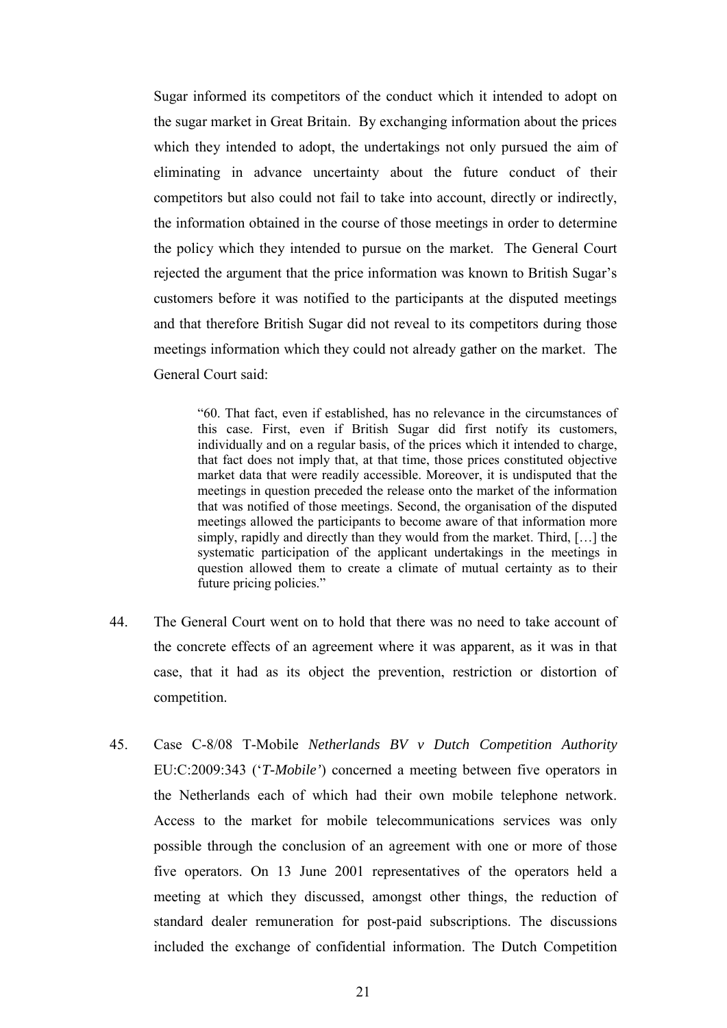Sugar informed its competitors of the conduct which it intended to adopt on the sugar market in Great Britain. By exchanging information about the prices which they intended to adopt, the undertakings not only pursued the aim of eliminating in advance uncertainty about the future conduct of their competitors but also could not fail to take into account, directly or indirectly, the information obtained in the course of those meetings in order to determine the policy which they intended to pursue on the market. The General Court rejected the argument that the price information was known to British Sugar's customers before it was notified to the participants at the disputed meetings and that therefore British Sugar did not reveal to its competitors during those meetings information which they could not already gather on the market. The General Court said:

> "60. That fact, even if established, has no relevance in the circumstances of this case. First, even if British Sugar did first notify its customers, individually and on a regular basis, of the prices which it intended to charge, that fact does not imply that, at that time, those prices constituted objective market data that were readily accessible. Moreover, it is undisputed that the meetings in question preceded the release onto the market of the information that was notified of those meetings. Second, the organisation of the disputed meetings allowed the participants to become aware of that information more simply, rapidly and directly than they would from the market. Third, […] the systematic participation of the applicant undertakings in the meetings in question allowed them to create a climate of mutual certainty as to their future pricing policies."

44. The General Court went on to hold that there was no need to take account of the concrete effects of an agreement where it was apparent, as it was in that case, that it had as its object the prevention, restriction or distortion of competition.

45. Case C-8/08 T-Mobile *Netherlands BV v Dutch Competition Authority* EU:C:2009:343 ('*T-Mobile'*) concerned a meeting between five operators in the Netherlands each of which had their own mobile telephone network. Access to the market for mobile telecommunications services was only possible through the conclusion of an agreement with one or more of those five operators. On 13 June 2001 representatives of the operators held a meeting at which they discussed, amongst other things, the reduction of standard dealer remuneration for post-paid subscriptions. The discussions included the exchange of confidential information. The Dutch Competition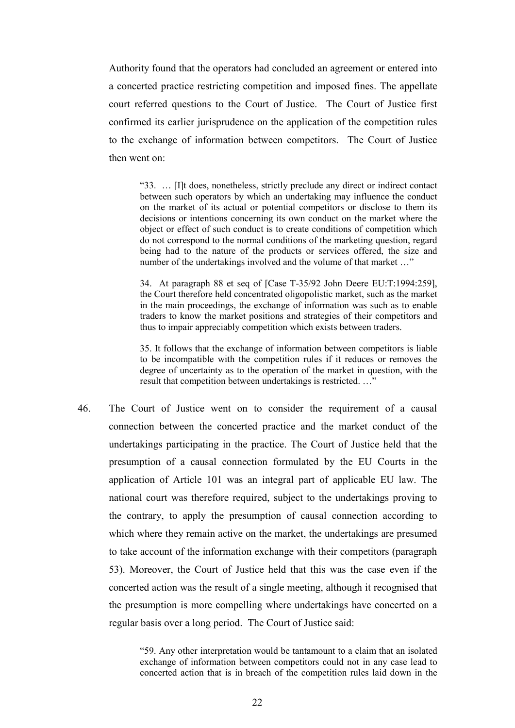Authority found that the operators had concluded an agreement or entered into a concerted practice restricting competition and imposed fines. The appellate court referred questions to the Court of Justice. The Court of Justice first confirmed its earlier jurisprudence on the application of the competition rules to the exchange of information between competitors. The Court of Justice then went on:

> "33. … [I]t does, nonetheless, strictly preclude any direct or indirect contact between such operators by which an undertaking may influence the conduct on the market of its actual or potential competitors or disclose to them its decisions or intentions concerning its own conduct on the market where the object or effect of such conduct is to create conditions of competition which do not correspond to the normal conditions of the marketing question, regard being had to the nature of the products or services offered, the size and number of the undertakings involved and the volume of that market …"
>
> 34. At paragraph 88 et seq of [Case T-35/92 John Deere EU:T:1994:259], the Court therefore held concentrated oligopolistic market, such as the market in the main proceedings, the exchange of information was such as to enable traders to know the market positions and strategies of their competitors and thus to impair appreciably competition which exists between traders.
>
> 35. It follows that the exchange of information between competitors is liable to be incompatible with the competition rules if it reduces or removes the degree of uncertainty as to the operation of the market in question, with the result that competition between undertakings is restricted. …"

46. The Court of Justice went on to consider the requirement of a causal connection between the concerted practice and the market conduct of the undertakings participating in the practice. The Court of Justice held that the presumption of a causal connection formulated by the EU Courts in the application of Article 101 was an integral part of applicable EU law. The national court was therefore required, subject to the undertakings proving to the contrary, to apply the presumption of causal connection according to which where they remain active on the market, the undertakings are presumed to take account of the information exchange with their competitors (paragraph 53). Moreover, the Court of Justice held that this was the case even if the concerted action was the result of a single meeting, although it recognised that the presumption is more compelling where undertakings have concerted on a regular basis over a long period. The Court of Justice said:

> "59. Any other interpretation would be tantamount to a claim that an isolated exchange of information between competitors could not in any case lead to concerted action that is in breach of the competition rules laid down in the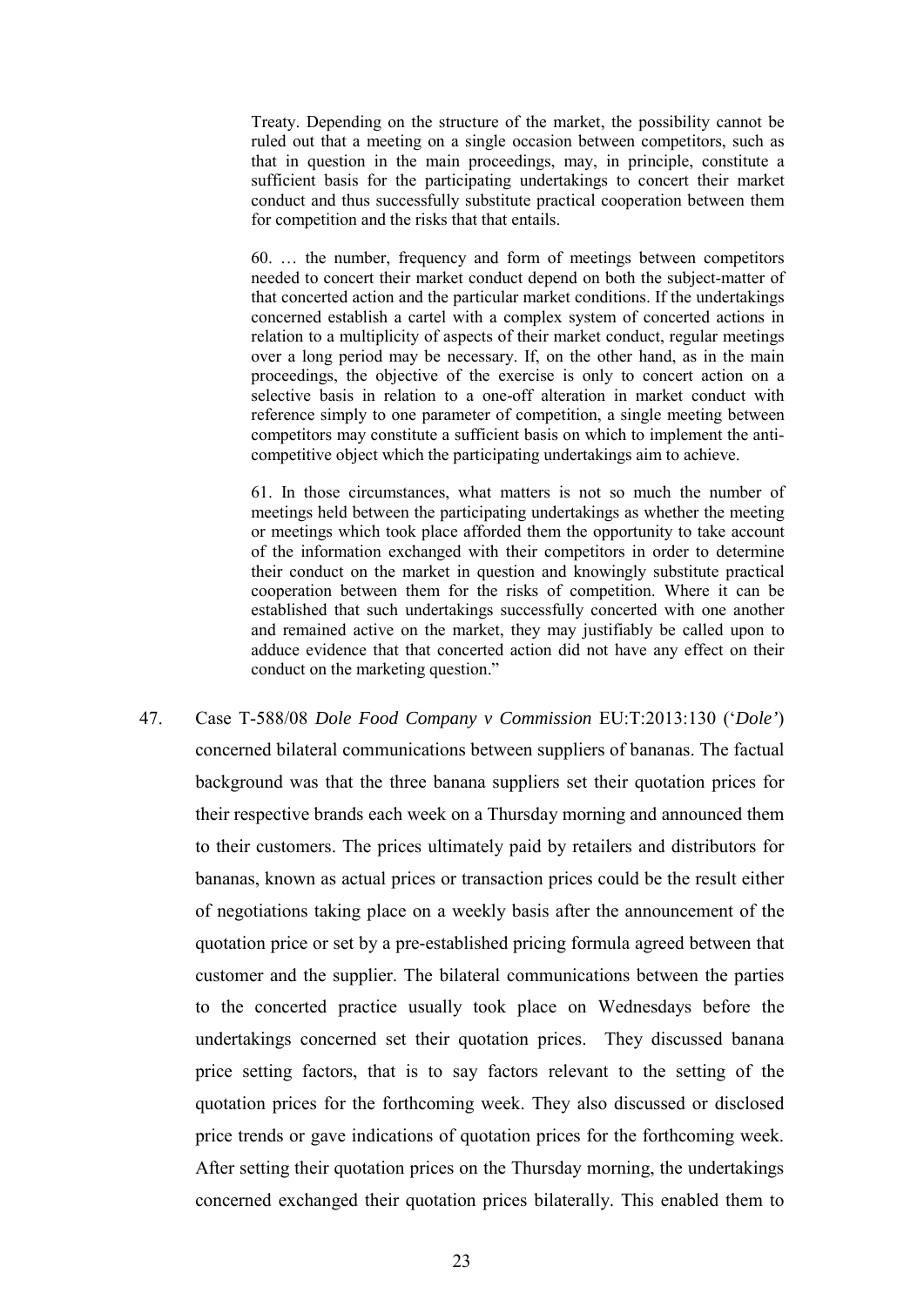> Treaty. Depending on the structure of the market, the possibility cannot be ruled out that a meeting on a single occasion between competitors, such as that in question in the main proceedings, may, in principle, constitute a sufficient basis for the participating undertakings to concert their market conduct and thus successfully substitute practical cooperation between them for competition and the risks that that entails.
>
> 60. … the number, frequency and form of meetings between competitors needed to concert their market conduct depend on both the subject-matter of that concerted action and the particular market conditions. If the undertakings concerned establish a cartel with a complex system of concerted actions in relation to a multiplicity of aspects of their market conduct, regular meetings over a long period may be necessary. If, on the other hand, as in the main proceedings, the objective of the exercise is only to concert action on a selective basis in relation to a one-off alteration in market conduct with reference simply to one parameter of competition, a single meeting between competitors may constitute a sufficient basis on which to implement the anti-competitive object which the participating undertakings aim to achieve.
>
> 61. In those circumstances, what matters is not so much the number of meetings held between the participating undertakings as whether the meeting or meetings which took place afforded them the opportunity to take account of the information exchanged with their competitors in order to determine their conduct on the market in question and knowingly substitute practical cooperation between them for the risks of competition. Where it can be established that such undertakings successfully concerted with one another and remained active on the market, they may justifiably be called upon to adduce evidence that that concerted action did not have any effect on their conduct on the marketing question."

47. Case T-588/08 *Dole Food Company v Commission* EU:T:2013:130 ('*Dole'*) concerned bilateral communications between suppliers of bananas. The factual background was that the three banana suppliers set their quotation prices for their respective brands each week on a Thursday morning and announced them to their customers. The prices ultimately paid by retailers and distributors for bananas, known as actual prices or transaction prices could be the result either of negotiations taking place on a weekly basis after the announcement of the quotation price or set by a pre-established pricing formula agreed between that customer and the supplier. The bilateral communications between the parties to the concerted practice usually took place on Wednesdays before the undertakings concerned set their quotation prices. They discussed banana price setting factors, that is to say factors relevant to the setting of the quotation prices for the forthcoming week. They also discussed or disclosed price trends or gave indications of quotation prices for the forthcoming week. After setting their quotation prices on the Thursday morning, the undertakings concerned exchanged their quotation prices bilaterally. This enabled them to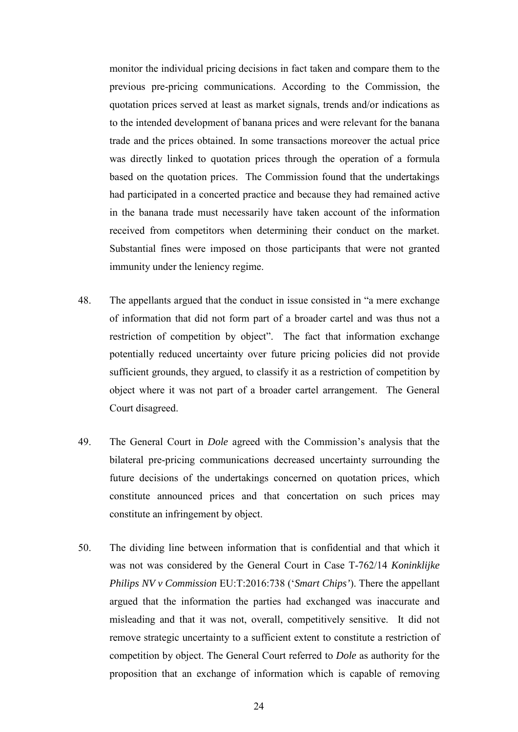monitor the individual pricing decisions in fact taken and compare them to the previous pre-pricing communications. According to the Commission, the quotation prices served at least as market signals, trends and/or indications as to the intended development of banana prices and were relevant for the banana trade and the prices obtained. In some transactions moreover the actual price was directly linked to quotation prices through the operation of a formula based on the quotation prices. The Commission found that the undertakings had participated in a concerted practice and because they had remained active in the banana trade must necessarily have taken account of the information received from competitors when determining their conduct on the market. Substantial fines were imposed on those participants that were not granted immunity under the leniency regime.

48. The appellants argued that the conduct in issue consisted in "a mere exchange of information that did not form part of a broader cartel and was thus not a restriction of competition by object". The fact that information exchange potentially reduced uncertainty over future pricing policies did not provide sufficient grounds, they argued, to classify it as a restriction of competition by object where it was not part of a broader cartel arrangement. The General Court disagreed.

49. The General Court in *Dole* agreed with the Commission's analysis that the bilateral pre-pricing communications decreased uncertainty surrounding the future decisions of the undertakings concerned on quotation prices, which constitute announced prices and that concertation on such prices may constitute an infringement by object.

50. The dividing line between information that is confidential and that which it was not was considered by the General Court in Case T-762/14 *Koninklijke Philips NV v Commission* EU:T:2016:738 ('*Smart Chips*'). There the appellant argued that the information the parties had exchanged was inaccurate and misleading and that it was not, overall, competitively sensitive. It did not remove strategic uncertainty to a sufficient extent to constitute a restriction of competition by object. The General Court referred to *Dole* as authority for the proposition that an exchange of information which is capable of removing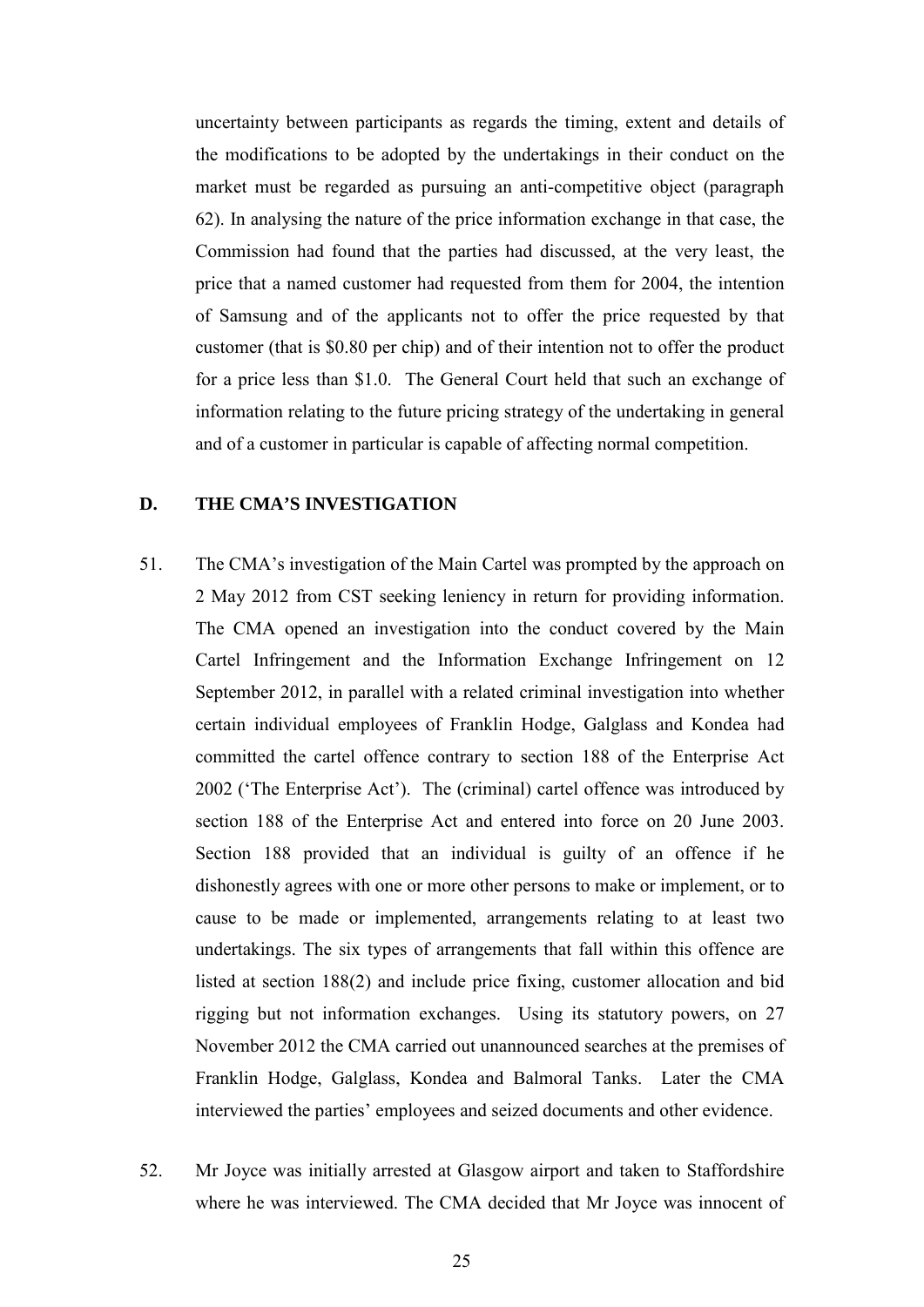uncertainty between participants as regards the timing, extent and details of the modifications to be adopted by the undertakings in their conduct on the market must be regarded as pursuing an anti-competitive object (paragraph 62). In analysing the nature of the price information exchange in that case, the Commission had found that the parties had discussed, at the very least, the price that a named customer had requested from them for 2004, the intention of Samsung and of the applicants not to offer the price requested by that customer (that is $0.80 per chip) and of their intention not to offer the product for a price less than $1.0. The General Court held that such an exchange of information relating to the future pricing strategy of the undertaking in general and of a customer in particular is capable of affecting normal competition.

## D. THE CMA'S INVESTIGATION

51. The CMA's investigation of the Main Cartel was prompted by the approach on 2 May 2012 from CST seeking leniency in return for providing information. The CMA opened an investigation into the conduct covered by the Main Cartel Infringement and the Information Exchange Infringement on 12 September 2012, in parallel with a related criminal investigation into whether certain individual employees of Franklin Hodge, Galglass and Kondea had committed the cartel offence contrary to section 188 of the Enterprise Act 2002 ('The Enterprise Act'). The (criminal) cartel offence was introduced by section 188 of the Enterprise Act and entered into force on 20 June 2003. Section 188 provided that an individual is guilty of an offence if he dishonestly agrees with one or more other persons to make or implement, or to cause to be made or implemented, arrangements relating to at least two undertakings. The six types of arrangements that fall within this offence are listed at section 188(2) and include price fixing, customer allocation and bid rigging but not information exchanges. Using its statutory powers, on 27 November 2012 the CMA carried out unannounced searches at the premises of Franklin Hodge, Galglass, Kondea and Balmoral Tanks. Later the CMA interviewed the parties' employees and seized documents and other evidence.

52. Mr Joyce was initially arrested at Glasgow airport and taken to Staffordshire where he was interviewed. The CMA decided that Mr Joyce was innocent of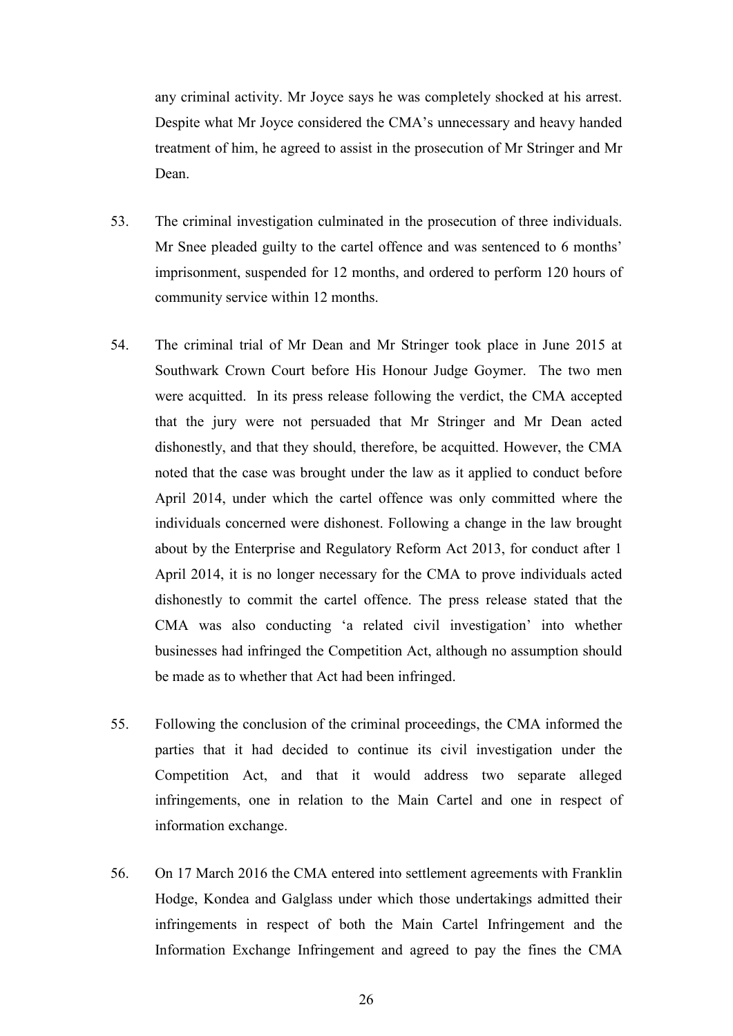any criminal activity. Mr Joyce says he was completely shocked at his arrest. Despite what Mr Joyce considered the CMA's unnecessary and heavy handed treatment of him, he agreed to assist in the prosecution of Mr Stringer and Mr Dean.

53. The criminal investigation culminated in the prosecution of three individuals. Mr Snee pleaded guilty to the cartel offence and was sentenced to 6 months' imprisonment, suspended for 12 months, and ordered to perform 120 hours of community service within 12 months.

54. The criminal trial of Mr Dean and Mr Stringer took place in June 2015 at Southwark Crown Court before His Honour Judge Goymer. The two men were acquitted. In its press release following the verdict, the CMA accepted that the jury were not persuaded that Mr Stringer and Mr Dean acted dishonestly, and that they should, therefore, be acquitted. However, the CMA noted that the case was brought under the law as it applied to conduct before April 2014, under which the cartel offence was only committed where the individuals concerned were dishonest. Following a change in the law brought about by the Enterprise and Regulatory Reform Act 2013, for conduct after 1 April 2014, it is no longer necessary for the CMA to prove individuals acted dishonestly to commit the cartel offence. The press release stated that the CMA was also conducting 'a related civil investigation' into whether businesses had infringed the Competition Act, although no assumption should be made as to whether that Act had been infringed.

55. Following the conclusion of the criminal proceedings, the CMA informed the parties that it had decided to continue its civil investigation under the Competition Act, and that it would address two separate alleged infringements, one in relation to the Main Cartel and one in respect of information exchange.

56. On 17 March 2016 the CMA entered into settlement agreements with Franklin Hodge, Kondea and Galglass under which those undertakings admitted their infringements in respect of both the Main Cartel Infringement and the Information Exchange Infringement and agreed to pay the fines the CMA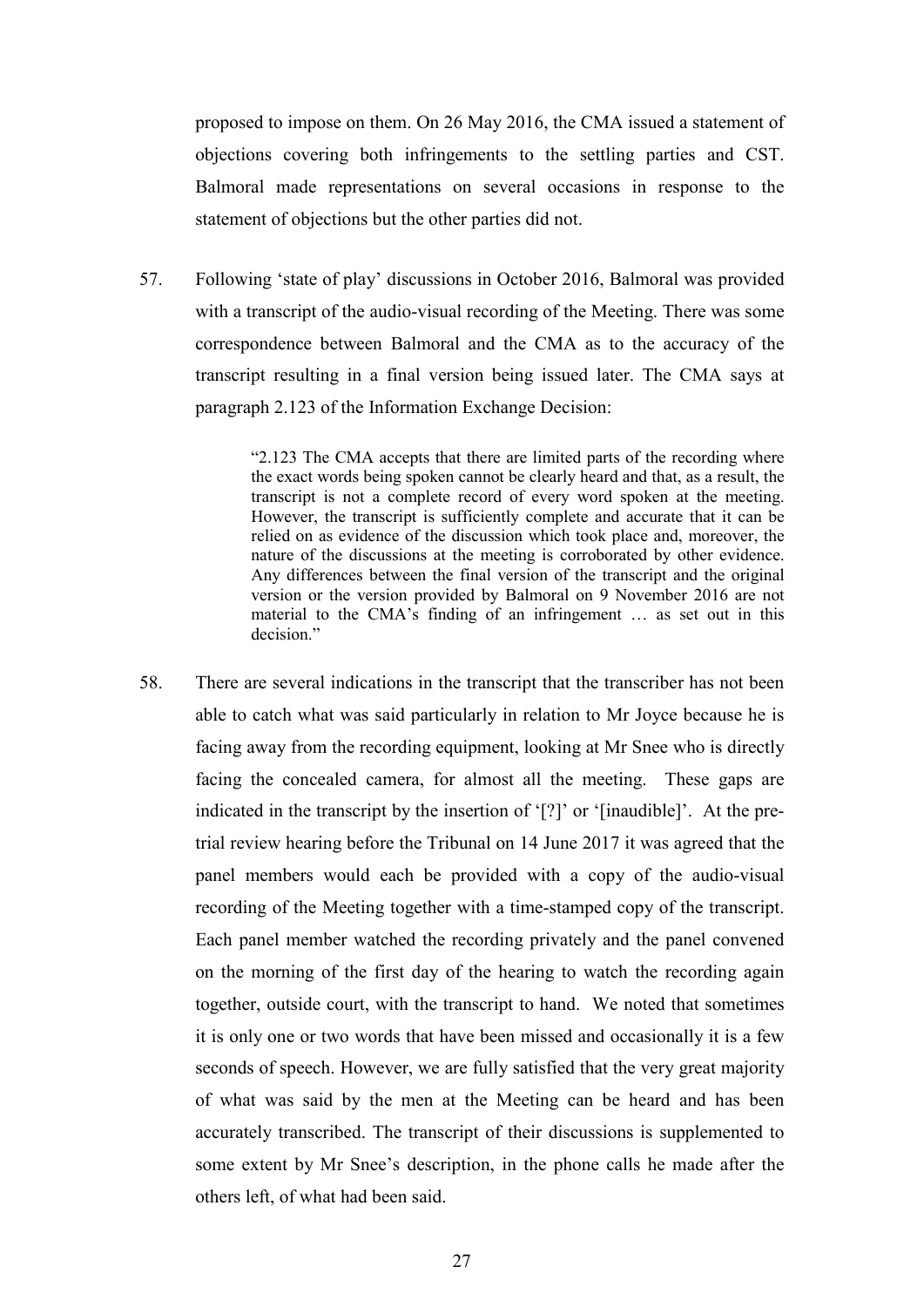proposed to impose on them. On 26 May 2016, the CMA issued a statement of objections covering both infringements to the settling parties and CST. Balmoral made representations on several occasions in response to the statement of objections but the other parties did not.

57. Following 'state of play' discussions in October 2016, Balmoral was provided with a transcript of the audio-visual recording of the Meeting. There was some correspondence between Balmoral and the CMA as to the accuracy of the transcript resulting in a final version being issued later. The CMA says at paragraph 2.123 of the Information Exchange Decision:

> "2.123 The CMA accepts that there are limited parts of the recording where the exact words being spoken cannot be clearly heard and that, as a result, the transcript is not a complete record of every word spoken at the meeting. However, the transcript is sufficiently complete and accurate that it can be relied on as evidence of the discussion which took place and, moreover, the nature of the discussions at the meeting is corroborated by other evidence. Any differences between the final version of the transcript and the original version or the version provided by Balmoral on 9 November 2016 are not material to the CMA's finding of an infringement … as set out in this decision."

58. There are several indications in the transcript that the transcriber has not been able to catch what was said particularly in relation to Mr Joyce because he is facing away from the recording equipment, looking at Mr Snee who is directly facing the concealed camera, for almost all the meeting. These gaps are indicated in the transcript by the insertion of '[?]' or '[inaudible]'. At the pre-trial review hearing before the Tribunal on 14 June 2017 it was agreed that the panel members would each be provided with a copy of the audio-visual recording of the Meeting together with a time-stamped copy of the transcript. Each panel member watched the recording privately and the panel convened on the morning of the first day of the hearing to watch the recording again together, outside court, with the transcript to hand. We noted that sometimes it is only one or two words that have been missed and occasionally it is a few seconds of speech. However, we are fully satisfied that the very great majority of what was said by the men at the Meeting can be heard and has been accurately transcribed. The transcript of their discussions is supplemented to some extent by Mr Snee's description, in the phone calls he made after the others left, of what had been said.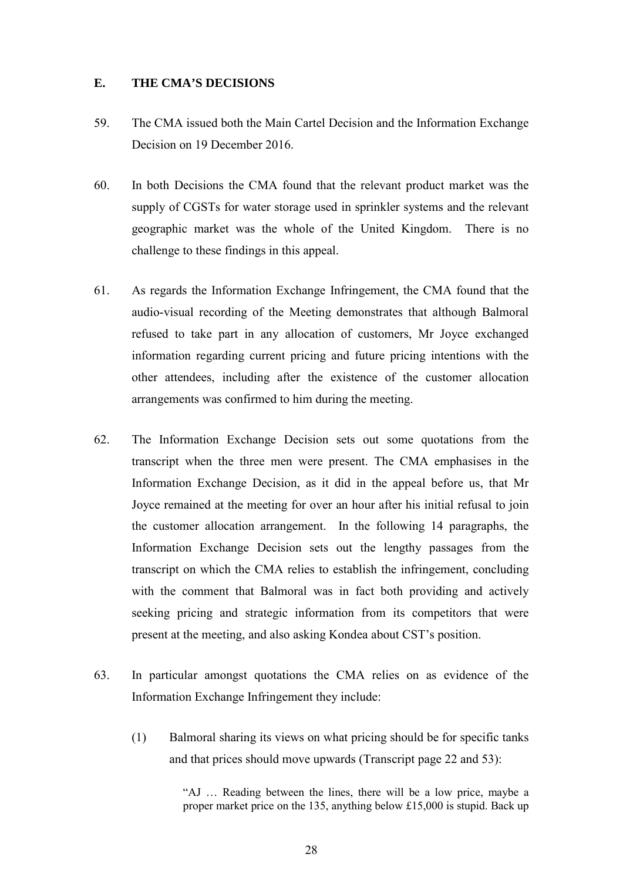## E. THE CMA'S DECISIONS

59. The CMA issued both the Main Cartel Decision and the Information Exchange Decision on 19 December 2016.

60. In both Decisions the CMA found that the relevant product market was the supply of CGSTs for water storage used in sprinkler systems and the relevant geographic market was the whole of the United Kingdom. There is no challenge to these findings in this appeal.

61. As regards the Information Exchange Infringement, the CMA found that the audio-visual recording of the Meeting demonstrates that although Balmoral refused to take part in any allocation of customers, Mr Joyce exchanged information regarding current pricing and future pricing intentions with the other attendees, including after the existence of the customer allocation arrangements was confirmed to him during the meeting.

62. The Information Exchange Decision sets out some quotations from the transcript when the three men were present. The CMA emphasises in the Information Exchange Decision, as it did in the appeal before us, that Mr Joyce remained at the meeting for over an hour after his initial refusal to join the customer allocation arrangement. In the following 14 paragraphs, the Information Exchange Decision sets out the lengthy passages from the transcript on which the CMA relies to establish the infringement, concluding with the comment that Balmoral was in fact both providing and actively seeking pricing and strategic information from its competitors that were present at the meeting, and also asking Kondea about CST's position.

63. In particular amongst quotations the CMA relies on as evidence of the Information Exchange Infringement they include:

    (1) Balmoral sharing its views on what pricing should be for specific tanks and that prices should move upwards (Transcript page 22 and 53):

    > "AJ … Reading between the lines, there will be a low price, maybe a proper market price on the 135, anything below £15,000 is stupid. Back up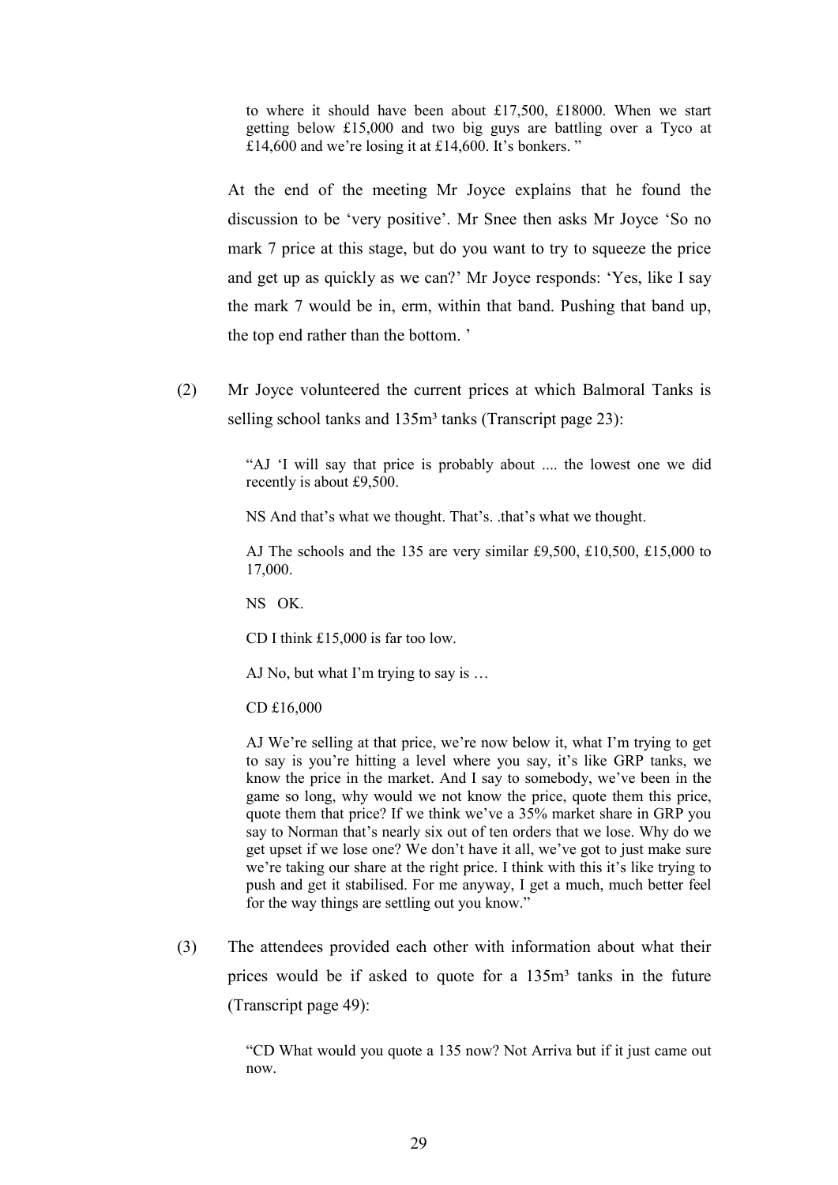> to where it should have been about £17,500, £18000. When we start getting below £15,000 and two big guys are battling over a Tyco at £14,600 and we're losing it at £14,600. It's bonkers. "

At the end of the meeting Mr Joyce explains that he found the discussion to be 'very positive'. Mr Snee then asks Mr Joyce 'So no mark 7 price at this stage, but do you want to try to squeeze the price and get up as quickly as we can?' Mr Joyce responds: 'Yes, like I say the mark 7 would be in, erm, within that band. Pushing that band up, the top end rather than the bottom. '

(2) Mr Joyce volunteered the current prices at which Balmoral Tanks is selling school tanks and 135m³ tanks (Transcript page 23):

> "AJ 'I will say that price is probably about .... the lowest one we did recently is about £9,500.
>
> NS And that's what we thought. That's. .that's what we thought.
>
> AJ The schools and the 135 are very similar £9,500, £10,500, £15,000 to 17,000.
>
> NS OK.
>
> CD I think £15,000 is far too low.
>
> AJ No, but what I'm trying to say is …
>
> CD £16,000
>
> AJ We're selling at that price, we're now below it, what I'm trying to get to say is you're hitting a level where you say, it's like GRP tanks, we know the price in the market. And I say to somebody, we've been in the game so long, why would we not know the price, quote them this price, quote them that price? If we think we've a 35% market share in GRP you say to Norman that's nearly six out of ten orders that we lose. Why do we get upset if we lose one? We don't have it all, we've got to just make sure we're taking our share at the right price. I think with this it's like trying to push and get it stabilised. For me anyway, I get a much, much better feel for the way things are settling out you know."

(3) The attendees provided each other with information about what their prices would be if asked to quote for a 135m³ tanks in the future (Transcript page 49):

> "CD What would you quote a 135 now? Not Arriva but if it just came out now.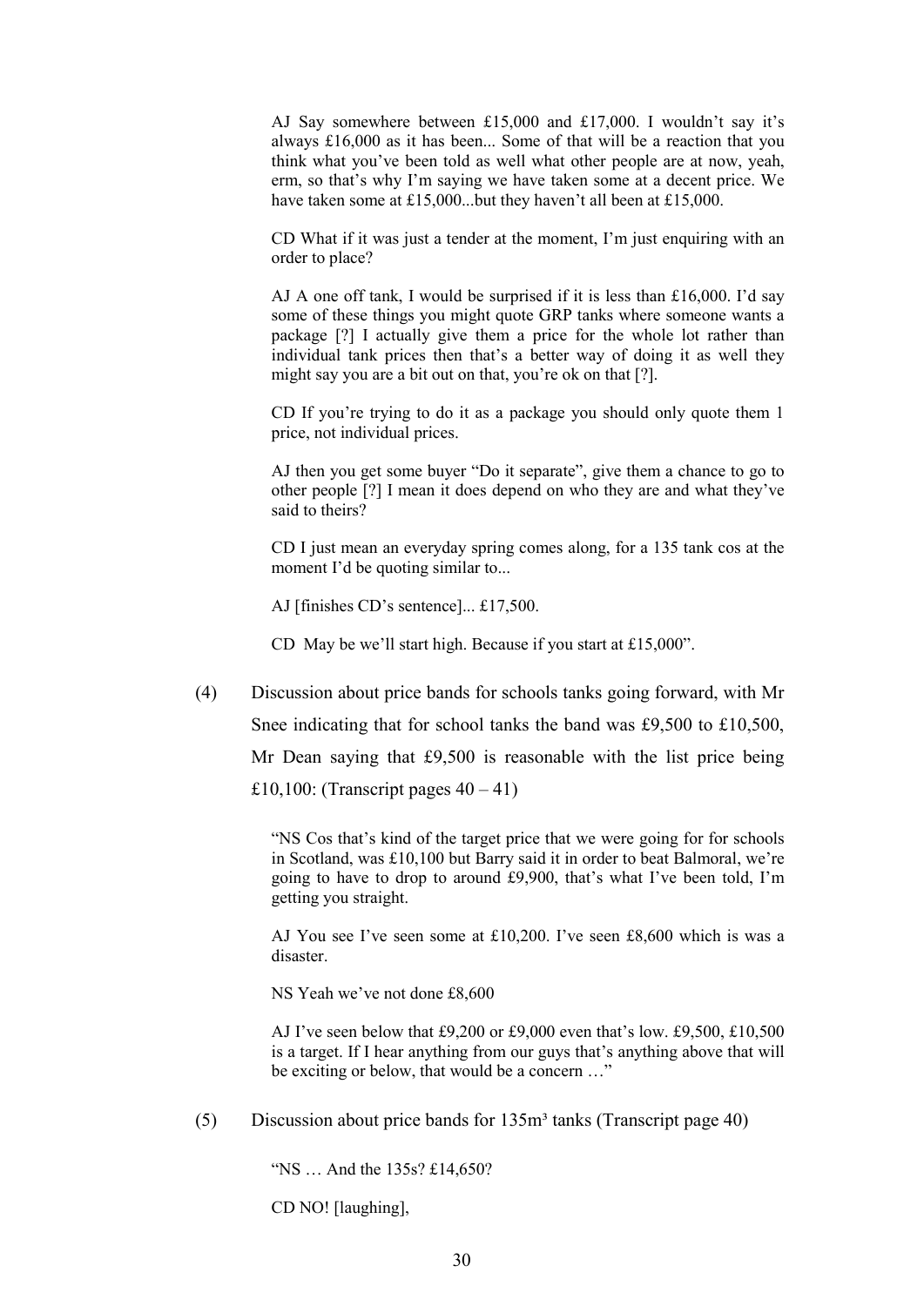> AJ Say somewhere between £15,000 and £17,000. I wouldn't say it's always £16,000 as it has been... Some of that will be a reaction that you think what you've been told as well what other people are at now, yeah, erm, so that's why I'm saying we have taken some at a decent price. We have taken some at £15,000...but they haven't all been at £15,000.
>
> CD What if it was just a tender at the moment, I'm just enquiring with an order to place?
>
> AJ A one off tank, I would be surprised if it is less than £16,000. I'd say some of these things you might quote GRP tanks where someone wants a package [?] I actually give them a price for the whole lot rather than individual tank prices then that's a better way of doing it as well they might say you are a bit out on that, you're ok on that [?].
>
> CD If you're trying to do it as a package you should only quote them 1 price, not individual prices.
>
> AJ then you get some buyer "Do it separate", give them a chance to go to other people [?] I mean it does depend on who they are and what they've said to theirs?
>
> CD I just mean an everyday spring comes along, for a 135 tank cos at the moment I'd be quoting similar to...
>
> AJ [finishes CD's sentence]... £17,500.
>
> CD May be we'll start high. Because if you start at £15,000".

(4) Discussion about price bands for schools tanks going forward, with Mr Snee indicating that for school tanks the band was £9,500 to £10,500, Mr Dean saying that £9,500 is reasonable with the list price being £10,100: (Transcript pages 40 – 41)

> "NS Cos that's kind of the target price that we were going for for schools in Scotland, was £10,100 but Barry said it in order to beat Balmoral, we're going to have to drop to around £9,900, that's what I've been told, I'm getting you straight.
>
> AJ You see I've seen some at £10,200. I've seen £8,600 which is was a disaster.
>
> NS Yeah we've not done £8,600
>
> AJ I've seen below that £9,200 or £9,000 even that's low. £9,500, £10,500 is a target. If I hear anything from our guys that's anything above that will be exciting or below, that would be a concern …"

(5) Discussion about price bands for 135m³ tanks (Transcript page 40)

> "NS … And the 135s? £14,650?
>
> CD NO! [laughing],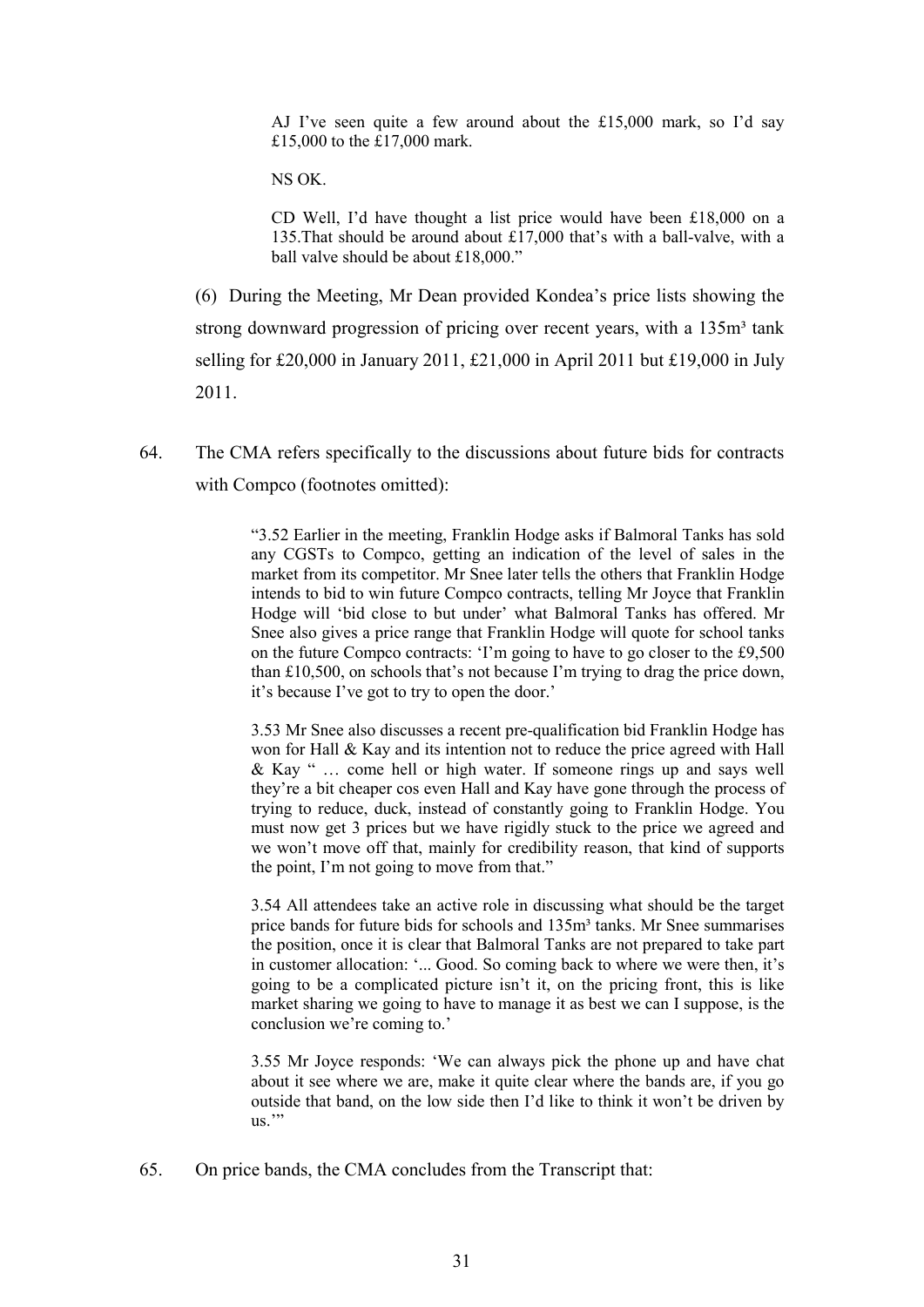> AJ I've seen quite a few around about the £15,000 mark, so I'd say £15,000 to the £17,000 mark.
>
> NS OK.
>
> CD Well, I'd have thought a list price would have been £18,000 on a 135.That should be around about £17,000 that's with a ball-valve, with a ball valve should be about £18,000."

(6) During the Meeting, Mr Dean provided Kondea's price lists showing the strong downward progression of pricing over recent years, with a 135m³ tank selling for £20,000 in January 2011, £21,000 in April 2011 but £19,000 in July 2011.

64. The CMA refers specifically to the discussions about future bids for contracts with Compco (footnotes omitted):

> "3.52 Earlier in the meeting, Franklin Hodge asks if Balmoral Tanks has sold any CGSTs to Compco, getting an indication of the level of sales in the market from its competitor. Mr Snee later tells the others that Franklin Hodge intends to bid to win future Compco contracts, telling Mr Joyce that Franklin Hodge will 'bid close to but under' what Balmoral Tanks has offered. Mr Snee also gives a price range that Franklin Hodge will quote for school tanks on the future Compco contracts: 'I'm going to have to go closer to the £9,500 than £10,500, on schools that's not because I'm trying to drag the price down, it's because I've got to try to open the door.'
>
> 3.53 Mr Snee also discusses a recent pre-qualification bid Franklin Hodge has won for Hall & Kay and its intention not to reduce the price agreed with Hall & Kay " … come hell or high water. If someone rings up and says well they're a bit cheaper cos even Hall and Kay have gone through the process of trying to reduce, duck, instead of constantly going to Franklin Hodge. You must now get 3 prices but we have rigidly stuck to the price we agreed and we won't move off that, mainly for credibility reason, that kind of supports the point, I'm not going to move from that."
>
> 3.54 All attendees take an active role in discussing what should be the target price bands for future bids for schools and 135m³ tanks. Mr Snee summarises the position, once it is clear that Balmoral Tanks are not prepared to take part in customer allocation: '... Good. So coming back to where we were then, it's going to be a complicated picture isn't it, on the pricing front, this is like market sharing we going to have to manage it as best we can I suppose, is the conclusion we're coming to.'
>
> 3.55 Mr Joyce responds: 'We can always pick the phone up and have chat about it see where we are, make it quite clear where the bands are, if you go outside that band, on the low side then I'd like to think it won't be driven by us.'"

65. On price bands, the CMA concludes from the Transcript that: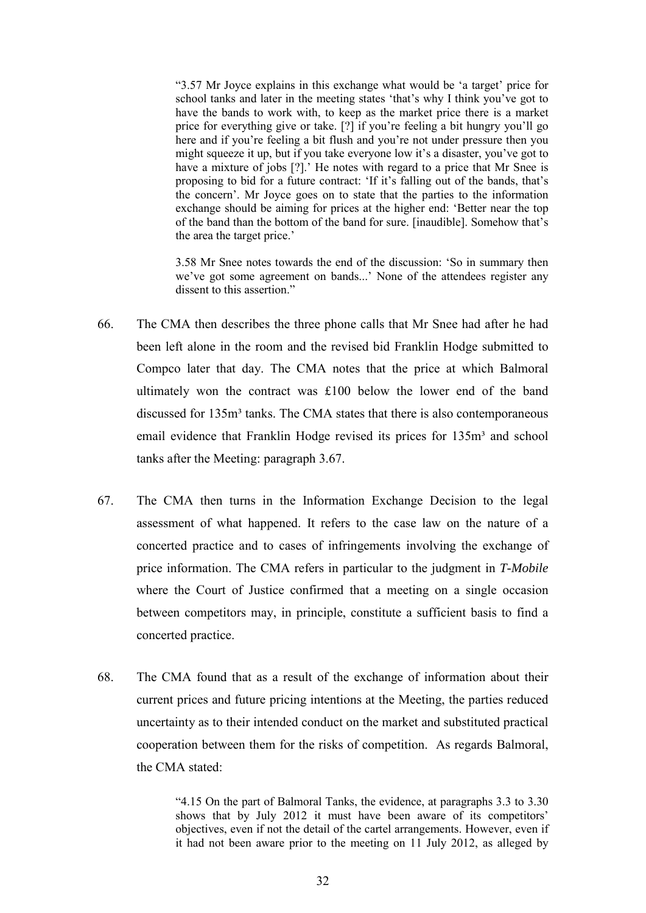> "3.57 Mr Joyce explains in this exchange what would be 'a target' price for school tanks and later in the meeting states 'that's why I think you've got to have the bands to work with, to keep as the market price there is a market price for everything give or take. [?] if you're feeling a bit hungry you'll go here and if you're feeling a bit flush and you're not under pressure then you might squeeze it up, but if you take everyone low it's a disaster, you've got to have a mixture of jobs [?].' He notes with regard to a price that Mr Snee is proposing to bid for a future contract: 'If it's falling out of the bands, that's the concern'. Mr Joyce goes on to state that the parties to the information exchange should be aiming for prices at the higher end: 'Better near the top of the band than the bottom of the band for sure. [inaudible]. Somehow that's the area the target price.'
>
> 3.58 Mr Snee notes towards the end of the discussion: 'So in summary then we've got some agreement on bands...' None of the attendees register any dissent to this assertion."

66. The CMA then describes the three phone calls that Mr Snee had after he had been left alone in the room and the revised bid Franklin Hodge submitted to Compco later that day. The CMA notes that the price at which Balmoral ultimately won the contract was £100 below the lower end of the band discussed for 135m³ tanks. The CMA states that there is also contemporaneous email evidence that Franklin Hodge revised its prices for 135m³ and school tanks after the Meeting: paragraph 3.67.

67. The CMA then turns in the Information Exchange Decision to the legal assessment of what happened. It refers to the case law on the nature of a concerted practice and to cases of infringements involving the exchange of price information. The CMA refers in particular to the judgment in *T-Mobile* where the Court of Justice confirmed that a meeting on a single occasion between competitors may, in principle, constitute a sufficient basis to find a concerted practice.

68. The CMA found that as a result of the exchange of information about their current prices and future pricing intentions at the Meeting, the parties reduced uncertainty as to their intended conduct on the market and substituted practical cooperation between them for the risks of competition. As regards Balmoral, the CMA stated:

> "4.15 On the part of Balmoral Tanks, the evidence, at paragraphs 3.3 to 3.30 shows that by July 2012 it must have been aware of its competitors' objectives, even if not the detail of the cartel arrangements. However, even if it had not been aware prior to the meeting on 11 July 2012, as alleged by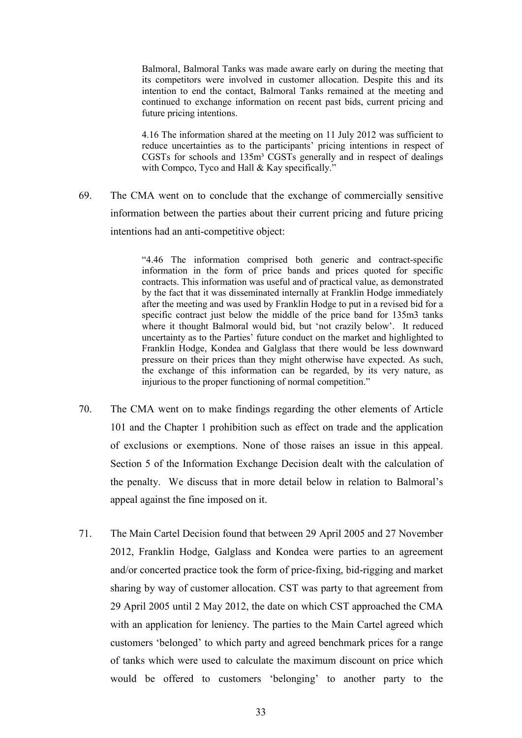> Balmoral, Balmoral Tanks was made aware early on during the meeting that its competitors were involved in customer allocation. Despite this and its intention to end the contact, Balmoral Tanks remained at the meeting and continued to exchange information on recent past bids, current pricing and future pricing intentions.
>
> 4.16 The information shared at the meeting on 11 July 2012 was sufficient to reduce uncertainties as to the participants' pricing intentions in respect of CGSTs for schools and 135m³ CGSTs generally and in respect of dealings with Compco, Tyco and Hall & Kay specifically."

69. The CMA went on to conclude that the exchange of commercially sensitive information between the parties about their current pricing and future pricing intentions had an anti-competitive object:

> "4.46 The information comprised both generic and contract-specific information in the form of price bands and prices quoted for specific contracts. This information was useful and of practical value, as demonstrated by the fact that it was disseminated internally at Franklin Hodge immediately after the meeting and was used by Franklin Hodge to put in a revised bid for a specific contract just below the middle of the price band for 135m3 tanks where it thought Balmoral would bid, but 'not crazily below'. It reduced uncertainty as to the Parties' future conduct on the market and highlighted to Franklin Hodge, Kondea and Galglass that there would be less downward pressure on their prices than they might otherwise have expected. As such, the exchange of this information can be regarded, by its very nature, as injurious to the proper functioning of normal competition."

70. The CMA went on to make findings regarding the other elements of Article 101 and the Chapter 1 prohibition such as effect on trade and the application of exclusions or exemptions. None of those raises an issue in this appeal. Section 5 of the Information Exchange Decision dealt with the calculation of the penalty. We discuss that in more detail below in relation to Balmoral's appeal against the fine imposed on it.

71. The Main Cartel Decision found that between 29 April 2005 and 27 November 2012, Franklin Hodge, Galglass and Kondea were parties to an agreement and/or concerted practice took the form of price-fixing, bid-rigging and market sharing by way of customer allocation. CST was party to that agreement from 29 April 2005 until 2 May 2012, the date on which CST approached the CMA with an application for leniency. The parties to the Main Cartel agreed which customers 'belonged' to which party and agreed benchmark prices for a range of tanks which were used to calculate the maximum discount on price which would be offered to customers 'belonging' to another party to the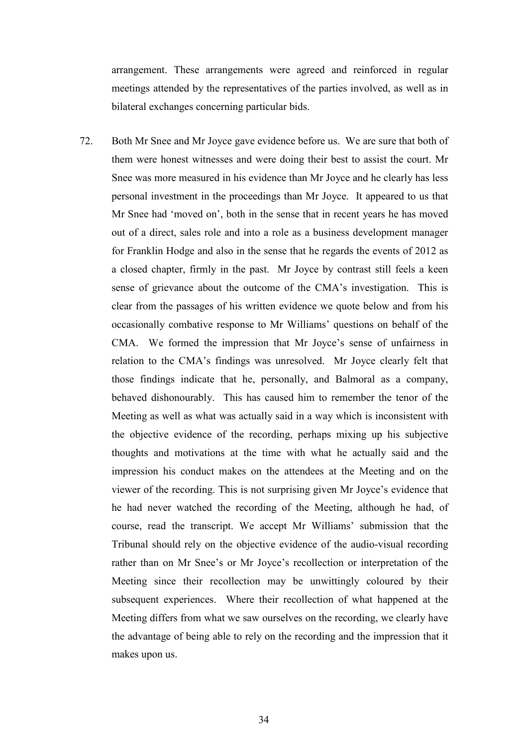arrangement. These arrangements were agreed and reinforced in regular meetings attended by the representatives of the parties involved, as well as in bilateral exchanges concerning particular bids.

72. Both Mr Snee and Mr Joyce gave evidence before us. We are sure that both of them were honest witnesses and were doing their best to assist the court. Mr Snee was more measured in his evidence than Mr Joyce and he clearly has less personal investment in the proceedings than Mr Joyce. It appeared to us that Mr Snee had 'moved on', both in the sense that in recent years he has moved out of a direct, sales role and into a role as a business development manager for Franklin Hodge and also in the sense that he regards the events of 2012 as a closed chapter, firmly in the past. Mr Joyce by contrast still feels a keen sense of grievance about the outcome of the CMA's investigation. This is clear from the passages of his written evidence we quote below and from his occasionally combative response to Mr Williams' questions on behalf of the CMA. We formed the impression that Mr Joyce's sense of unfairness in relation to the CMA's findings was unresolved. Mr Joyce clearly felt that those findings indicate that he, personally, and Balmoral as a company, behaved dishonourably. This has caused him to remember the tenor of the Meeting as well as what was actually said in a way which is inconsistent with the objective evidence of the recording, perhaps mixing up his subjective thoughts and motivations at the time with what he actually said and the impression his conduct makes on the attendees at the Meeting and on the viewer of the recording. This is not surprising given Mr Joyce's evidence that he had never watched the recording of the Meeting, although he had, of course, read the transcript. We accept Mr Williams' submission that the Tribunal should rely on the objective evidence of the audio-visual recording rather than on Mr Snee's or Mr Joyce's recollection or interpretation of the Meeting since their recollection may be unwittingly coloured by their subsequent experiences. Where their recollection of what happened at the Meeting differs from what we saw ourselves on the recording, we clearly have the advantage of being able to rely on the recording and the impression that it makes upon us.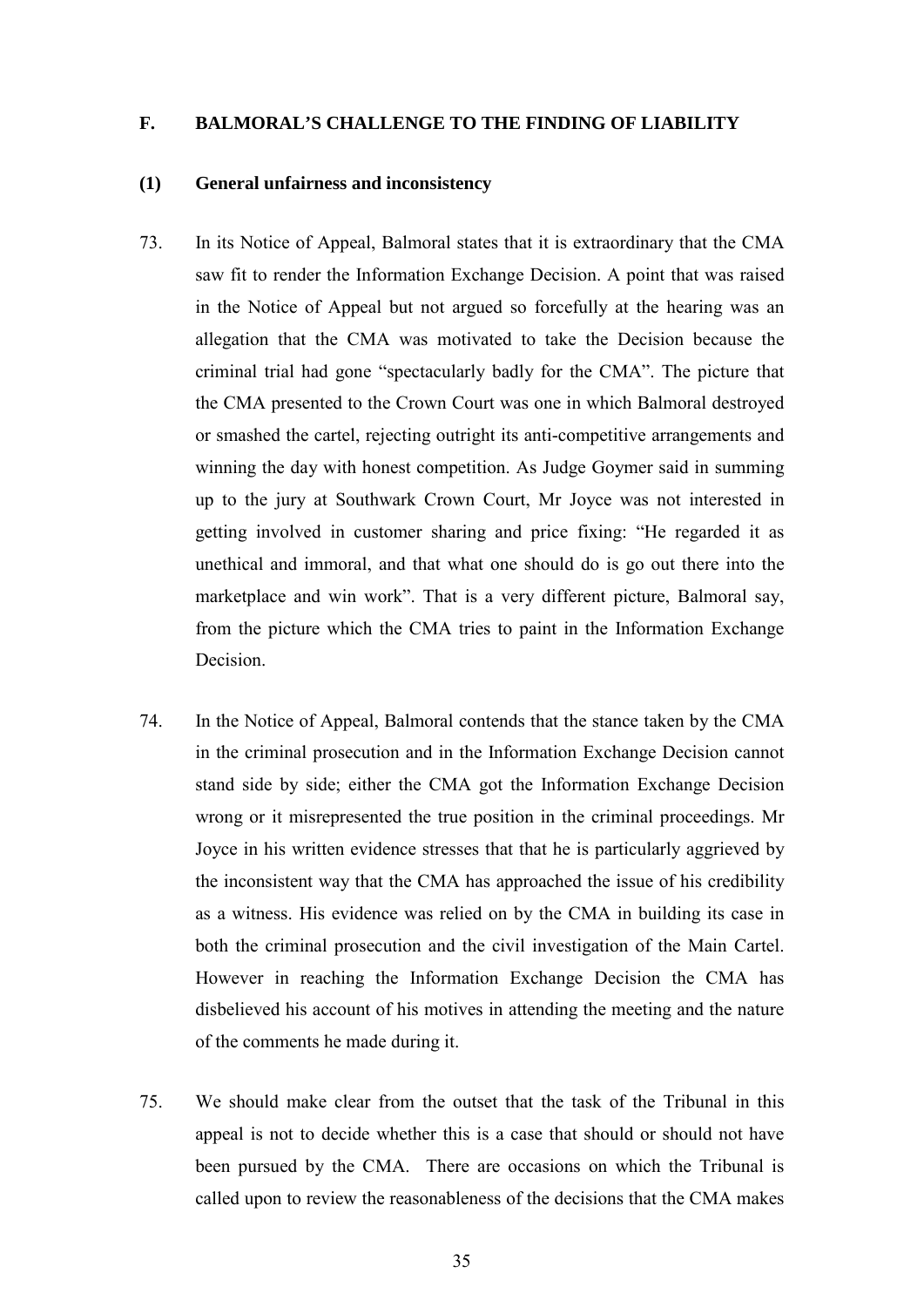## F. BALMORAL'S CHALLENGE TO THE FINDING OF LIABILITY

### (1) General unfairness and inconsistency

73. In its Notice of Appeal, Balmoral states that it is extraordinary that the CMA saw fit to render the Information Exchange Decision. A point that was raised in the Notice of Appeal but not argued so forcefully at the hearing was an allegation that the CMA was motivated to take the Decision because the criminal trial had gone "spectacularly badly for the CMA". The picture that the CMA presented to the Crown Court was one in which Balmoral destroyed or smashed the cartel, rejecting outright its anti-competitive arrangements and winning the day with honest competition. As Judge Goymer said in summing up to the jury at Southwark Crown Court, Mr Joyce was not interested in getting involved in customer sharing and price fixing: "He regarded it as unethical and immoral, and that what one should do is go out there into the marketplace and win work". That is a very different picture, Balmoral say, from the picture which the CMA tries to paint in the Information Exchange Decision.

74. In the Notice of Appeal, Balmoral contends that the stance taken by the CMA in the criminal prosecution and in the Information Exchange Decision cannot stand side by side; either the CMA got the Information Exchange Decision wrong or it misrepresented the true position in the criminal proceedings. Mr Joyce in his written evidence stresses that that he is particularly aggrieved by the inconsistent way that the CMA has approached the issue of his credibility as a witness. His evidence was relied on by the CMA in building its case in both the criminal prosecution and the civil investigation of the Main Cartel. However in reaching the Information Exchange Decision the CMA has disbelieved his account of his motives in attending the meeting and the nature of the comments he made during it.

75. We should make clear from the outset that the task of the Tribunal in this appeal is not to decide whether this is a case that should or should not have been pursued by the CMA. There are occasions on which the Tribunal is called upon to review the reasonableness of the decisions that the CMA makes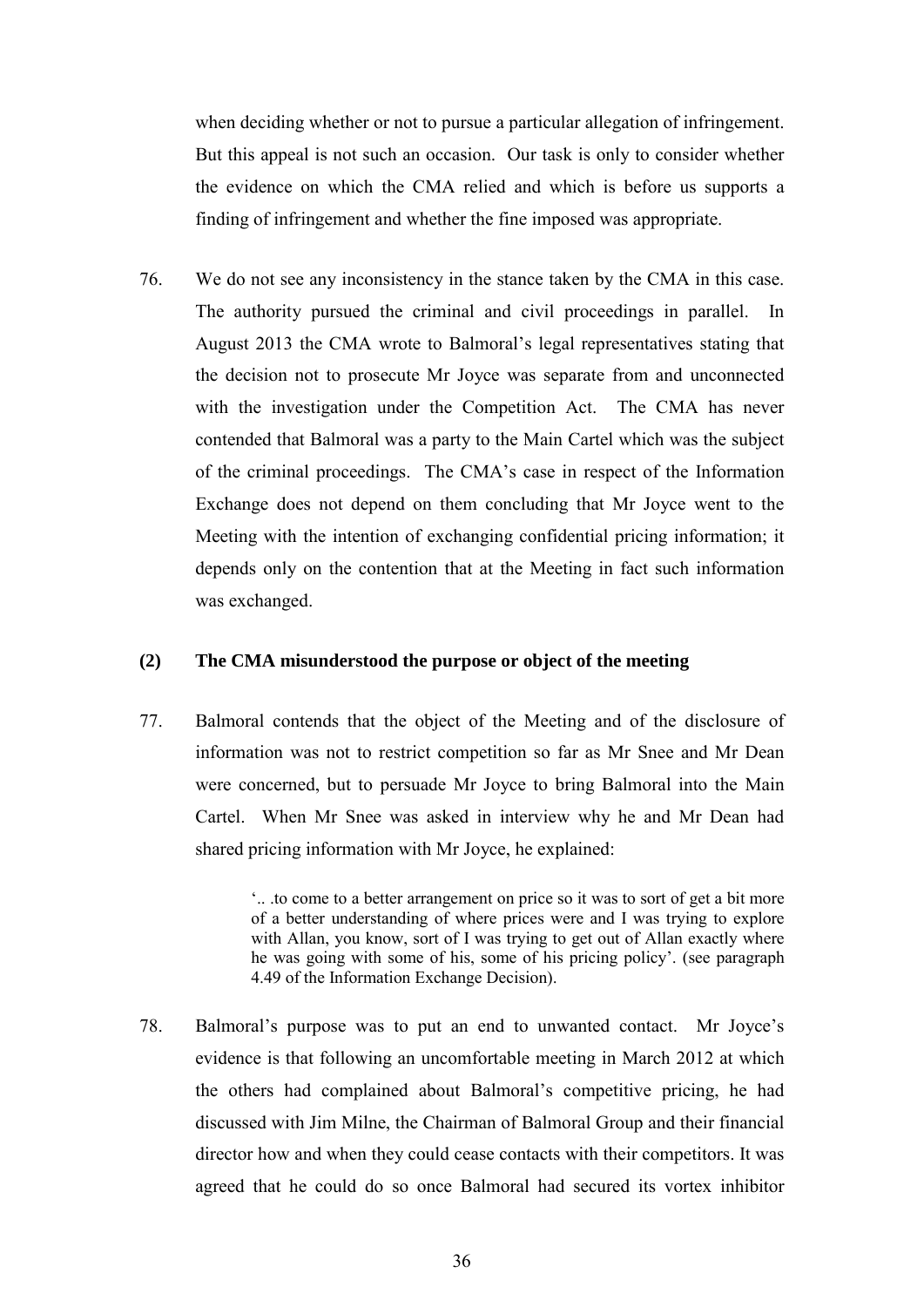when deciding whether or not to pursue a particular allegation of infringement. But this appeal is not such an occasion. Our task is only to consider whether the evidence on which the CMA relied and which is before us supports a finding of infringement and whether the fine imposed was appropriate.

76. We do not see any inconsistency in the stance taken by the CMA in this case. The authority pursued the criminal and civil proceedings in parallel. In August 2013 the CMA wrote to Balmoral's legal representatives stating that the decision not to prosecute Mr Joyce was separate from and unconnected with the investigation under the Competition Act. The CMA has never contended that Balmoral was a party to the Main Cartel which was the subject of the criminal proceedings. The CMA's case in respect of the Information Exchange does not depend on them concluding that Mr Joyce went to the Meeting with the intention of exchanging confidential pricing information; it depends only on the contention that at the Meeting in fact such information was exchanged.

### (2) The CMA misunderstood the purpose or object of the meeting

77. Balmoral contends that the object of the Meeting and of the disclosure of information was not to restrict competition so far as Mr Snee and Mr Dean were concerned, but to persuade Mr Joyce to bring Balmoral into the Main Cartel. When Mr Snee was asked in interview why he and Mr Dean had shared pricing information with Mr Joyce, he explained:

> '.. .to come to a better arrangement on price so it was to sort of get a bit more of a better understanding of where prices were and I was trying to explore with Allan, you know, sort of I was trying to get out of Allan exactly where he was going with some of his, some of his pricing policy'. (see paragraph 4.49 of the Information Exchange Decision).

78. Balmoral's purpose was to put an end to unwanted contact. Mr Joyce's evidence is that following an uncomfortable meeting in March 2012 at which the others had complained about Balmoral's competitive pricing, he had discussed with Jim Milne, the Chairman of Balmoral Group and their financial director how and when they could cease contacts with their competitors. It was agreed that he could do so once Balmoral had secured its vortex inhibitor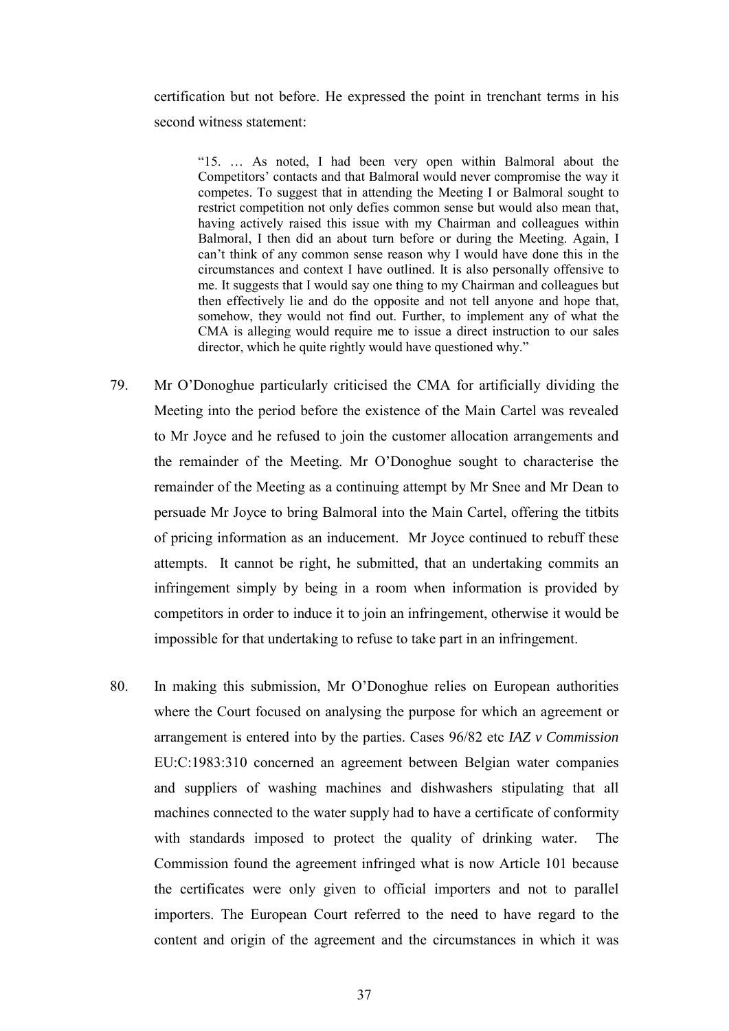certification but not before. He expressed the point in trenchant terms in his second witness statement:

> "15. … As noted, I had been very open within Balmoral about the Competitors' contacts and that Balmoral would never compromise the way it competes. To suggest that in attending the Meeting I or Balmoral sought to restrict competition not only defies common sense but would also mean that, having actively raised this issue with my Chairman and colleagues within Balmoral, I then did an about turn before or during the Meeting. Again, I can't think of any common sense reason why I would have done this in the circumstances and context I have outlined. It is also personally offensive to me. It suggests that I would say one thing to my Chairman and colleagues but then effectively lie and do the opposite and not tell anyone and hope that, somehow, they would not find out. Further, to implement any of what the CMA is alleging would require me to issue a direct instruction to our sales director, which he quite rightly would have questioned why."

79. Mr O'Donoghue particularly criticised the CMA for artificially dividing the Meeting into the period before the existence of the Main Cartel was revealed to Mr Joyce and he refused to join the customer allocation arrangements and the remainder of the Meeting. Mr O'Donoghue sought to characterise the remainder of the Meeting as a continuing attempt by Mr Snee and Mr Dean to persuade Mr Joyce to bring Balmoral into the Main Cartel, offering the titbits of pricing information as an inducement. Mr Joyce continued to rebuff these attempts. It cannot be right, he submitted, that an undertaking commits an infringement simply by being in a room when information is provided by competitors in order to induce it to join an infringement, otherwise it would be impossible for that undertaking to refuse to take part in an infringement.

80. In making this submission, Mr O'Donoghue relies on European authorities where the Court focused on analysing the purpose for which an agreement or arrangement is entered into by the parties. Cases 96/82 etc *IAZ v Commission* EU:C:1983:310 concerned an agreement between Belgian water companies and suppliers of washing machines and dishwashers stipulating that all machines connected to the water supply had to have a certificate of conformity with standards imposed to protect the quality of drinking water. The Commission found the agreement infringed what is now Article 101 because the certificates were only given to official importers and not to parallel importers. The European Court referred to the need to have regard to the content and origin of the agreement and the circumstances in which it was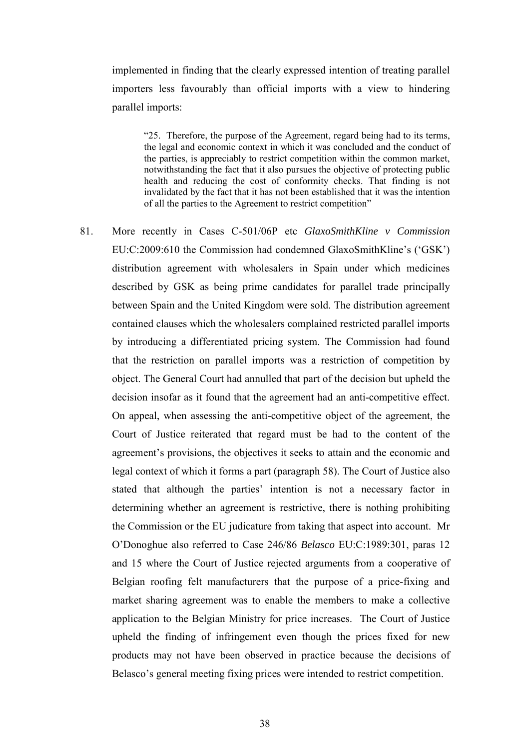implemented in finding that the clearly expressed intention of treating parallel importers less favourably than official imports with a view to hindering parallel imports:

> "25. Therefore, the purpose of the Agreement, regard being had to its terms, the legal and economic context in which it was concluded and the conduct of the parties, is appreciably to restrict competition within the common market, notwithstanding the fact that it also pursues the objective of protecting public health and reducing the cost of conformity checks. That finding is not invalidated by the fact that it has not been established that it was the intention of all the parties to the Agreement to restrict competition"

81. More recently in Cases C-501/06P etc *GlaxoSmithKline v Commission* EU:C:2009:610 the Commission had condemned GlaxoSmithKline's ('GSK') distribution agreement with wholesalers in Spain under which medicines described by GSK as being prime candidates for parallel trade principally between Spain and the United Kingdom were sold. The distribution agreement contained clauses which the wholesalers complained restricted parallel imports by introducing a differentiated pricing system. The Commission had found that the restriction on parallel imports was a restriction of competition by object. The General Court had annulled that part of the decision but upheld the decision insofar as it found that the agreement had an anti-competitive effect. On appeal, when assessing the anti-competitive object of the agreement, the Court of Justice reiterated that regard must be had to the content of the agreement's provisions, the objectives it seeks to attain and the economic and legal context of which it forms a part (paragraph 58). The Court of Justice also stated that although the parties' intention is not a necessary factor in determining whether an agreement is restrictive, there is nothing prohibiting the Commission or the EU judicature from taking that aspect into account. Mr O'Donoghue also referred to Case 246/86 *Belasco* EU:C:1989:301, paras 12 and 15 where the Court of Justice rejected arguments from a cooperative of Belgian roofing felt manufacturers that the purpose of a price-fixing and market sharing agreement was to enable the members to make a collective application to the Belgian Ministry for price increases. The Court of Justice upheld the finding of infringement even though the prices fixed for new products may not have been observed in practice because the decisions of Belasco's general meeting fixing prices were intended to restrict competition.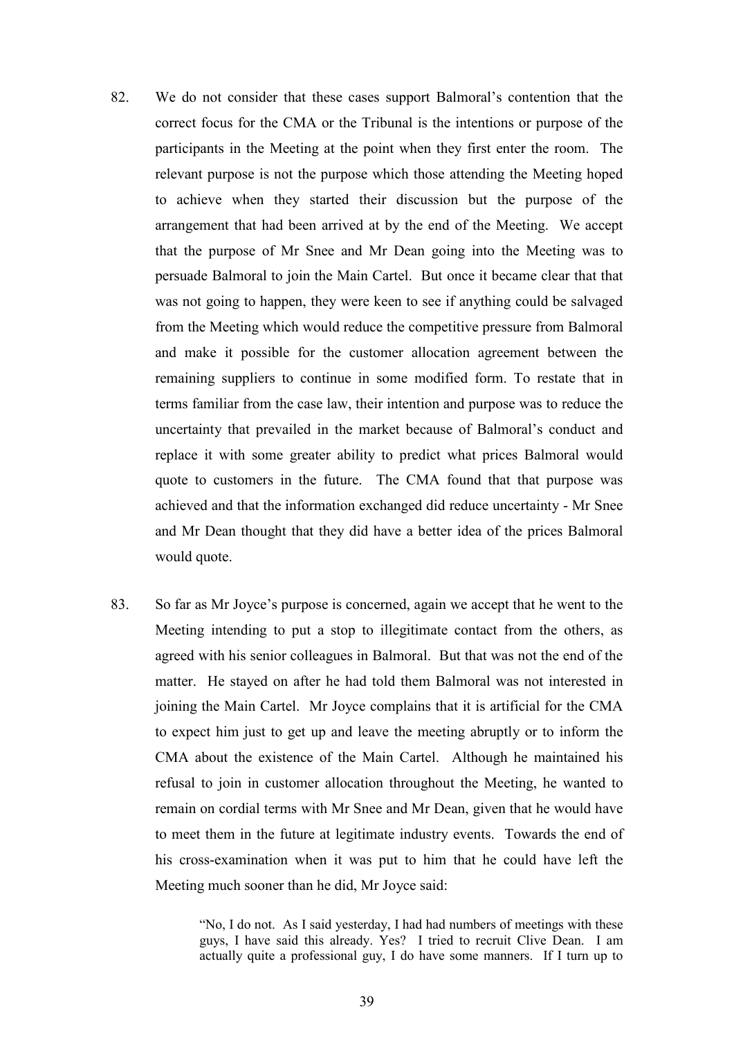82. We do not consider that these cases support Balmoral's contention that the correct focus for the CMA or the Tribunal is the intentions or purpose of the participants in the Meeting at the point when they first enter the room. The relevant purpose is not the purpose which those attending the Meeting hoped to achieve when they started their discussion but the purpose of the arrangement that had been arrived at by the end of the Meeting. We accept that the purpose of Mr Snee and Mr Dean going into the Meeting was to persuade Balmoral to join the Main Cartel. But once it became clear that that was not going to happen, they were keen to see if anything could be salvaged from the Meeting which would reduce the competitive pressure from Balmoral and make it possible for the customer allocation agreement between the remaining suppliers to continue in some modified form. To restate that in terms familiar from the case law, their intention and purpose was to reduce the uncertainty that prevailed in the market because of Balmoral's conduct and replace it with some greater ability to predict what prices Balmoral would quote to customers in the future. The CMA found that that purpose was achieved and that the information exchanged did reduce uncertainty - Mr Snee and Mr Dean thought that they did have a better idea of the prices Balmoral would quote.

83. So far as Mr Joyce's purpose is concerned, again we accept that he went to the Meeting intending to put a stop to illegitimate contact from the others, as agreed with his senior colleagues in Balmoral. But that was not the end of the matter. He stayed on after he had told them Balmoral was not interested in joining the Main Cartel. Mr Joyce complains that it is artificial for the CMA to expect him just to get up and leave the meeting abruptly or to inform the CMA about the existence of the Main Cartel. Although he maintained his refusal to join in customer allocation throughout the Meeting, he wanted to remain on cordial terms with Mr Snee and Mr Dean, given that he would have to meet them in the future at legitimate industry events. Towards the end of his cross-examination when it was put to him that he could have left the Meeting much sooner than he did, Mr Joyce said:

> "No, I do not. As I said yesterday, I had had numbers of meetings with these guys, I have said this already. Yes? I tried to recruit Clive Dean. I am actually quite a professional guy, I do have some manners. If I turn up to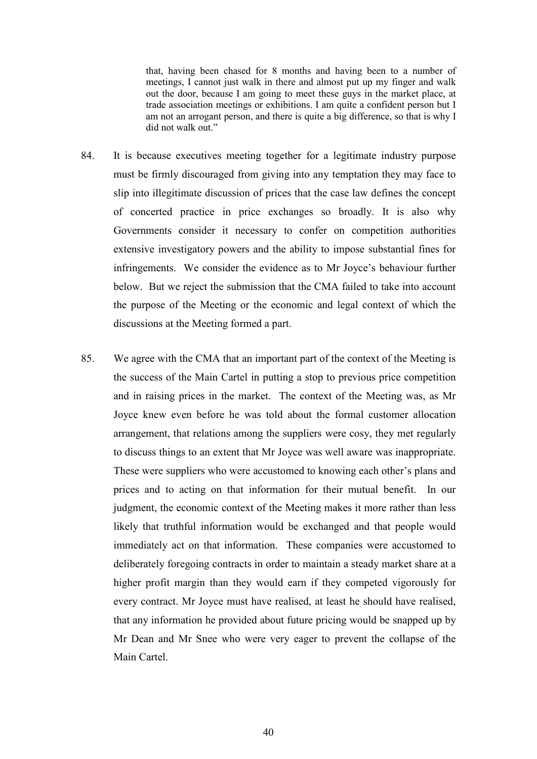> that, having been chased for 8 months and having been to a number of meetings, I cannot just walk in there and almost put up my finger and walk out the door, because I am going to meet these guys in the market place, at trade association meetings or exhibitions. I am quite a confident person but I am not an arrogant person, and there is quite a big difference, so that is why I did not walk out."

84. It is because executives meeting together for a legitimate industry purpose must be firmly discouraged from giving into any temptation they may face to slip into illegitimate discussion of prices that the case law defines the concept of concerted practice in price exchanges so broadly. It is also why Governments consider it necessary to confer on competition authorities extensive investigatory powers and the ability to impose substantial fines for infringements. We consider the evidence as to Mr Joyce's behaviour further below. But we reject the submission that the CMA failed to take into account the purpose of the Meeting or the economic and legal context of which the discussions at the Meeting formed a part.

85. We agree with the CMA that an important part of the context of the Meeting is the success of the Main Cartel in putting a stop to previous price competition and in raising prices in the market. The context of the Meeting was, as Mr Joyce knew even before he was told about the formal customer allocation arrangement, that relations among the suppliers were cosy, they met regularly to discuss things to an extent that Mr Joyce was well aware was inappropriate. These were suppliers who were accustomed to knowing each other's plans and prices and to acting on that information for their mutual benefit. In our judgment, the economic context of the Meeting makes it more rather than less likely that truthful information would be exchanged and that people would immediately act on that information. These companies were accustomed to deliberately foregoing contracts in order to maintain a steady market share at a higher profit margin than they would earn if they competed vigorously for every contract. Mr Joyce must have realised, at least he should have realised, that any information he provided about future pricing would be snapped up by Mr Dean and Mr Snee who were very eager to prevent the collapse of the Main Cartel.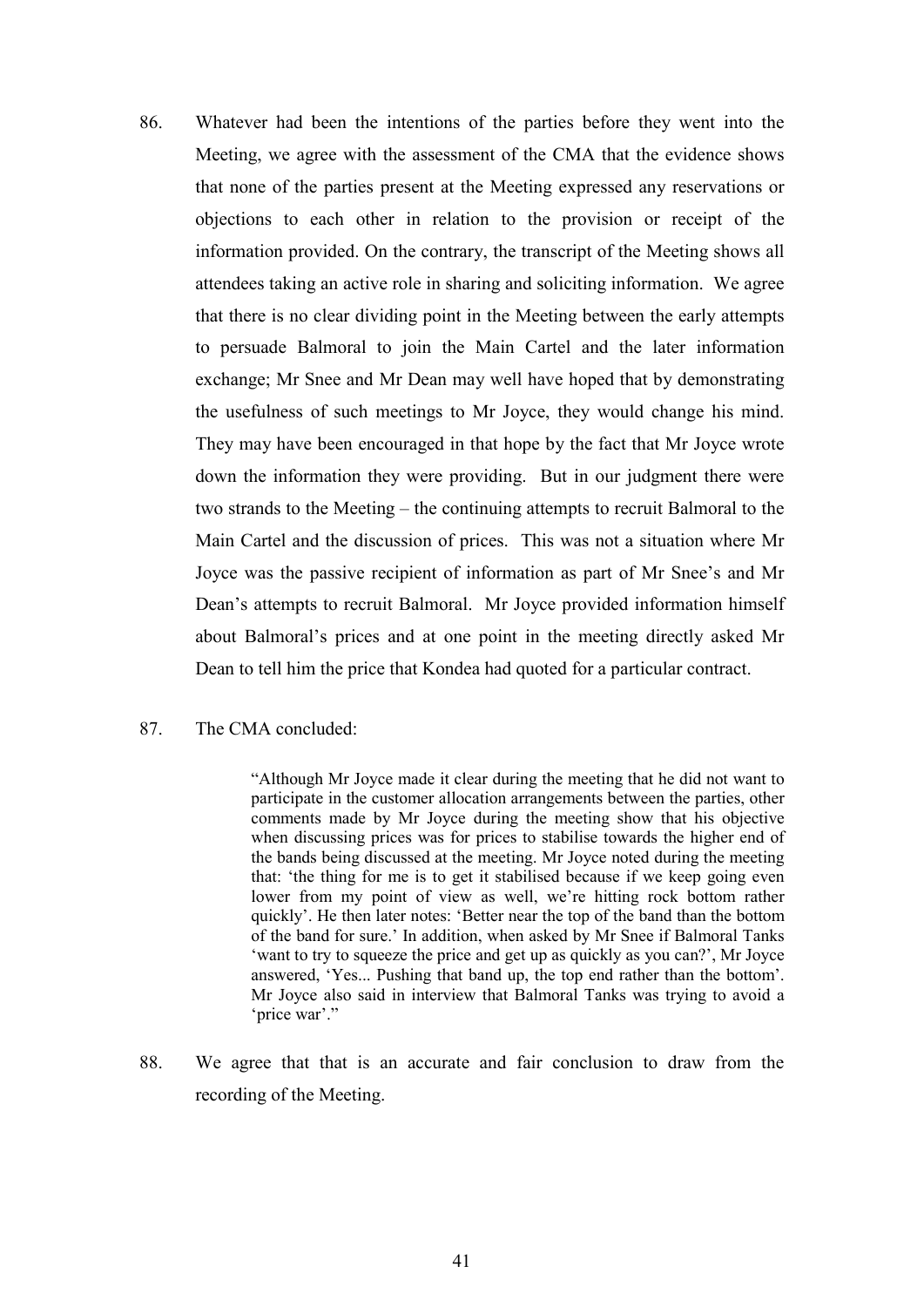86. Whatever had been the intentions of the parties before they went into the Meeting, we agree with the assessment of the CMA that the evidence shows that none of the parties present at the Meeting expressed any reservations or objections to each other in relation to the provision or receipt of the information provided. On the contrary, the transcript of the Meeting shows all attendees taking an active role in sharing and soliciting information. We agree that there is no clear dividing point in the Meeting between the early attempts to persuade Balmoral to join the Main Cartel and the later information exchange; Mr Snee and Mr Dean may well have hoped that by demonstrating the usefulness of such meetings to Mr Joyce, they would change his mind. They may have been encouraged in that hope by the fact that Mr Joyce wrote down the information they were providing. But in our judgment there were two strands to the Meeting – the continuing attempts to recruit Balmoral to the Main Cartel and the discussion of prices. This was not a situation where Mr Joyce was the passive recipient of information as part of Mr Snee's and Mr Dean's attempts to recruit Balmoral. Mr Joyce provided information himself about Balmoral's prices and at one point in the meeting directly asked Mr Dean to tell him the price that Kondea had quoted for a particular contract.

87. The CMA concluded:

> "Although Mr Joyce made it clear during the meeting that he did not want to participate in the customer allocation arrangements between the parties, other comments made by Mr Joyce during the meeting show that his objective when discussing prices was for prices to stabilise towards the higher end of the bands being discussed at the meeting. Mr Joyce noted during the meeting that: 'the thing for me is to get it stabilised because if we keep going even lower from my point of view as well, we're hitting rock bottom rather quickly'. He then later notes: 'Better near the top of the band than the bottom of the band for sure.' In addition, when asked by Mr Snee if Balmoral Tanks 'want to try to squeeze the price and get up as quickly as you can?', Mr Joyce answered, 'Yes... Pushing that band up, the top end rather than the bottom'. Mr Joyce also said in interview that Balmoral Tanks was trying to avoid a 'price war'."

88. We agree that that is an accurate and fair conclusion to draw from the recording of the Meeting.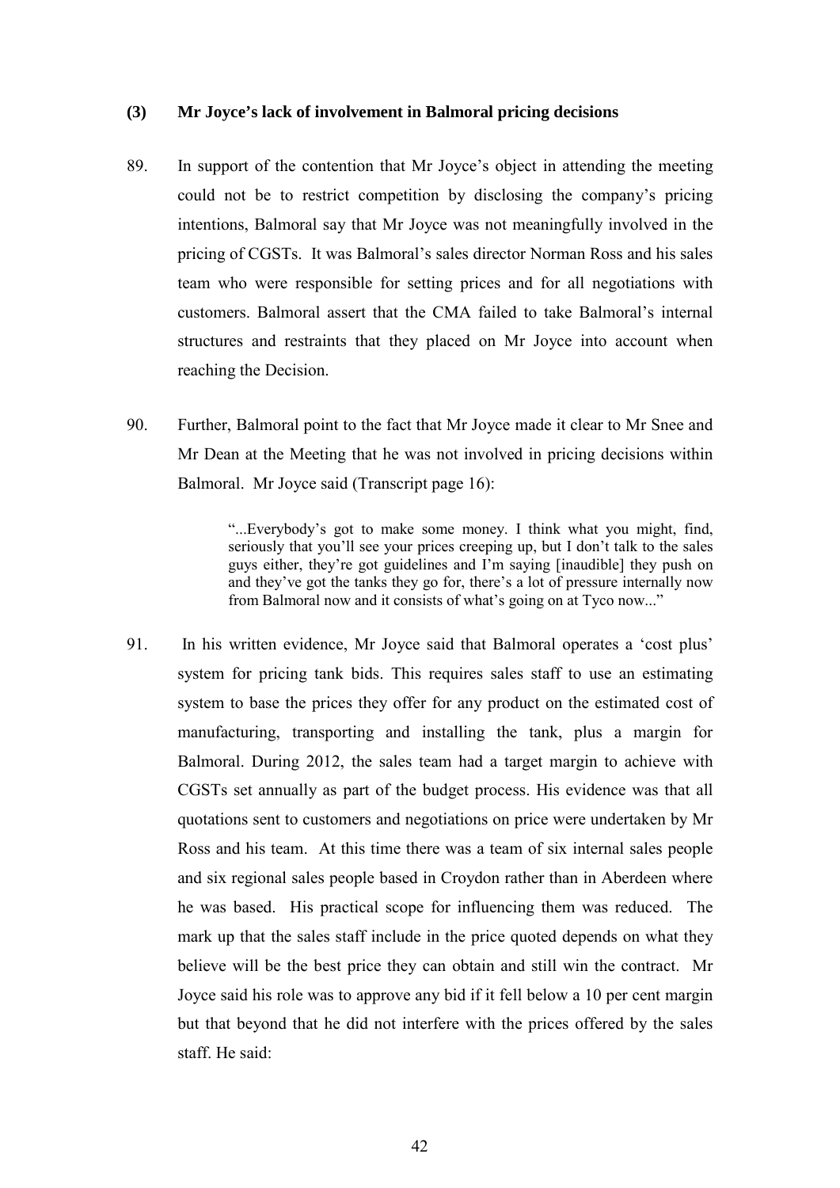### (3) Mr Joyce's lack of involvement in Balmoral pricing decisions

89. In support of the contention that Mr Joyce's object in attending the meeting could not be to restrict competition by disclosing the company's pricing intentions, Balmoral say that Mr Joyce was not meaningfully involved in the pricing of CGSTs. It was Balmoral's sales director Norman Ross and his sales team who were responsible for setting prices and for all negotiations with customers. Balmoral assert that the CMA failed to take Balmoral's internal structures and restraints that they placed on Mr Joyce into account when reaching the Decision.

90. Further, Balmoral point to the fact that Mr Joyce made it clear to Mr Snee and Mr Dean at the Meeting that he was not involved in pricing decisions within Balmoral. Mr Joyce said (Transcript page 16):

> "...Everybody's got to make some money. I think what you might, find, seriously that you'll see your prices creeping up, but I don't talk to the sales guys either, they're got guidelines and I'm saying [inaudible] they push on and they've got the tanks they go for, there's a lot of pressure internally now from Balmoral now and it consists of what's going on at Tyco now..."

91. In his written evidence, Mr Joyce said that Balmoral operates a 'cost plus' system for pricing tank bids. This requires sales staff to use an estimating system to base the prices they offer for any product on the estimated cost of manufacturing, transporting and installing the tank, plus a margin for Balmoral. During 2012, the sales team had a target margin to achieve with CGSTs set annually as part of the budget process. His evidence was that all quotations sent to customers and negotiations on price were undertaken by Mr Ross and his team. At this time there was a team of six internal sales people and six regional sales people based in Croydon rather than in Aberdeen where he was based. His practical scope for influencing them was reduced. The mark up that the sales staff include in the price quoted depends on what they believe will be the best price they can obtain and still win the contract. Mr Joyce said his role was to approve any bid if it fell below a 10 per cent margin but that beyond that he did not interfere with the prices offered by the sales staff. He said: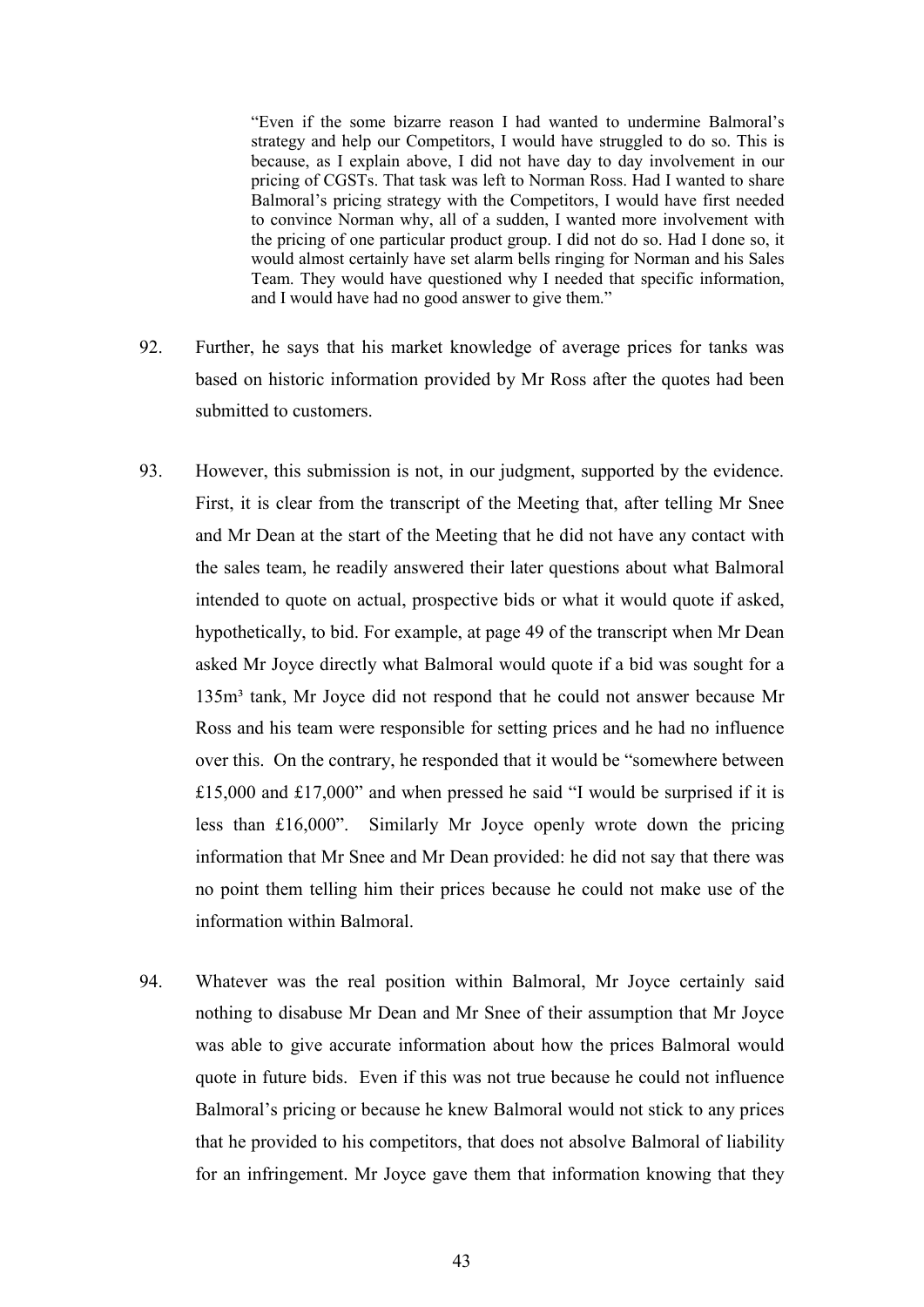> "Even if the some bizarre reason I had wanted to undermine Balmoral's strategy and help our Competitors, I would have struggled to do so. This is because, as I explain above, I did not have day to day involvement in our pricing of CGSTs. That task was left to Norman Ross. Had I wanted to share Balmoral's pricing strategy with the Competitors, I would have first needed to convince Norman why, all of a sudden, I wanted more involvement with the pricing of one particular product group. I did not do so. Had I done so, it would almost certainly have set alarm bells ringing for Norman and his Sales Team. They would have questioned why I needed that specific information, and I would have had no good answer to give them."

92. Further, he says that his market knowledge of average prices for tanks was based on historic information provided by Mr Ross after the quotes had been submitted to customers.

93. However, this submission is not, in our judgment, supported by the evidence. First, it is clear from the transcript of the Meeting that, after telling Mr Snee and Mr Dean at the start of the Meeting that he did not have any contact with the sales team, he readily answered their later questions about what Balmoral intended to quote on actual, prospective bids or what it would quote if asked, hypothetically, to bid. For example, at page 49 of the transcript when Mr Dean asked Mr Joyce directly what Balmoral would quote if a bid was sought for a 135m³ tank, Mr Joyce did not respond that he could not answer because Mr Ross and his team were responsible for setting prices and he had no influence over this. On the contrary, he responded that it would be "somewhere between £15,000 and £17,000" and when pressed he said "I would be surprised if it is less than £16,000". Similarly Mr Joyce openly wrote down the pricing information that Mr Snee and Mr Dean provided: he did not say that there was no point them telling him their prices because he could not make use of the information within Balmoral.

94. Whatever was the real position within Balmoral, Mr Joyce certainly said nothing to disabuse Mr Dean and Mr Snee of their assumption that Mr Joyce was able to give accurate information about how the prices Balmoral would quote in future bids. Even if this was not true because he could not influence Balmoral's pricing or because he knew Balmoral would not stick to any prices that he provided to his competitors, that does not absolve Balmoral of liability for an infringement. Mr Joyce gave them that information knowing that they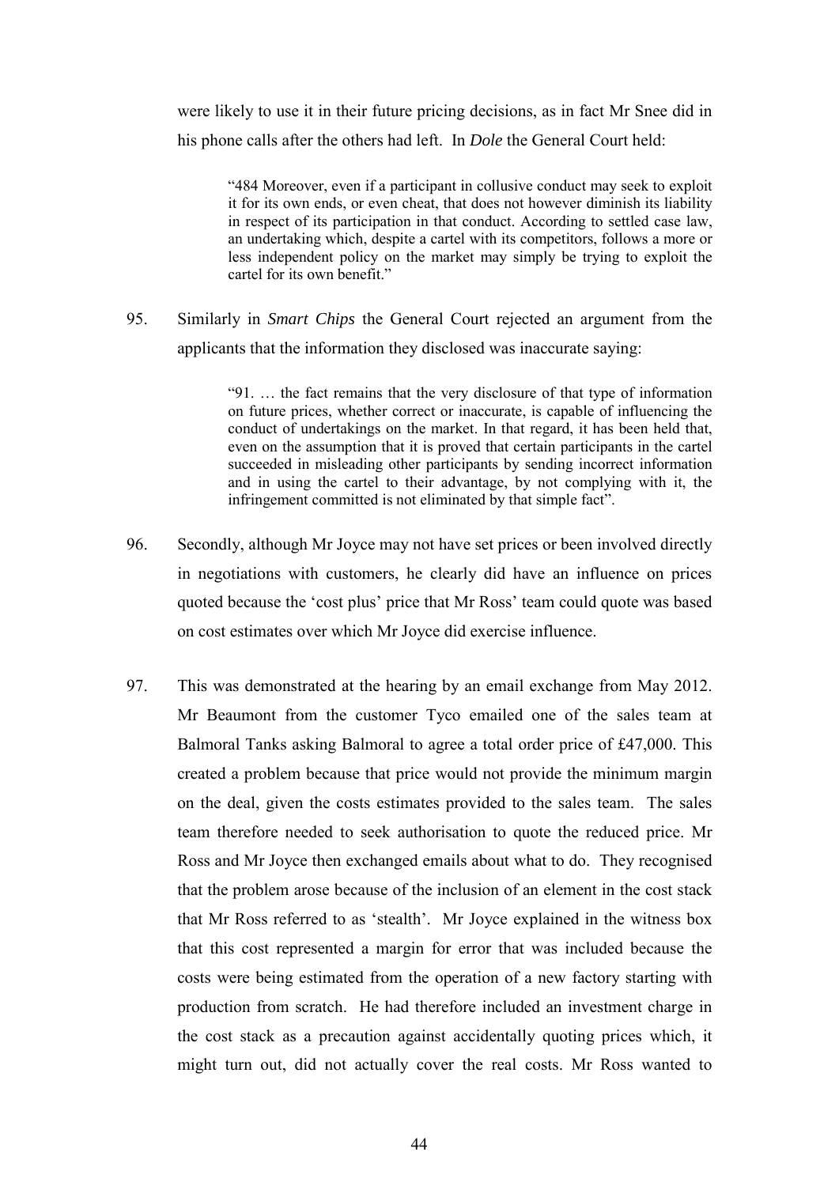were likely to use it in their future pricing decisions, as in fact Mr Snee did in his phone calls after the others had left. In *Dole* the General Court held:

> "484 Moreover, even if a participant in collusive conduct may seek to exploit it for its own ends, or even cheat, that does not however diminish its liability in respect of its participation in that conduct. According to settled case law, an undertaking which, despite a cartel with its competitors, follows a more or less independent policy on the market may simply be trying to exploit the cartel for its own benefit."

95. Similarly in *Smart Chips* the General Court rejected an argument from the applicants that the information they disclosed was inaccurate saying:

> "91. … the fact remains that the very disclosure of that type of information on future prices, whether correct or inaccurate, is capable of influencing the conduct of undertakings on the market. In that regard, it has been held that, even on the assumption that it is proved that certain participants in the cartel succeeded in misleading other participants by sending incorrect information and in using the cartel to their advantage, by not complying with it, the infringement committed is not eliminated by that simple fact".

96. Secondly, although Mr Joyce may not have set prices or been involved directly in negotiations with customers, he clearly did have an influence on prices quoted because the 'cost plus' price that Mr Ross' team could quote was based on cost estimates over which Mr Joyce did exercise influence.

97. This was demonstrated at the hearing by an email exchange from May 2012. Mr Beaumont from the customer Tyco emailed one of the sales team at Balmoral Tanks asking Balmoral to agree a total order price of £47,000. This created a problem because that price would not provide the minimum margin on the deal, given the costs estimates provided to the sales team. The sales team therefore needed to seek authorisation to quote the reduced price. Mr Ross and Mr Joyce then exchanged emails about what to do. They recognised that the problem arose because of the inclusion of an element in the cost stack that Mr Ross referred to as 'stealth'. Mr Joyce explained in the witness box that this cost represented a margin for error that was included because the costs were being estimated from the operation of a new factory starting with production from scratch. He had therefore included an investment charge in the cost stack as a precaution against accidentally quoting prices which, it might turn out, did not actually cover the real costs. Mr Ross wanted to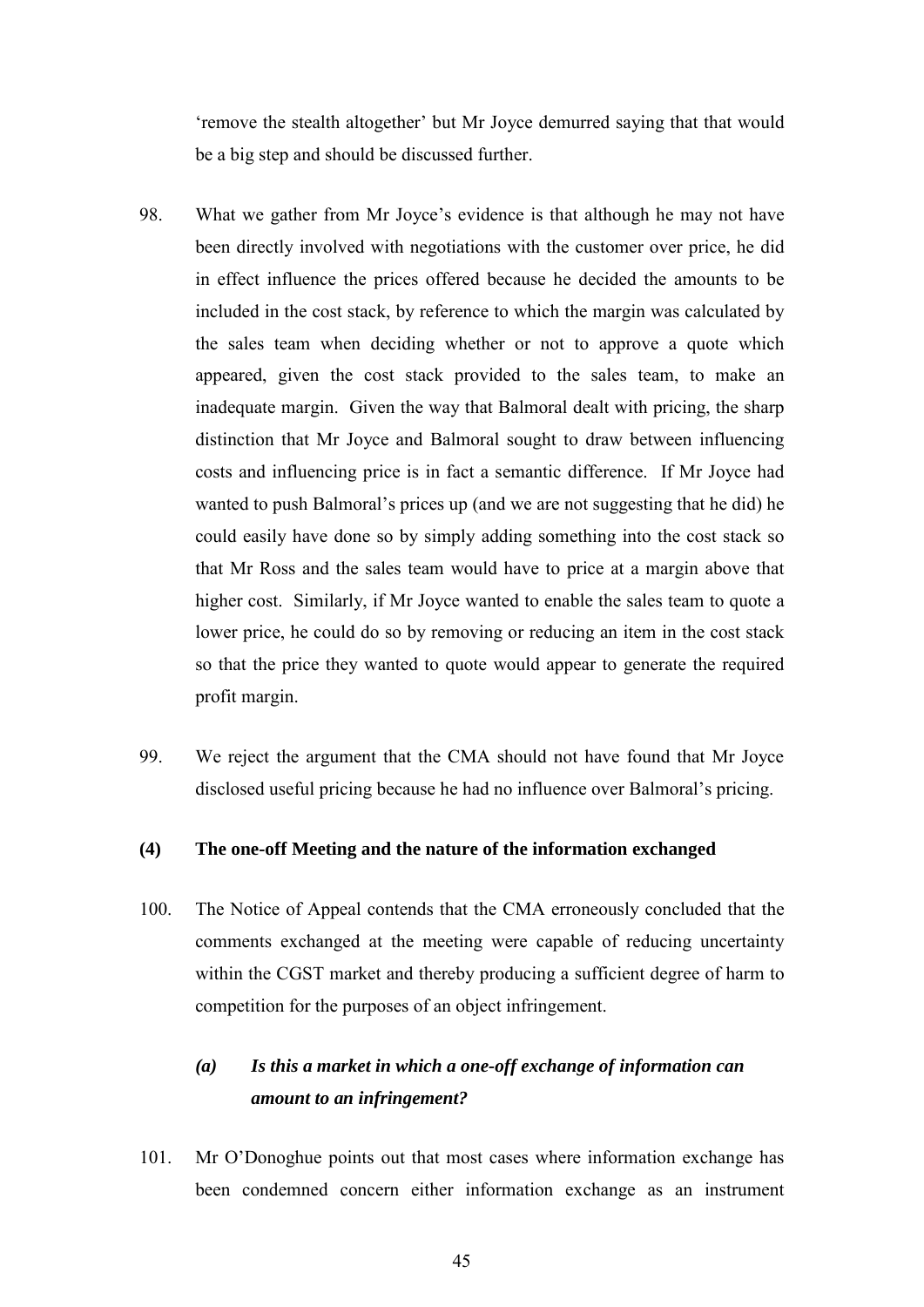'remove the stealth altogether' but Mr Joyce demurred saying that that would be a big step and should be discussed further.

98. What we gather from Mr Joyce's evidence is that although he may not have been directly involved with negotiations with the customer over price, he did in effect influence the prices offered because he decided the amounts to be included in the cost stack, by reference to which the margin was calculated by the sales team when deciding whether or not to approve a quote which appeared, given the cost stack provided to the sales team, to make an inadequate margin. Given the way that Balmoral dealt with pricing, the sharp distinction that Mr Joyce and Balmoral sought to draw between influencing costs and influencing price is in fact a semantic difference. If Mr Joyce had wanted to push Balmoral's prices up (and we are not suggesting that he did) he could easily have done so by simply adding something into the cost stack so that Mr Ross and the sales team would have to price at a margin above that higher cost. Similarly, if Mr Joyce wanted to enable the sales team to quote a lower price, he could do so by removing or reducing an item in the cost stack so that the price they wanted to quote would appear to generate the required profit margin.

99. We reject the argument that the CMA should not have found that Mr Joyce disclosed useful pricing because he had no influence over Balmoral's pricing.

### (4) The one-off Meeting and the nature of the information exchanged

100. The Notice of Appeal contends that the CMA erroneously concluded that the comments exchanged at the meeting were capable of reducing uncertainty within the CGST market and thereby producing a sufficient degree of harm to competition for the purposes of an object infringement.

#### *(a) Is this a market in which a one-off exchange of information can amount to an infringement?*

101. Mr O'Donoghue points out that most cases where information exchange has been condemned concern either information exchange as an instrument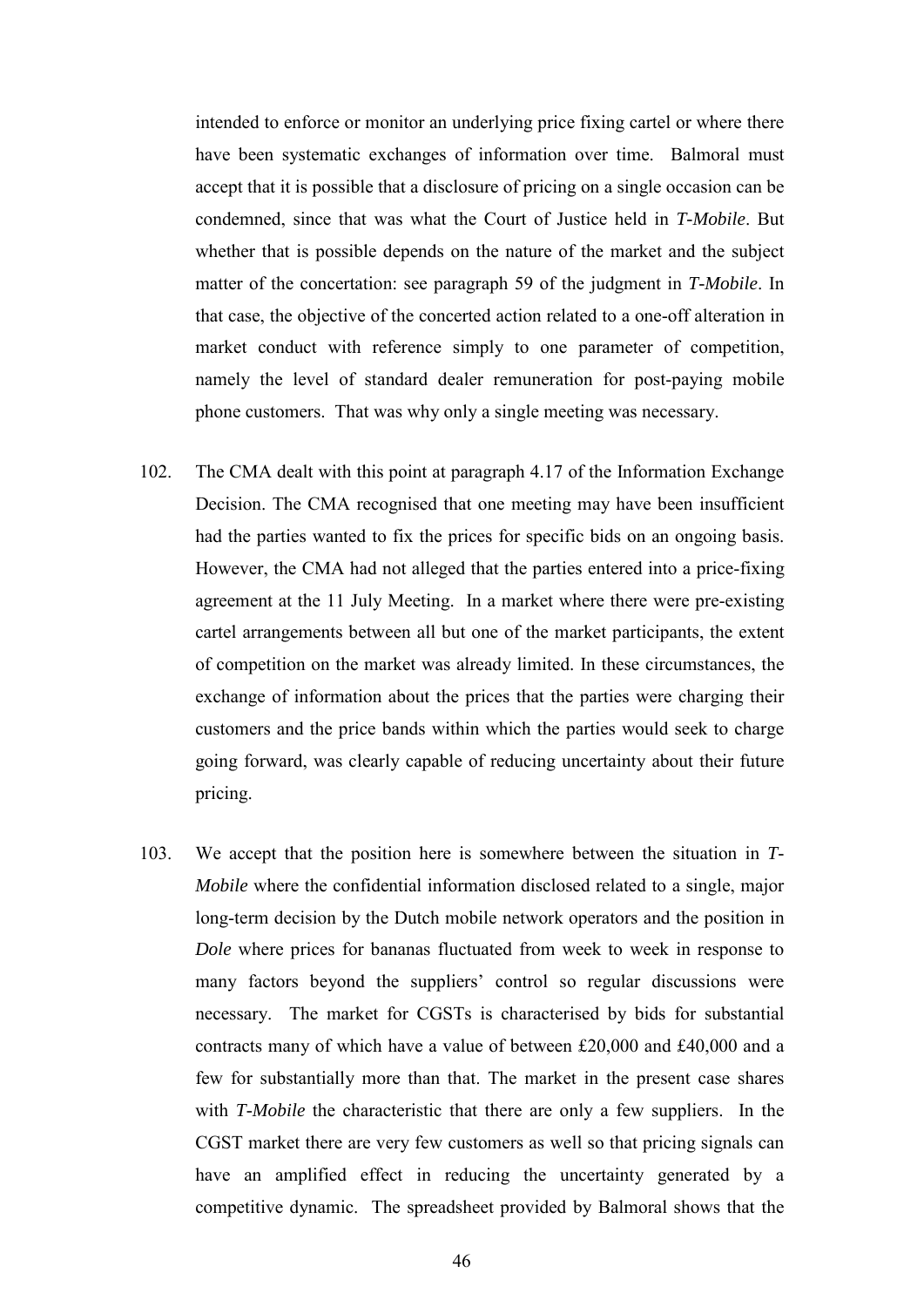intended to enforce or monitor an underlying price fixing cartel or where there have been systematic exchanges of information over time. Balmoral must accept that it is possible that a disclosure of pricing on a single occasion can be condemned, since that was what the Court of Justice held in *T-Mobile*. But whether that is possible depends on the nature of the market and the subject matter of the concertation: see paragraph 59 of the judgment in *T-Mobile*. In that case, the objective of the concerted action related to a one-off alteration in market conduct with reference simply to one parameter of competition, namely the level of standard dealer remuneration for post-paying mobile phone customers. That was why only a single meeting was necessary.

102. The CMA dealt with this point at paragraph 4.17 of the Information Exchange Decision. The CMA recognised that one meeting may have been insufficient had the parties wanted to fix the prices for specific bids on an ongoing basis. However, the CMA had not alleged that the parties entered into a price-fixing agreement at the 11 July Meeting. In a market where there were pre-existing cartel arrangements between all but one of the market participants, the extent of competition on the market was already limited. In these circumstances, the exchange of information about the prices that the parties were charging their customers and the price bands within which the parties would seek to charge going forward, was clearly capable of reducing uncertainty about their future pricing.

103. We accept that the position here is somewhere between the situation in *T-Mobile* where the confidential information disclosed related to a single, major long-term decision by the Dutch mobile network operators and the position in *Dole* where prices for bananas fluctuated from week to week in response to many factors beyond the suppliers' control so regular discussions were necessary. The market for CGSTs is characterised by bids for substantial contracts many of which have a value of between £20,000 and £40,000 and a few for substantially more than that. The market in the present case shares with *T-Mobile* the characteristic that there are only a few suppliers. In the CGST market there are very few customers as well so that pricing signals can have an amplified effect in reducing the uncertainty generated by a competitive dynamic. The spreadsheet provided by Balmoral shows that the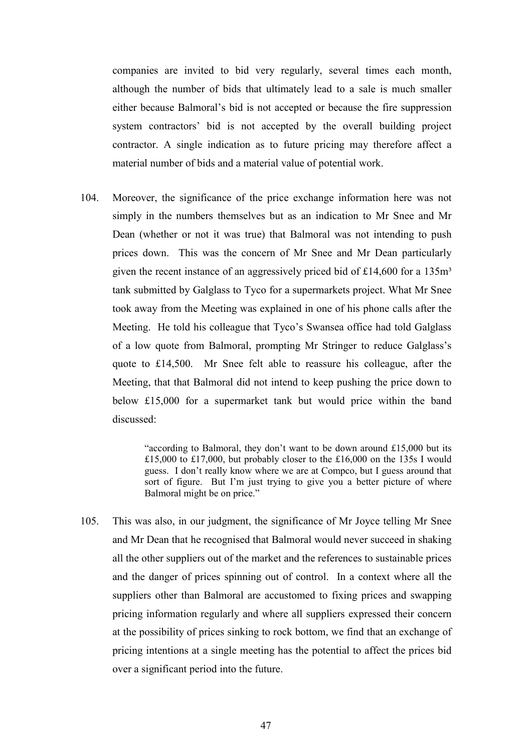companies are invited to bid very regularly, several times each month, although the number of bids that ultimately lead to a sale is much smaller either because Balmoral's bid is not accepted or because the fire suppression system contractors' bid is not accepted by the overall building project contractor. A single indication as to future pricing may therefore affect a material number of bids and a material value of potential work.

104. Moreover, the significance of the price exchange information here was not simply in the numbers themselves but as an indication to Mr Snee and Mr Dean (whether or not it was true) that Balmoral was not intending to push prices down. This was the concern of Mr Snee and Mr Dean particularly given the recent instance of an aggressively priced bid of £14,600 for a 135m³ tank submitted by Galglass to Tyco for a supermarkets project. What Mr Snee took away from the Meeting was explained in one of his phone calls after the Meeting. He told his colleague that Tyco's Swansea office had told Galglass of a low quote from Balmoral, prompting Mr Stringer to reduce Galglass's quote to £14,500. Mr Snee felt able to reassure his colleague, after the Meeting, that that Balmoral did not intend to keep pushing the price down to below £15,000 for a supermarket tank but would price within the band discussed:

> "according to Balmoral, they don't want to be down around £15,000 but its £15,000 to £17,000, but probably closer to the £16,000 on the 135s I would guess. I don't really know where we are at Compco, but I guess around that sort of figure. But I'm just trying to give you a better picture of where Balmoral might be on price."

105. This was also, in our judgment, the significance of Mr Joyce telling Mr Snee and Mr Dean that he recognised that Balmoral would never succeed in shaking all the other suppliers out of the market and the references to sustainable prices and the danger of prices spinning out of control. In a context where all the suppliers other than Balmoral are accustomed to fixing prices and swapping pricing information regularly and where all suppliers expressed their concern at the possibility of prices sinking to rock bottom, we find that an exchange of pricing intentions at a single meeting has the potential to affect the prices bid over a significant period into the future.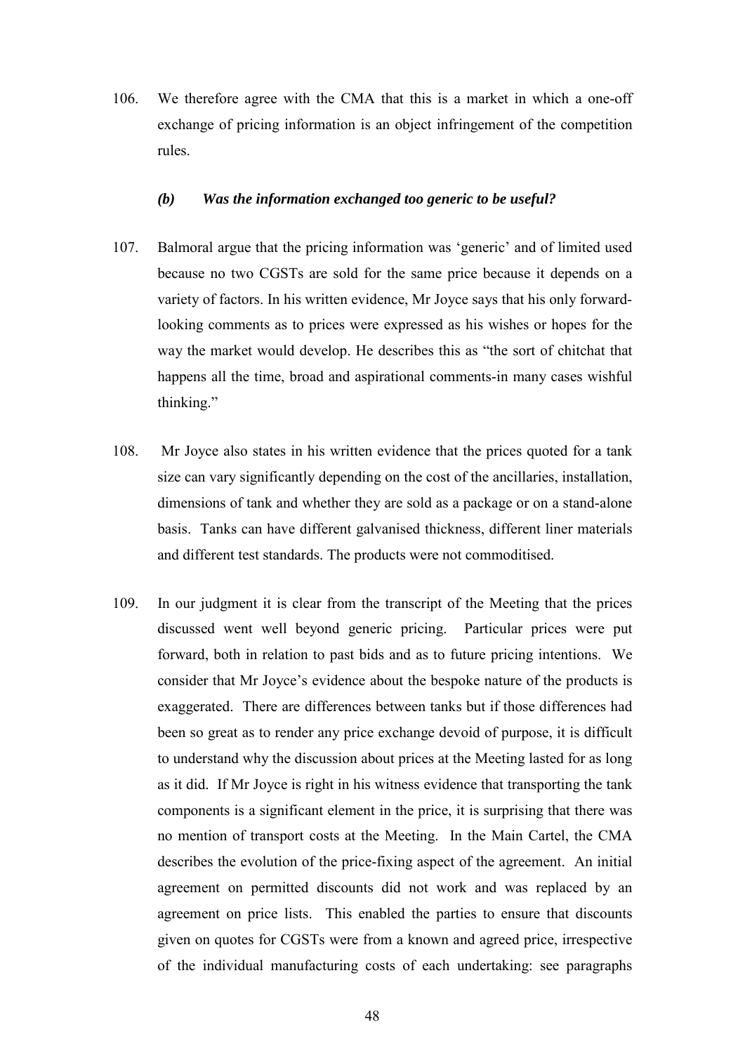106. We therefore agree with the CMA that this is a market in which a one-off exchange of pricing information is an object infringement of the competition rules.

### *(b) Was the information exchanged too generic to be useful?*

107. Balmoral argue that the pricing information was 'generic' and of limited used because no two CGSTs are sold for the same price because it depends on a variety of factors. In his written evidence, Mr Joyce says that his only forward-looking comments as to prices were expressed as his wishes or hopes for the way the market would develop. He describes this as "the sort of chitchat that happens all the time, broad and aspirational comments-in many cases wishful thinking."

108. Mr Joyce also states in his written evidence that the prices quoted for a tank size can vary significantly depending on the cost of the ancillaries, installation, dimensions of tank and whether they are sold as a package or on a stand-alone basis. Tanks can have different galvanised thickness, different liner materials and different test standards. The products were not commoditised.

109. In our judgment it is clear from the transcript of the Meeting that the prices discussed went well beyond generic pricing. Particular prices were put forward, both in relation to past bids and as to future pricing intentions. We consider that Mr Joyce's evidence about the bespoke nature of the products is exaggerated. There are differences between tanks but if those differences had been so great as to render any price exchange devoid of purpose, it is difficult to understand why the discussion about prices at the Meeting lasted for as long as it did. If Mr Joyce is right in his witness evidence that transporting the tank components is a significant element in the price, it is surprising that there was no mention of transport costs at the Meeting. In the Main Cartel, the CMA describes the evolution of the price-fixing aspect of the agreement. An initial agreement on permitted discounts did not work and was replaced by an agreement on price lists. This enabled the parties to ensure that discounts given on quotes for CGSTs were from a known and agreed price, irrespective of the individual manufacturing costs of each undertaking: see paragraphs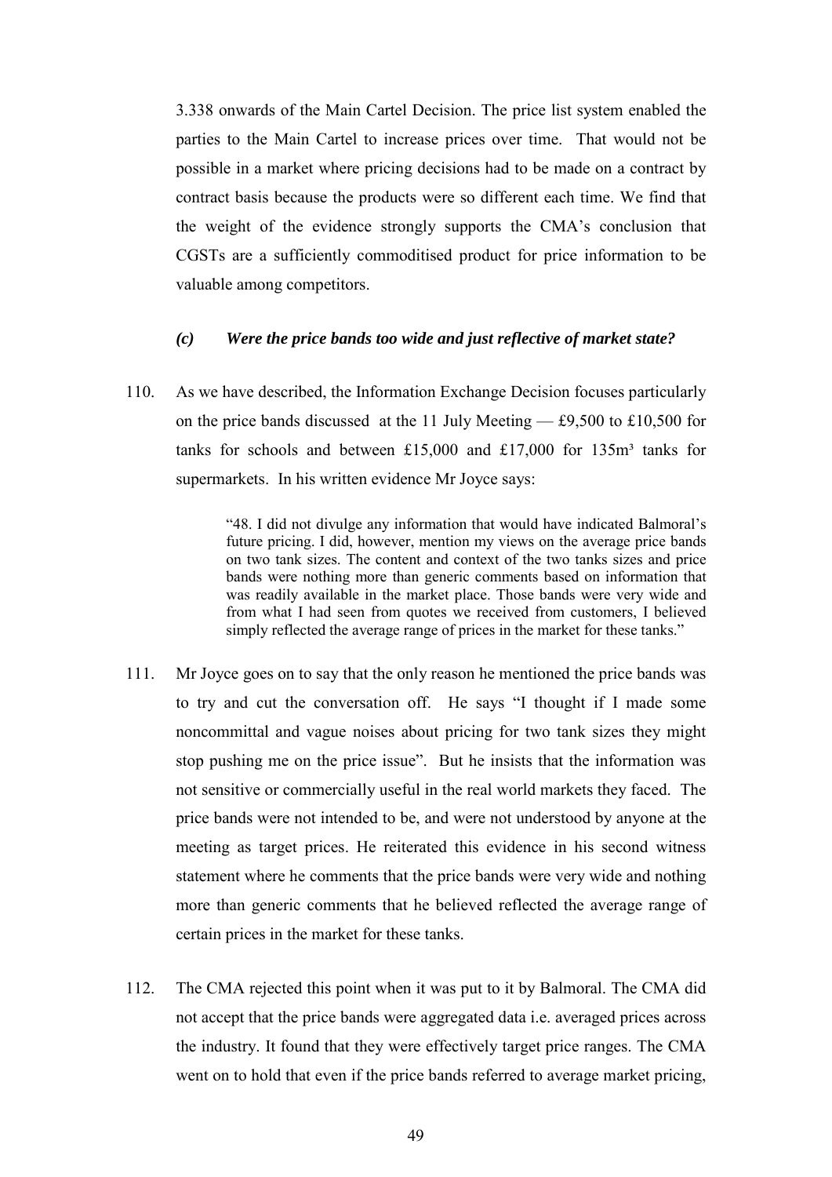3.338 onwards of the Main Cartel Decision. The price list system enabled the parties to the Main Cartel to increase prices over time. That would not be possible in a market where pricing decisions had to be made on a contract by contract basis because the products were so different each time. We find that the weight of the evidence strongly supports the CMA's conclusion that CGSTs are a sufficiently commoditised product for price information to be valuable among competitors.

### *(c) Were the price bands too wide and just reflective of market state?*

110. As we have described, the Information Exchange Decision focuses particularly on the price bands discussed at the 11 July Meeting — £9,500 to £10,500 for tanks for schools and between £15,000 and £17,000 for 135m³ tanks for supermarkets. In his written evidence Mr Joyce says:

> "48. I did not divulge any information that would have indicated Balmoral's future pricing. I did, however, mention my views on the average price bands on two tank sizes. The content and context of the two tanks sizes and price bands were nothing more than generic comments based on information that was readily available in the market place. Those bands were very wide and from what I had seen from quotes we received from customers, I believed simply reflected the average range of prices in the market for these tanks."

111. Mr Joyce goes on to say that the only reason he mentioned the price bands was to try and cut the conversation off. He says "I thought if I made some noncommittal and vague noises about pricing for two tank sizes they might stop pushing me on the price issue". But he insists that the information was not sensitive or commercially useful in the real world markets they faced. The price bands were not intended to be, and were not understood by anyone at the meeting as target prices. He reiterated this evidence in his second witness statement where he comments that the price bands were very wide and nothing more than generic comments that he believed reflected the average range of certain prices in the market for these tanks.

112. The CMA rejected this point when it was put to it by Balmoral. The CMA did not accept that the price bands were aggregated data i.e. averaged prices across the industry. It found that they were effectively target price ranges. The CMA went on to hold that even if the price bands referred to average market pricing,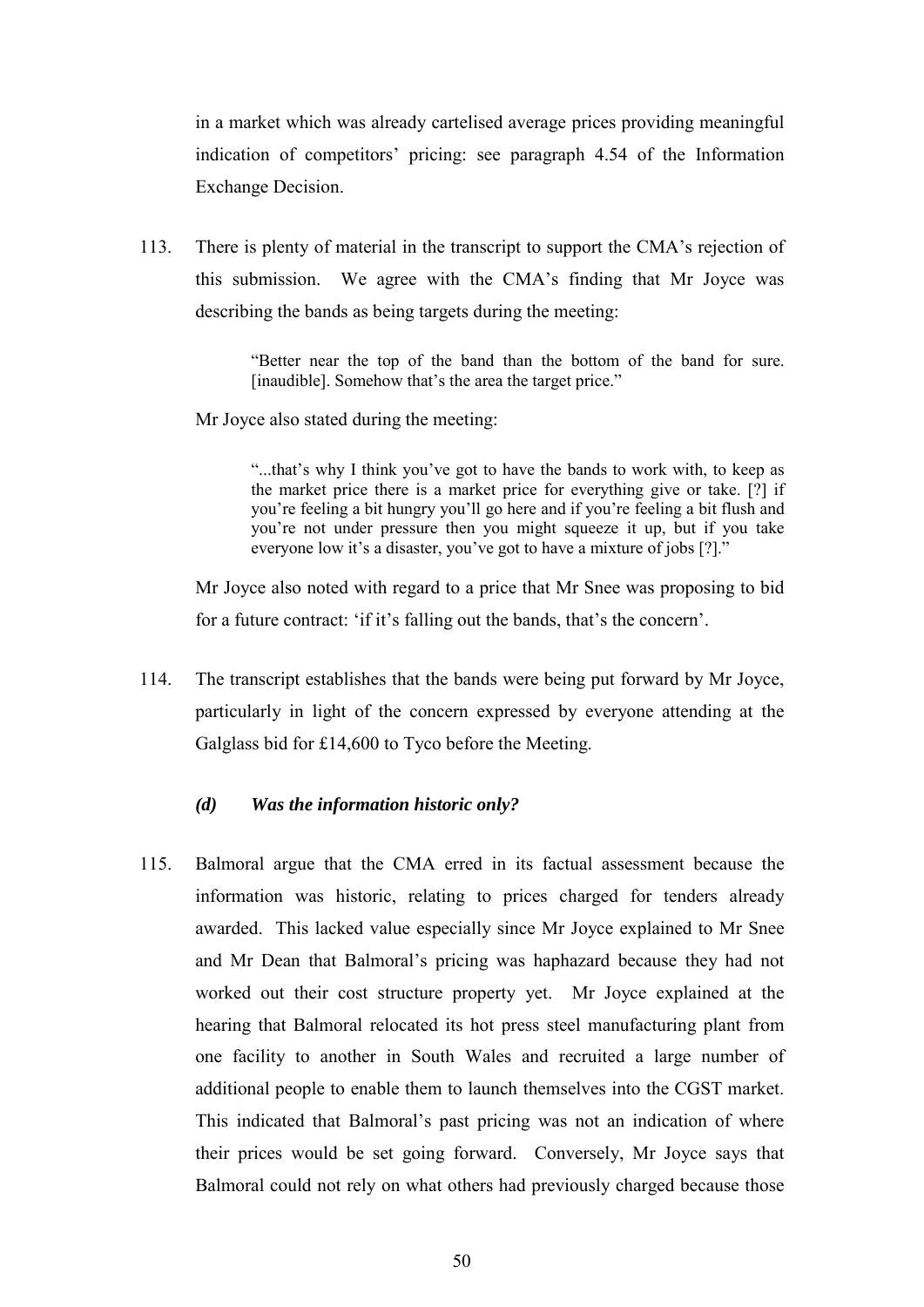in a market which was already cartelised average prices providing meaningful indication of competitors' pricing: see paragraph 4.54 of the Information Exchange Decision.

113. There is plenty of material in the transcript to support the CMA's rejection of this submission. We agree with the CMA's finding that Mr Joyce was describing the bands as being targets during the meeting:

> "Better near the top of the band than the bottom of the band for sure. [inaudible]. Somehow that's the area the target price."

Mr Joyce also stated during the meeting:

> "...that's why I think you've got to have the bands to work with, to keep as the market price there is a market price for everything give or take. [?] if you're feeling a bit hungry you'll go here and if you're feeling a bit flush and you're not under pressure then you might squeeze it up, but if you take everyone low it's a disaster, you've got to have a mixture of jobs [?]."

Mr Joyce also noted with regard to a price that Mr Snee was proposing to bid for a future contract: 'if it's falling out the bands, that's the concern'.

114. The transcript establishes that the bands were being put forward by Mr Joyce, particularly in light of the concern expressed by everyone attending at the Galglass bid for £14,600 to Tyco before the Meeting.

### *(d) Was the information historic only?*

115. Balmoral argue that the CMA erred in its factual assessment because the information was historic, relating to prices charged for tenders already awarded. This lacked value especially since Mr Joyce explained to Mr Snee and Mr Dean that Balmoral's pricing was haphazard because they had not worked out their cost structure property yet. Mr Joyce explained at the hearing that Balmoral relocated its hot press steel manufacturing plant from one facility to another in South Wales and recruited a large number of additional people to enable them to launch themselves into the CGST market. This indicated that Balmoral's past pricing was not an indication of where their prices would be set going forward. Conversely, Mr Joyce says that Balmoral could not rely on what others had previously charged because those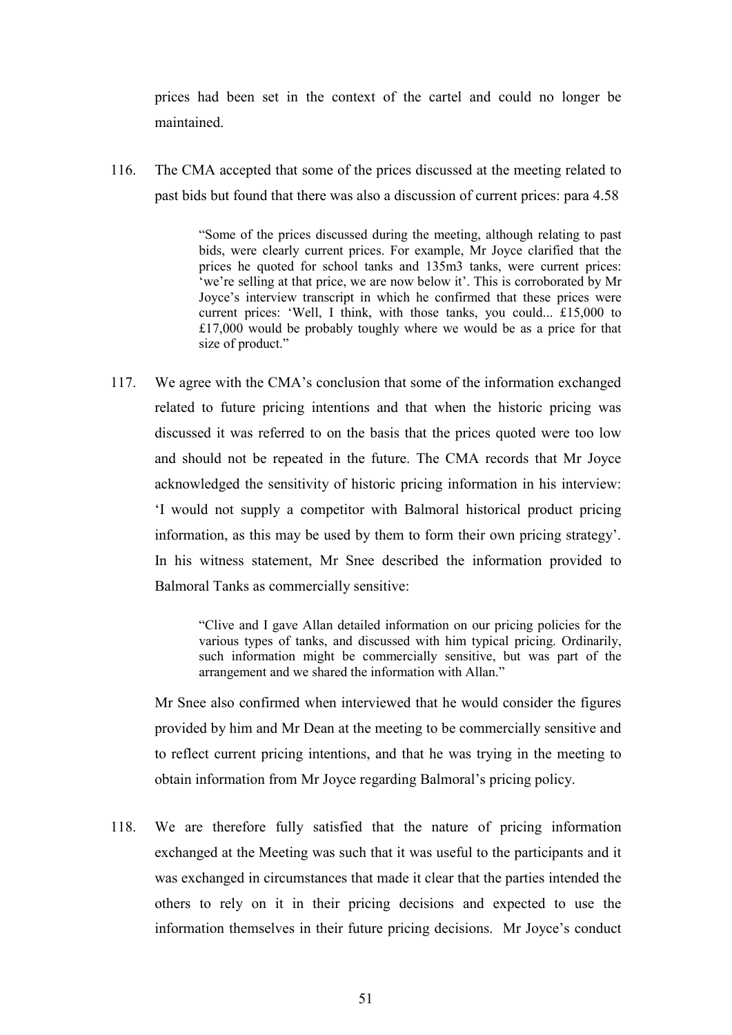prices had been set in the context of the cartel and could no longer be maintained.

116. The CMA accepted that some of the prices discussed at the meeting related to past bids but found that there was also a discussion of current prices: para 4.58

> "Some of the prices discussed during the meeting, although relating to past bids, were clearly current prices. For example, Mr Joyce clarified that the prices he quoted for school tanks and 135m3 tanks, were current prices: 'we're selling at that price, we are now below it'. This is corroborated by Mr Joyce's interview transcript in which he confirmed that these prices were current prices: 'Well, I think, with those tanks, you could... £15,000 to £17,000 would be probably toughly where we would be as a price for that size of product."

117. We agree with the CMA's conclusion that some of the information exchanged related to future pricing intentions and that when the historic pricing was discussed it was referred to on the basis that the prices quoted were too low and should not be repeated in the future. The CMA records that Mr Joyce acknowledged the sensitivity of historic pricing information in his interview: 'I would not supply a competitor with Balmoral historical product pricing information, as this may be used by them to form their own pricing strategy'. In his witness statement, Mr Snee described the information provided to Balmoral Tanks as commercially sensitive:

> "Clive and I gave Allan detailed information on our pricing policies for the various types of tanks, and discussed with him typical pricing. Ordinarily, such information might be commercially sensitive, but was part of the arrangement and we shared the information with Allan."

Mr Snee also confirmed when interviewed that he would consider the figures provided by him and Mr Dean at the meeting to be commercially sensitive and to reflect current pricing intentions, and that he was trying in the meeting to obtain information from Mr Joyce regarding Balmoral's pricing policy.

118. We are therefore fully satisfied that the nature of pricing information exchanged at the Meeting was such that it was useful to the participants and it was exchanged in circumstances that made it clear that the parties intended the others to rely on it in their pricing decisions and expected to use the information themselves in their future pricing decisions. Mr Joyce's conduct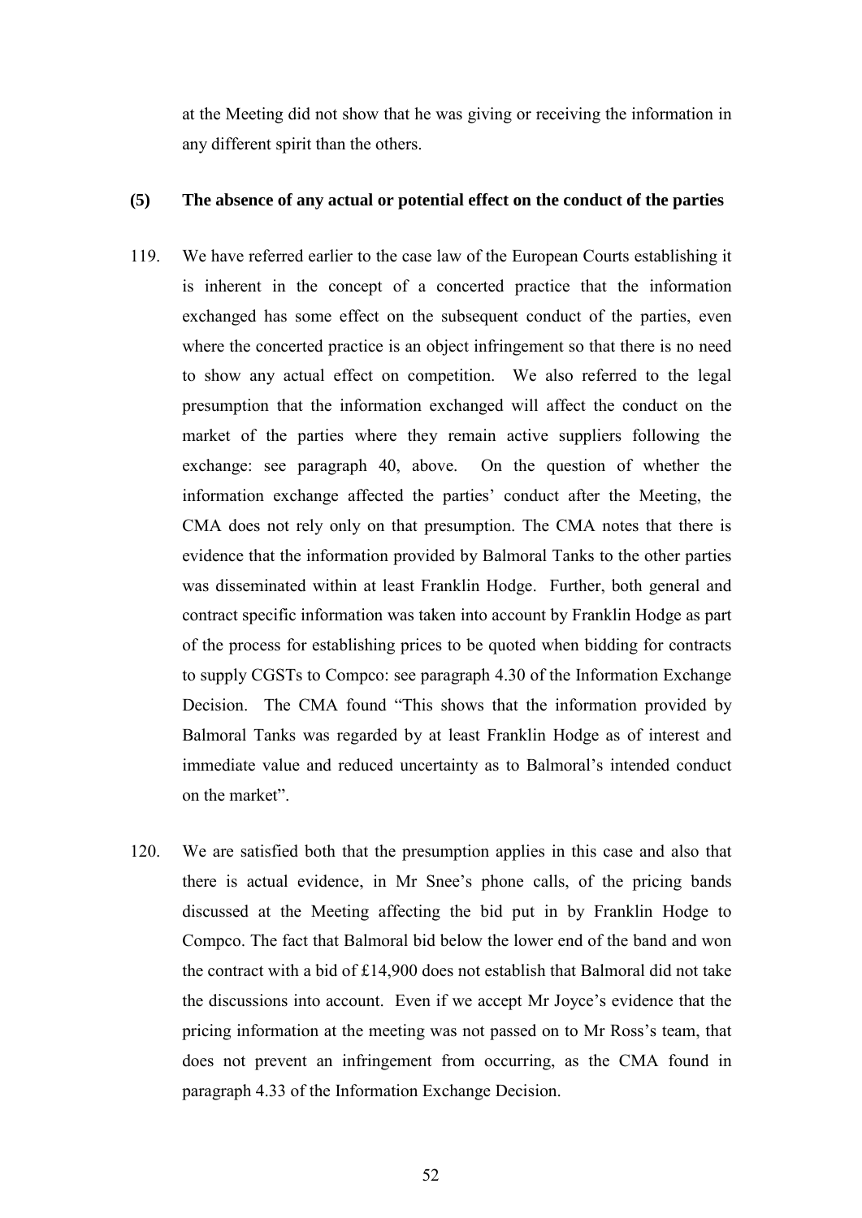at the Meeting did not show that he was giving or receiving the information in any different spirit than the others.

### (5) The absence of any actual or potential effect on the conduct of the parties

119. We have referred earlier to the case law of the European Courts establishing it is inherent in the concept of a concerted practice that the information exchanged has some effect on the subsequent conduct of the parties, even where the concerted practice is an object infringement so that there is no need to show any actual effect on competition. We also referred to the legal presumption that the information exchanged will affect the conduct on the market of the parties where they remain active suppliers following the exchange: see paragraph 40, above. On the question of whether the information exchange affected the parties' conduct after the Meeting, the CMA does not rely only on that presumption. The CMA notes that there is evidence that the information provided by Balmoral Tanks to the other parties was disseminated within at least Franklin Hodge. Further, both general and contract specific information was taken into account by Franklin Hodge as part of the process for establishing prices to be quoted when bidding for contracts to supply CGSTs to Compco: see paragraph 4.30 of the Information Exchange Decision. The CMA found "This shows that the information provided by Balmoral Tanks was regarded by at least Franklin Hodge as of interest and immediate value and reduced uncertainty as to Balmoral's intended conduct on the market".

120. We are satisfied both that the presumption applies in this case and also that there is actual evidence, in Mr Snee's phone calls, of the pricing bands discussed at the Meeting affecting the bid put in by Franklin Hodge to Compco. The fact that Balmoral bid below the lower end of the band and won the contract with a bid of £14,900 does not establish that Balmoral did not take the discussions into account. Even if we accept Mr Joyce's evidence that the pricing information at the meeting was not passed on to Mr Ross's team, that does not prevent an infringement from occurring, as the CMA found in paragraph 4.33 of the Information Exchange Decision.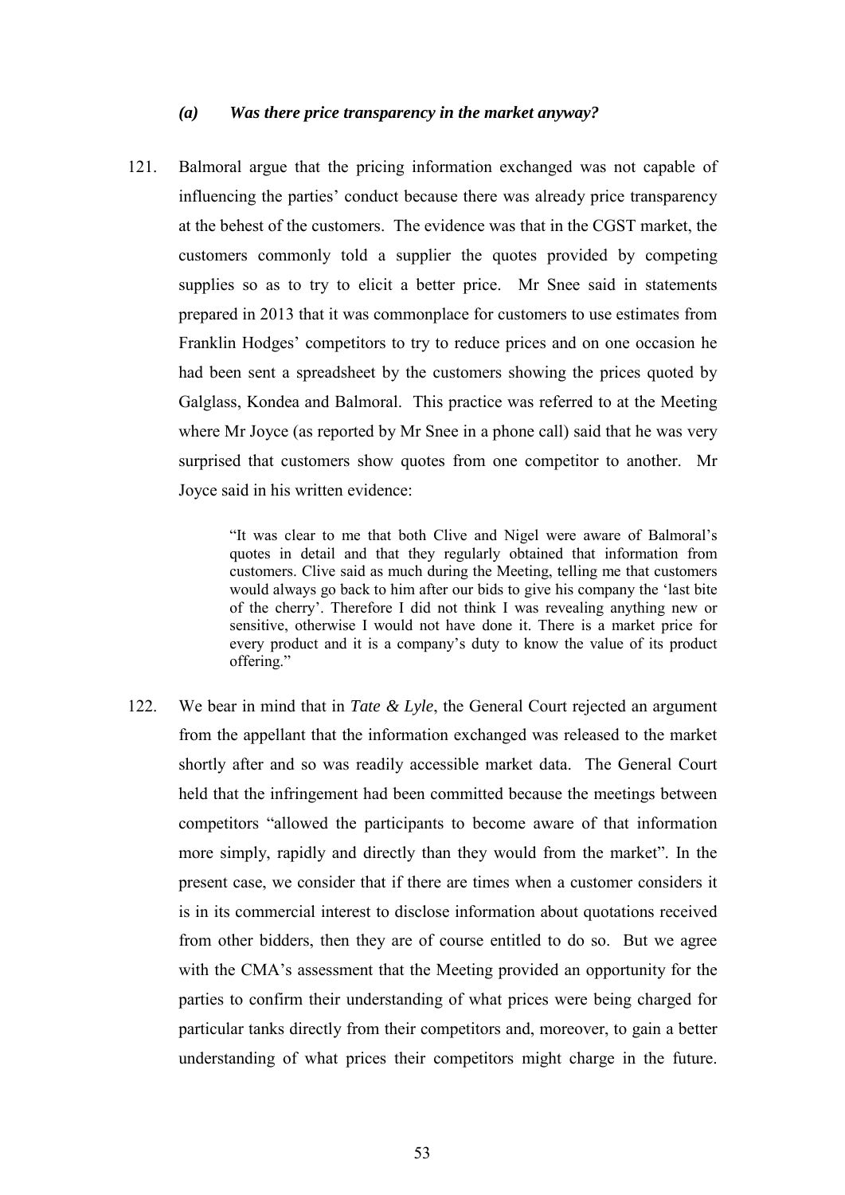### *(a) Was there price transparency in the market anyway?*

121. Balmoral argue that the pricing information exchanged was not capable of influencing the parties' conduct because there was already price transparency at the behest of the customers. The evidence was that in the CGST market, the customers commonly told a supplier the quotes provided by competing supplies so as to try to elicit a better price. Mr Snee said in statements prepared in 2013 that it was commonplace for customers to use estimates from Franklin Hodges' competitors to try to reduce prices and on one occasion he had been sent a spreadsheet by the customers showing the prices quoted by Galglass, Kondea and Balmoral. This practice was referred to at the Meeting where Mr Joyce (as reported by Mr Snee in a phone call) said that he was very surprised that customers show quotes from one competitor to another. Mr Joyce said in his written evidence:

> "It was clear to me that both Clive and Nigel were aware of Balmoral's quotes in detail and that they regularly obtained that information from customers. Clive said as much during the Meeting, telling me that customers would always go back to him after our bids to give his company the 'last bite of the cherry'. Therefore I did not think I was revealing anything new or sensitive, otherwise I would not have done it. There is a market price for every product and it is a company's duty to know the value of its product offering."

122. We bear in mind that in *Tate & Lyle*, the General Court rejected an argument from the appellant that the information exchanged was released to the market shortly after and so was readily accessible market data. The General Court held that the infringement had been committed because the meetings between competitors "allowed the participants to become aware of that information more simply, rapidly and directly than they would from the market". In the present case, we consider that if there are times when a customer considers it is in its commercial interest to disclose information about quotations received from other bidders, then they are of course entitled to do so. But we agree with the CMA's assessment that the Meeting provided an opportunity for the parties to confirm their understanding of what prices were being charged for particular tanks directly from their competitors and, moreover, to gain a better understanding of what prices their competitors might charge in the future.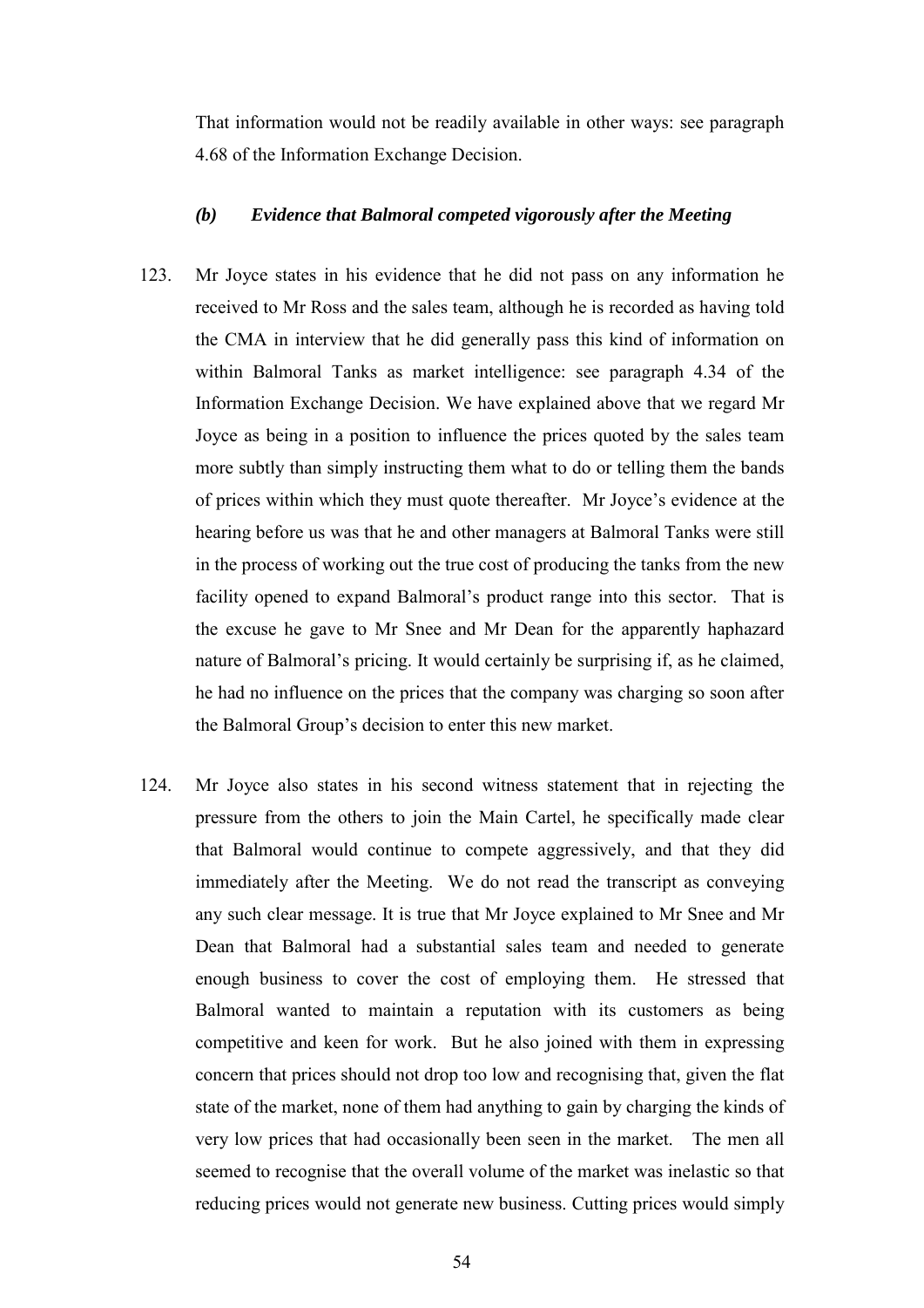That information would not be readily available in other ways: see paragraph 4.68 of the Information Exchange Decision.

### *(b) Evidence that Balmoral competed vigorously after the Meeting*

123. Mr Joyce states in his evidence that he did not pass on any information he received to Mr Ross and the sales team, although he is recorded as having told the CMA in interview that he did generally pass this kind of information on within Balmoral Tanks as market intelligence: see paragraph 4.34 of the Information Exchange Decision. We have explained above that we regard Mr Joyce as being in a position to influence the prices quoted by the sales team more subtly than simply instructing them what to do or telling them the bands of prices within which they must quote thereafter. Mr Joyce's evidence at the hearing before us was that he and other managers at Balmoral Tanks were still in the process of working out the true cost of producing the tanks from the new facility opened to expand Balmoral's product range into this sector. That is the excuse he gave to Mr Snee and Mr Dean for the apparently haphazard nature of Balmoral's pricing. It would certainly be surprising if, as he claimed, he had no influence on the prices that the company was charging so soon after the Balmoral Group's decision to enter this new market.

124. Mr Joyce also states in his second witness statement that in rejecting the pressure from the others to join the Main Cartel, he specifically made clear that Balmoral would continue to compete aggressively, and that they did immediately after the Meeting. We do not read the transcript as conveying any such clear message. It is true that Mr Joyce explained to Mr Snee and Mr Dean that Balmoral had a substantial sales team and needed to generate enough business to cover the cost of employing them. He stressed that Balmoral wanted to maintain a reputation with its customers as being competitive and keen for work. But he also joined with them in expressing concern that prices should not drop too low and recognising that, given the flat state of the market, none of them had anything to gain by charging the kinds of very low prices that had occasionally been seen in the market. The men all seemed to recognise that the overall volume of the market was inelastic so that reducing prices would not generate new business. Cutting prices would simply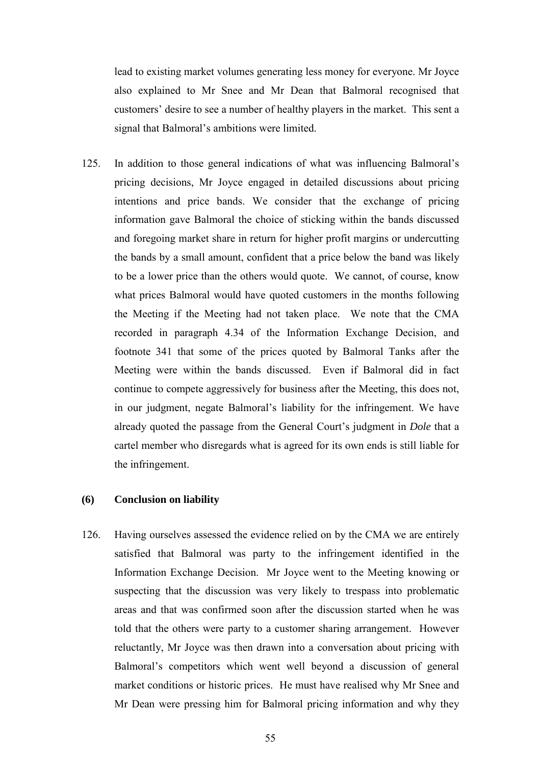lead to existing market volumes generating less money for everyone. Mr Joyce also explained to Mr Snee and Mr Dean that Balmoral recognised that customers' desire to see a number of healthy players in the market. This sent a signal that Balmoral's ambitions were limited.

125. In addition to those general indications of what was influencing Balmoral's pricing decisions, Mr Joyce engaged in detailed discussions about pricing intentions and price bands. We consider that the exchange of pricing information gave Balmoral the choice of sticking within the bands discussed and foregoing market share in return for higher profit margins or undercutting the bands by a small amount, confident that a price below the band was likely to be a lower price than the others would quote. We cannot, of course, know what prices Balmoral would have quoted customers in the months following the Meeting if the Meeting had not taken place. We note that the CMA recorded in paragraph 4.34 of the Information Exchange Decision, and footnote 341 that some of the prices quoted by Balmoral Tanks after the Meeting were within the bands discussed. Even if Balmoral did in fact continue to compete aggressively for business after the Meeting, this does not, in our judgment, negate Balmoral's liability for the infringement. We have already quoted the passage from the General Court's judgment in *Dole* that a cartel member who disregards what is agreed for its own ends is still liable for the infringement.

### (6) Conclusion on liability

126. Having ourselves assessed the evidence relied on by the CMA we are entirely satisfied that Balmoral was party to the infringement identified in the Information Exchange Decision. Mr Joyce went to the Meeting knowing or suspecting that the discussion was very likely to trespass into problematic areas and that was confirmed soon after the discussion started when he was told that the others were party to a customer sharing arrangement. However reluctantly, Mr Joyce was then drawn into a conversation about pricing with Balmoral's competitors which went well beyond a discussion of general market conditions or historic prices. He must have realised why Mr Snee and Mr Dean were pressing him for Balmoral pricing information and why they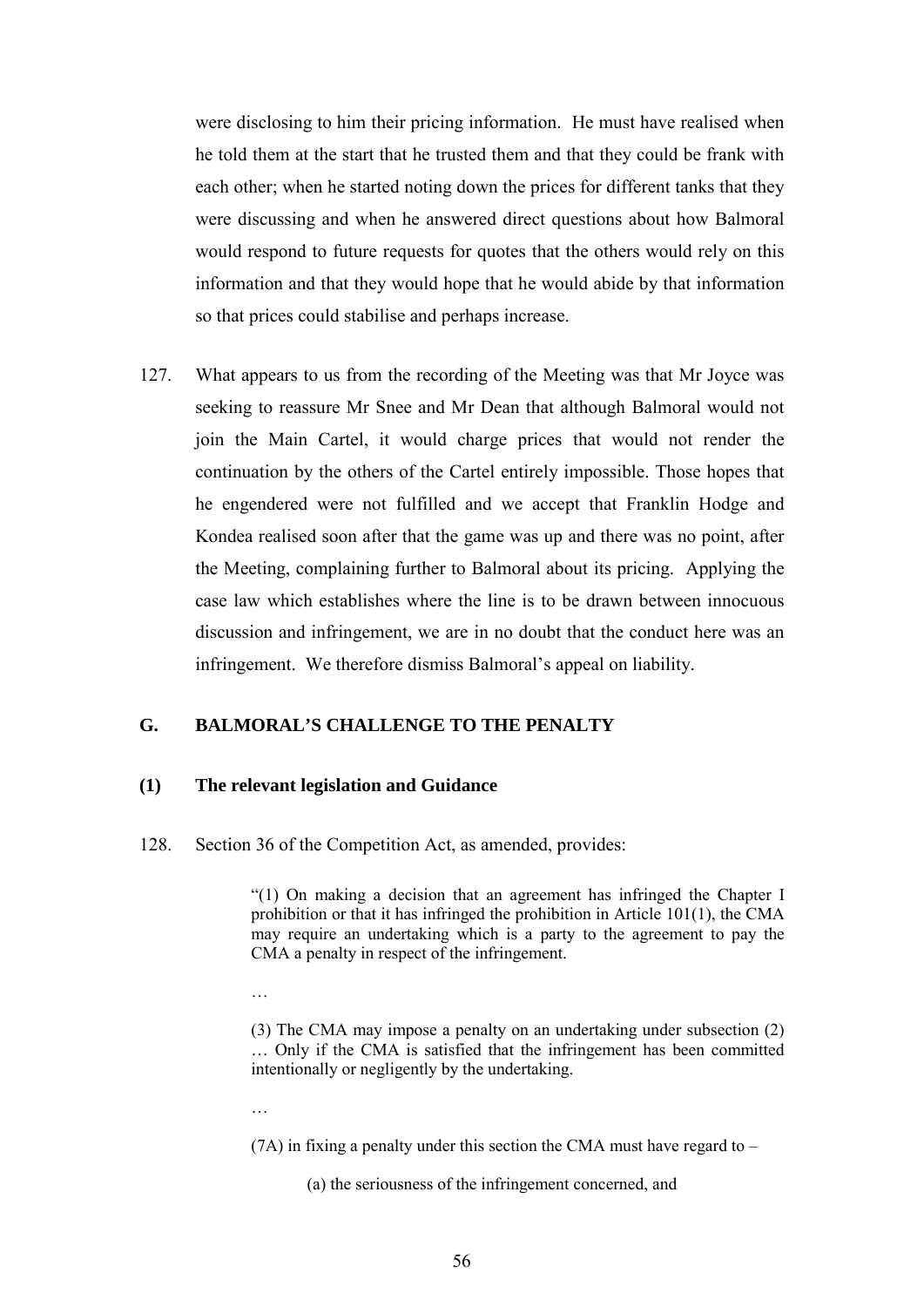were disclosing to him their pricing information. He must have realised when he told them at the start that he trusted them and that they could be frank with each other; when he started noting down the prices for different tanks that they were discussing and when he answered direct questions about how Balmoral would respond to future requests for quotes that the others would rely on this information and that they would hope that he would abide by that information so that prices could stabilise and perhaps increase.

127. What appears to us from the recording of the Meeting was that Mr Joyce was seeking to reassure Mr Snee and Mr Dean that although Balmoral would not join the Main Cartel, it would charge prices that would not render the continuation by the others of the Cartel entirely impossible. Those hopes that he engendered were not fulfilled and we accept that Franklin Hodge and Kondea realised soon after that the game was up and there was no point, after the Meeting, complaining further to Balmoral about its pricing. Applying the case law which establishes where the line is to be drawn between innocuous discussion and infringement, we are in no doubt that the conduct here was an infringement. We therefore dismiss Balmoral's appeal on liability.

## G. BALMORAL'S CHALLENGE TO THE PENALTY

### (1) The relevant legislation and Guidance

128. Section 36 of the Competition Act, as amended, provides:

> "(1) On making a decision that an agreement has infringed the Chapter I prohibition or that it has infringed the prohibition in Article 101(1), the CMA may require an undertaking which is a party to the agreement to pay the CMA a penalty in respect of the infringement.
>
> …
>
> (3) The CMA may impose a penalty on an undertaking under subsection (2) … Only if the CMA is satisfied that the infringement has been committed intentionally or negligently by the undertaking.
>
> …
>
> (7A) in fixing a penalty under this section the CMA must have regard to –
>
> (a) the seriousness of the infringement concerned, and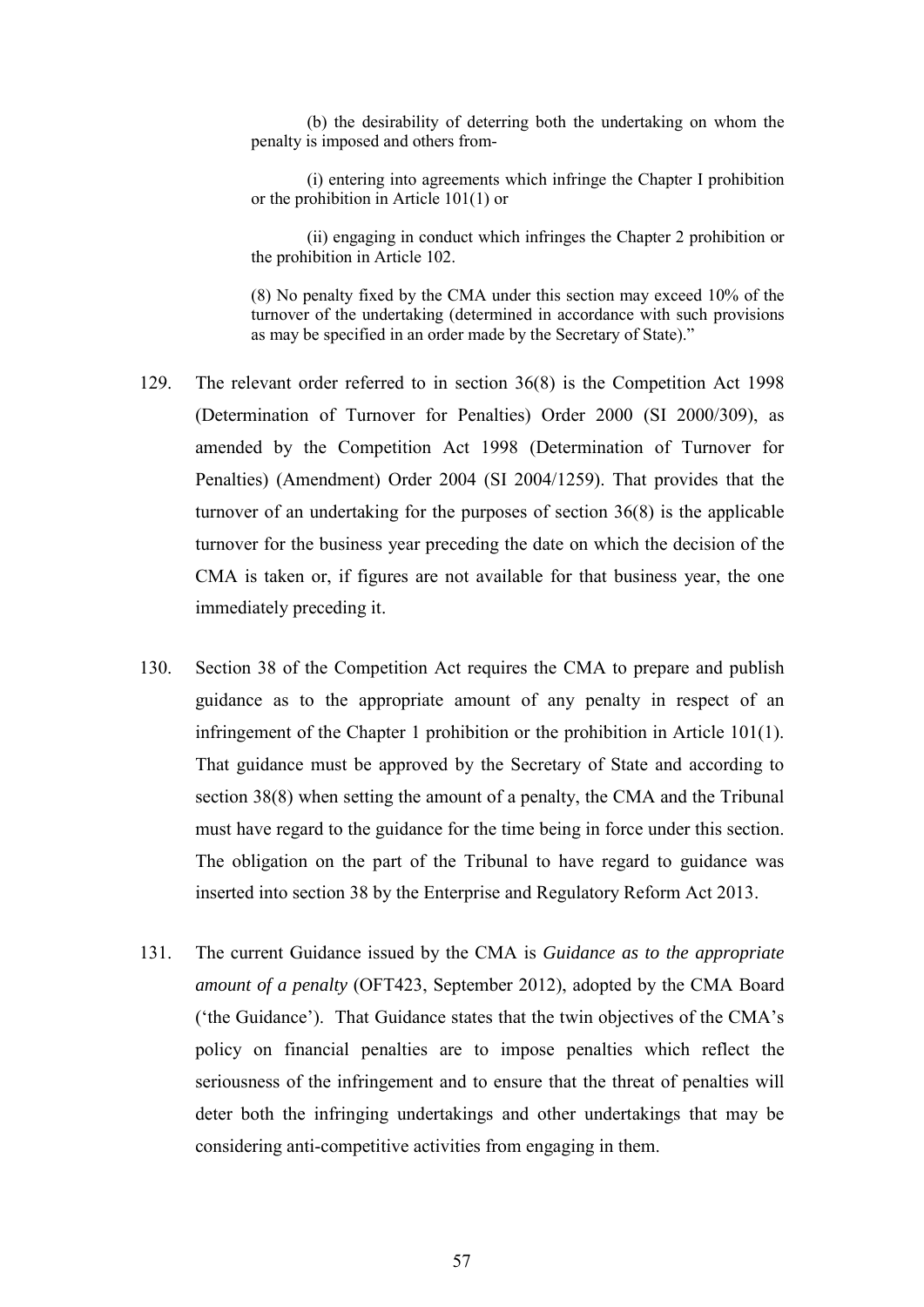> (b) the desirability of deterring both the undertaking on whom the penalty is imposed and others from-
>
> (i) entering into agreements which infringe the Chapter I prohibition or the prohibition in Article 101(1) or
>
> (ii) engaging in conduct which infringes the Chapter 2 prohibition or the prohibition in Article 102.
>
> (8) No penalty fixed by the CMA under this section may exceed 10% of the turnover of the undertaking (determined in accordance with such provisions as may be specified in an order made by the Secretary of State)."

129. The relevant order referred to in section 36(8) is the Competition Act 1998 (Determination of Turnover for Penalties) Order 2000 (SI 2000/309), as amended by the Competition Act 1998 (Determination of Turnover for Penalties) (Amendment) Order 2004 (SI 2004/1259). That provides that the turnover of an undertaking for the purposes of section 36(8) is the applicable turnover for the business year preceding the date on which the decision of the CMA is taken or, if figures are not available for that business year, the one immediately preceding it.

130. Section 38 of the Competition Act requires the CMA to prepare and publish guidance as to the appropriate amount of any penalty in respect of an infringement of the Chapter 1 prohibition or the prohibition in Article 101(1). That guidance must be approved by the Secretary of State and according to section 38(8) when setting the amount of a penalty, the CMA and the Tribunal must have regard to the guidance for the time being in force under this section. The obligation on the part of the Tribunal to have regard to guidance was inserted into section 38 by the Enterprise and Regulatory Reform Act 2013.

131. The current Guidance issued by the CMA is *Guidance as to the appropriate amount of a penalty* (OFT423, September 2012), adopted by the CMA Board ('the Guidance'). That Guidance states that the twin objectives of the CMA's policy on financial penalties are to impose penalties which reflect the seriousness of the infringement and to ensure that the threat of penalties will deter both the infringing undertakings and other undertakings that may be considering anti-competitive activities from engaging in them.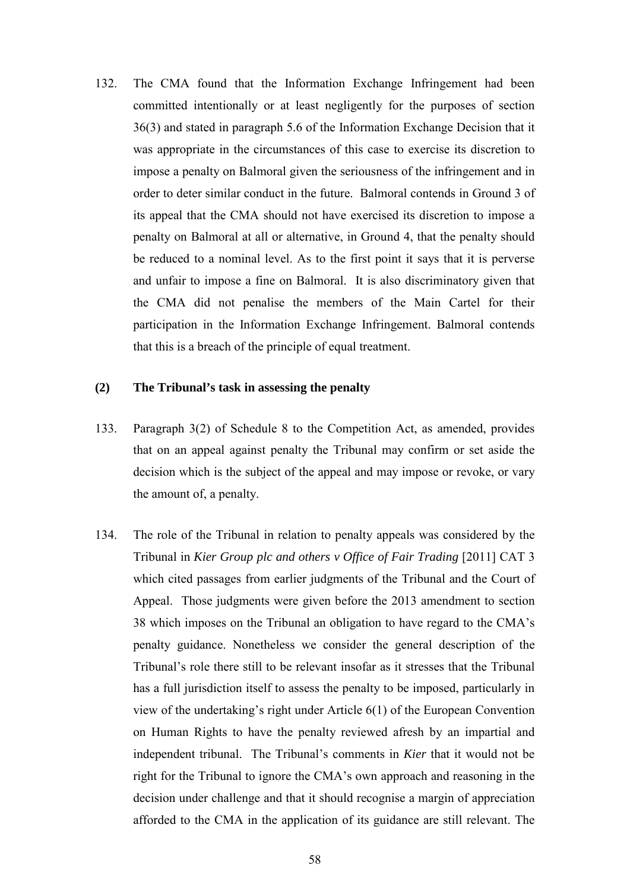132. The CMA found that the Information Exchange Infringement had been committed intentionally or at least negligently for the purposes of section 36(3) and stated in paragraph 5.6 of the Information Exchange Decision that it was appropriate in the circumstances of this case to exercise its discretion to impose a penalty on Balmoral given the seriousness of the infringement and in order to deter similar conduct in the future. Balmoral contends in Ground 3 of its appeal that the CMA should not have exercised its discretion to impose a penalty on Balmoral at all or alternative, in Ground 4, that the penalty should be reduced to a nominal level. As to the first point it says that it is perverse and unfair to impose a fine on Balmoral. It is also discriminatory given that the CMA did not penalise the members of the Main Cartel for their participation in the Information Exchange Infringement. Balmoral contends that this is a breach of the principle of equal treatment.

### (2) The Tribunal's task in assessing the penalty

133. Paragraph 3(2) of Schedule 8 to the Competition Act, as amended, provides that on an appeal against penalty the Tribunal may confirm or set aside the decision which is the subject of the appeal and may impose or revoke, or vary the amount of, a penalty.

134. The role of the Tribunal in relation to penalty appeals was considered by the Tribunal in *Kier Group plc and others v Office of Fair Trading* [2011] CAT 3 which cited passages from earlier judgments of the Tribunal and the Court of Appeal. Those judgments were given before the 2013 amendment to section 38 which imposes on the Tribunal an obligation to have regard to the CMA's penalty guidance. Nonetheless we consider the general description of the Tribunal's role there still to be relevant insofar as it stresses that the Tribunal has a full jurisdiction itself to assess the penalty to be imposed, particularly in view of the undertaking's right under Article 6(1) of the European Convention on Human Rights to have the penalty reviewed afresh by an impartial and independent tribunal. The Tribunal's comments in *Kier* that it would not be right for the Tribunal to ignore the CMA's own approach and reasoning in the decision under challenge and that it should recognise a margin of appreciation afforded to the CMA in the application of its guidance are still relevant. The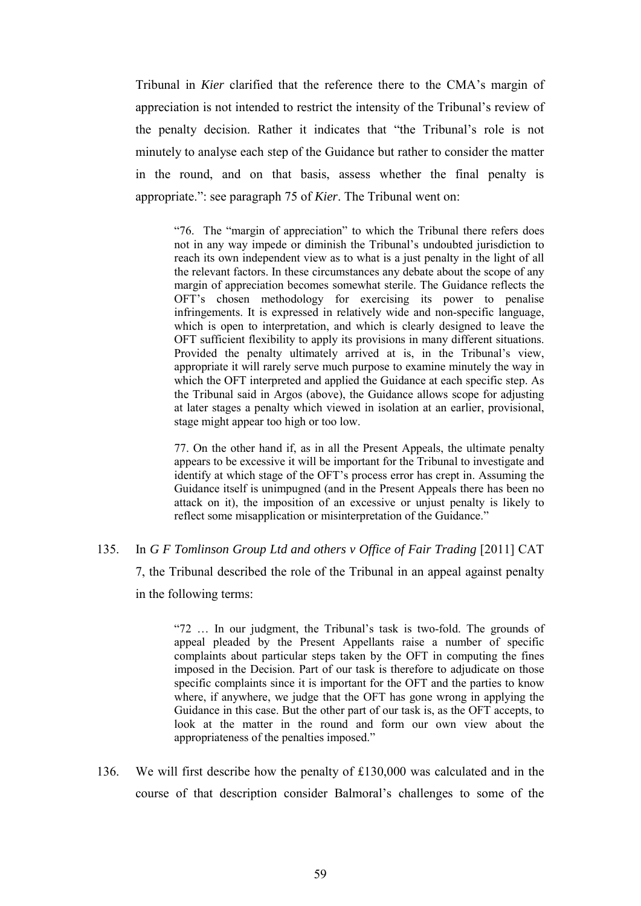Tribunal in *Kier* clarified that the reference there to the CMA's margin of appreciation is not intended to restrict the intensity of the Tribunal's review of the penalty decision. Rather it indicates that "the Tribunal's role is not minutely to analyse each step of the Guidance but rather to consider the matter in the round, and on that basis, assess whether the final penalty is appropriate.": see paragraph 75 of *Kier*. The Tribunal went on:

> "76. The "margin of appreciation" to which the Tribunal there refers does not in any way impede or diminish the Tribunal's undoubted jurisdiction to reach its own independent view as to what is a just penalty in the light of all the relevant factors. In these circumstances any debate about the scope of any margin of appreciation becomes somewhat sterile. The Guidance reflects the OFT's chosen methodology for exercising its power to penalise infringements. It is expressed in relatively wide and non-specific language, which is open to interpretation, and which is clearly designed to leave the OFT sufficient flexibility to apply its provisions in many different situations. Provided the penalty ultimately arrived at is, in the Tribunal's view, appropriate it will rarely serve much purpose to examine minutely the way in which the OFT interpreted and applied the Guidance at each specific step. As the Tribunal said in Argos (above), the Guidance allows scope for adjusting at later stages a penalty which viewed in isolation at an earlier, provisional, stage might appear too high or too low.
>
> 77. On the other hand if, as in all the Present Appeals, the ultimate penalty appears to be excessive it will be important for the Tribunal to investigate and identify at which stage of the OFT's process error has crept in. Assuming the Guidance itself is unimpugned (and in the Present Appeals there has been no attack on it), the imposition of an excessive or unjust penalty is likely to reflect some misapplication or misinterpretation of the Guidance."

135. In *G F Tomlinson Group Ltd and others v Office of Fair Trading* [2011] CAT 7, the Tribunal described the role of the Tribunal in an appeal against penalty in the following terms:

> "72 … In our judgment, the Tribunal's task is two-fold. The grounds of appeal pleaded by the Present Appellants raise a number of specific complaints about particular steps taken by the OFT in computing the fines imposed in the Decision. Part of our task is therefore to adjudicate on those specific complaints since it is important for the OFT and the parties to know where, if anywhere, we judge that the OFT has gone wrong in applying the Guidance in this case. But the other part of our task is, as the OFT accepts, to look at the matter in the round and form our own view about the appropriateness of the penalties imposed."

136. We will first describe how the penalty of £130,000 was calculated and in the course of that description consider Balmoral's challenges to some of the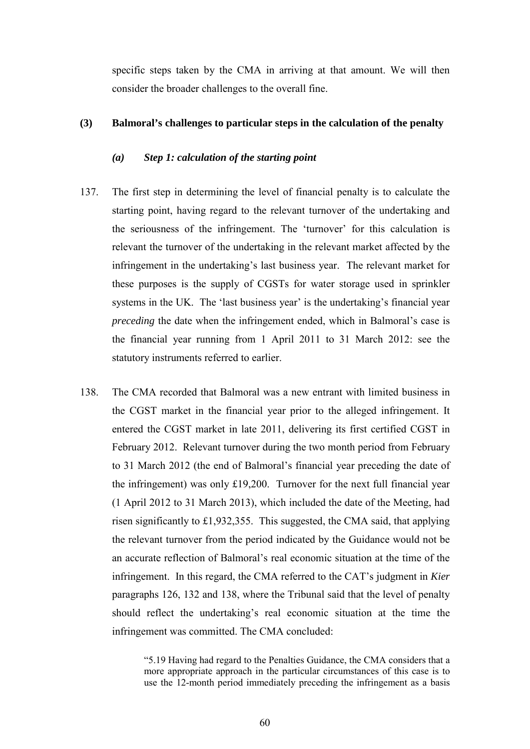specific steps taken by the CMA in arriving at that amount. We will then consider the broader challenges to the overall fine.

### (3) Balmoral's challenges to particular steps in the calculation of the penalty

#### *(a) Step 1: calculation of the starting point*

137. The first step in determining the level of financial penalty is to calculate the starting point, having regard to the relevant turnover of the undertaking and the seriousness of the infringement. The 'turnover' for this calculation is relevant the turnover of the undertaking in the relevant market affected by the infringement in the undertaking's last business year. The relevant market for these purposes is the supply of CGSTs for water storage used in sprinkler systems in the UK. The 'last business year' is the undertaking's financial year *preceding* the date when the infringement ended, which in Balmoral's case is the financial year running from 1 April 2011 to 31 March 2012: see the statutory instruments referred to earlier.

138. The CMA recorded that Balmoral was a new entrant with limited business in the CGST market in the financial year prior to the alleged infringement. It entered the CGST market in late 2011, delivering its first certified CGST in February 2012. Relevant turnover during the two month period from February to 31 March 2012 (the end of Balmoral's financial year preceding the date of the infringement) was only £19,200. Turnover for the next full financial year (1 April 2012 to 31 March 2013), which included the date of the Meeting, had risen significantly to £1,932,355. This suggested, the CMA said, that applying the relevant turnover from the period indicated by the Guidance would not be an accurate reflection of Balmoral's real economic situation at the time of the infringement. In this regard, the CMA referred to the CAT's judgment in *Kier* paragraphs 126, 132 and 138, where the Tribunal said that the level of penalty should reflect the undertaking's real economic situation at the time the infringement was committed. The CMA concluded:

> "5.19 Having had regard to the Penalties Guidance, the CMA considers that a more appropriate approach in the particular circumstances of this case is to use the 12-month period immediately preceding the infringement as a basis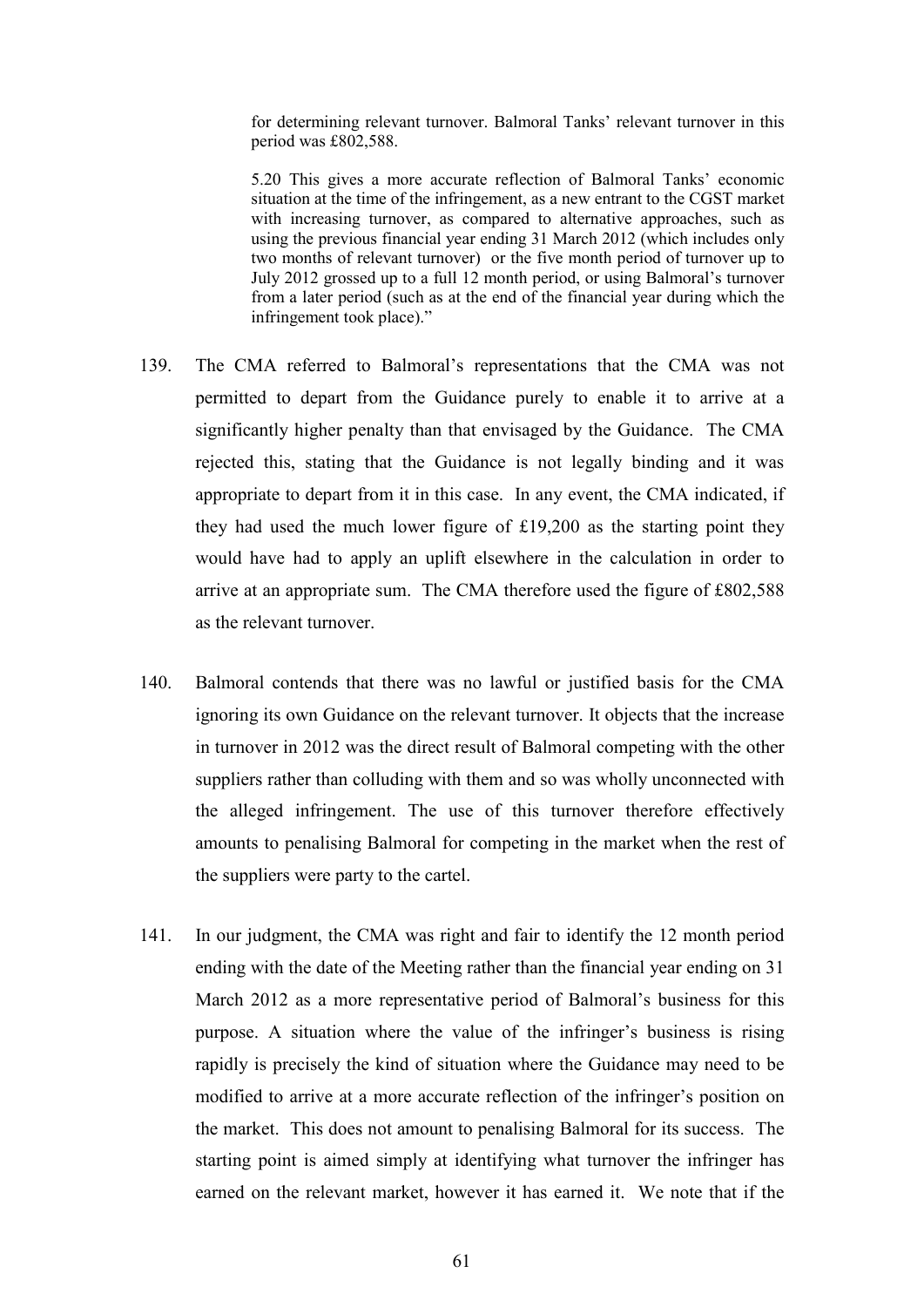> for determining relevant turnover. Balmoral Tanks' relevant turnover in this period was £802,588.
>
> 5.20 This gives a more accurate reflection of Balmoral Tanks' economic situation at the time of the infringement, as a new entrant to the CGST market with increasing turnover, as compared to alternative approaches, such as using the previous financial year ending 31 March 2012 (which includes only two months of relevant turnover) or the five month period of turnover up to July 2012 grossed up to a full 12 month period, or using Balmoral's turnover from a later period (such as at the end of the financial year during which the infringement took place)."

139. The CMA referred to Balmoral's representations that the CMA was not permitted to depart from the Guidance purely to enable it to arrive at a significantly higher penalty than that envisaged by the Guidance. The CMA rejected this, stating that the Guidance is not legally binding and it was appropriate to depart from it in this case. In any event, the CMA indicated, if they had used the much lower figure of £19,200 as the starting point they would have had to apply an uplift elsewhere in the calculation in order to arrive at an appropriate sum. The CMA therefore used the figure of £802,588 as the relevant turnover.

140. Balmoral contends that there was no lawful or justified basis for the CMA ignoring its own Guidance on the relevant turnover. It objects that the increase in turnover in 2012 was the direct result of Balmoral competing with the other suppliers rather than colluding with them and so was wholly unconnected with the alleged infringement. The use of this turnover therefore effectively amounts to penalising Balmoral for competing in the market when the rest of the suppliers were party to the cartel.

141. In our judgment, the CMA was right and fair to identify the 12 month period ending with the date of the Meeting rather than the financial year ending on 31 March 2012 as a more representative period of Balmoral's business for this purpose. A situation where the value of the infringer's business is rising rapidly is precisely the kind of situation where the Guidance may need to be modified to arrive at a more accurate reflection of the infringer's position on the market. This does not amount to penalising Balmoral for its success. The starting point is aimed simply at identifying what turnover the infringer has earned on the relevant market, however it has earned it. We note that if the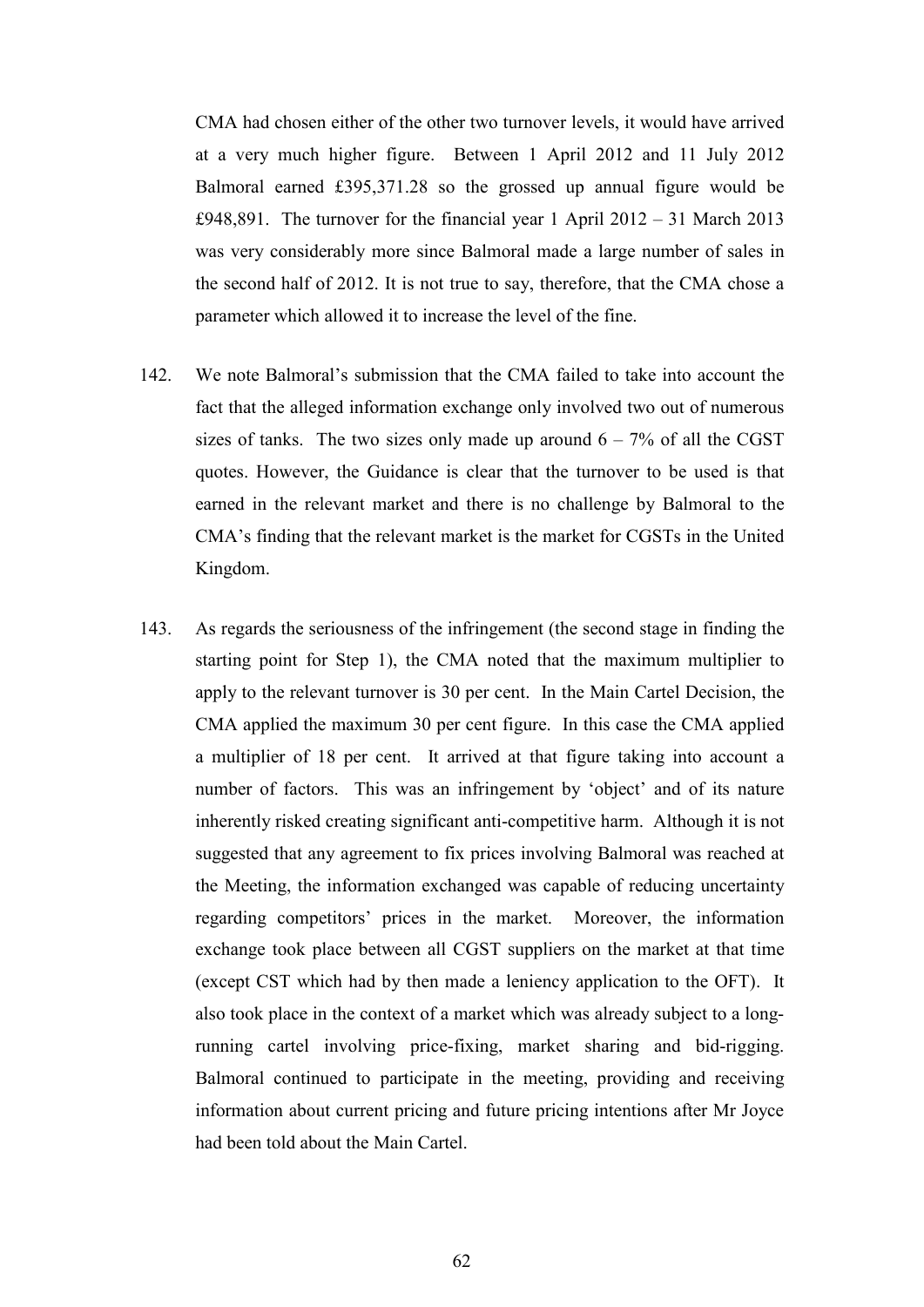CMA had chosen either of the other two turnover levels, it would have arrived at a very much higher figure. Between 1 April 2012 and 11 July 2012 Balmoral earned £395,371.28 so the grossed up annual figure would be £948,891. The turnover for the financial year 1 April 2012 – 31 March 2013 was very considerably more since Balmoral made a large number of sales in the second half of 2012. It is not true to say, therefore, that the CMA chose a parameter which allowed it to increase the level of the fine.

142. We note Balmoral's submission that the CMA failed to take into account the fact that the alleged information exchange only involved two out of numerous sizes of tanks. The two sizes only made up around 6 – 7% of all the CGST quotes. However, the Guidance is clear that the turnover to be used is that earned in the relevant market and there is no challenge by Balmoral to the CMA's finding that the relevant market is the market for CGSTs in the United Kingdom.

143. As regards the seriousness of the infringement (the second stage in finding the starting point for Step 1), the CMA noted that the maximum multiplier to apply to the relevant turnover is 30 per cent. In the Main Cartel Decision, the CMA applied the maximum 30 per cent figure. In this case the CMA applied a multiplier of 18 per cent. It arrived at that figure taking into account a number of factors. This was an infringement by 'object' and of its nature inherently risked creating significant anti-competitive harm. Although it is not suggested that any agreement to fix prices involving Balmoral was reached at the Meeting, the information exchanged was capable of reducing uncertainty regarding competitors' prices in the market. Moreover, the information exchange took place between all CGST suppliers on the market at that time (except CST which had by then made a leniency application to the OFT). It also took place in the context of a market which was already subject to a long-running cartel involving price-fixing, market sharing and bid-rigging. Balmoral continued to participate in the meeting, providing and receiving information about current pricing and future pricing intentions after Mr Joyce had been told about the Main Cartel.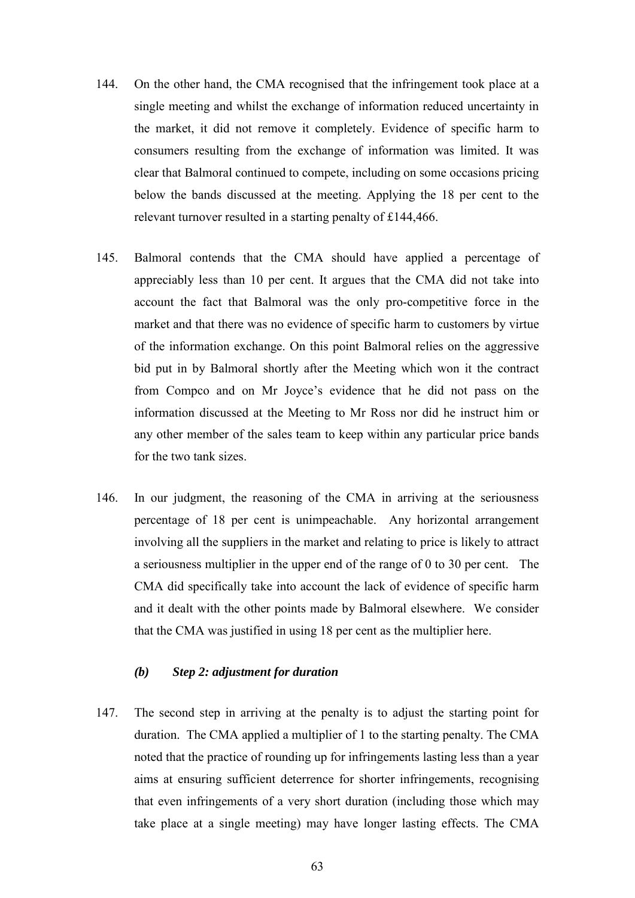144. On the other hand, the CMA recognised that the infringement took place at a single meeting and whilst the exchange of information reduced uncertainty in the market, it did not remove it completely. Evidence of specific harm to consumers resulting from the exchange of information was limited. It was clear that Balmoral continued to compete, including on some occasions pricing below the bands discussed at the meeting. Applying the 18 per cent to the relevant turnover resulted in a starting penalty of £144,466.

145. Balmoral contends that the CMA should have applied a percentage of appreciably less than 10 per cent. It argues that the CMA did not take into account the fact that Balmoral was the only pro-competitive force in the market and that there was no evidence of specific harm to customers by virtue of the information exchange. On this point Balmoral relies on the aggressive bid put in by Balmoral shortly after the Meeting which won it the contract from Compco and on Mr Joyce's evidence that he did not pass on the information discussed at the Meeting to Mr Ross nor did he instruct him or any other member of the sales team to keep within any particular price bands for the two tank sizes.

146. In our judgment, the reasoning of the CMA in arriving at the seriousness percentage of 18 per cent is unimpeachable. Any horizontal arrangement involving all the suppliers in the market and relating to price is likely to attract a seriousness multiplier in the upper end of the range of 0 to 30 per cent. The CMA did specifically take into account the lack of evidence of specific harm and it dealt with the other points made by Balmoral elsewhere. We consider that the CMA was justified in using 18 per cent as the multiplier here.

### *(b) Step 2: adjustment for duration*

147. The second step in arriving at the penalty is to adjust the starting point for duration. The CMA applied a multiplier of 1 to the starting penalty. The CMA noted that the practice of rounding up for infringements lasting less than a year aims at ensuring sufficient deterrence for shorter infringements, recognising that even infringements of a very short duration (including those which may take place at a single meeting) may have longer lasting effects. The CMA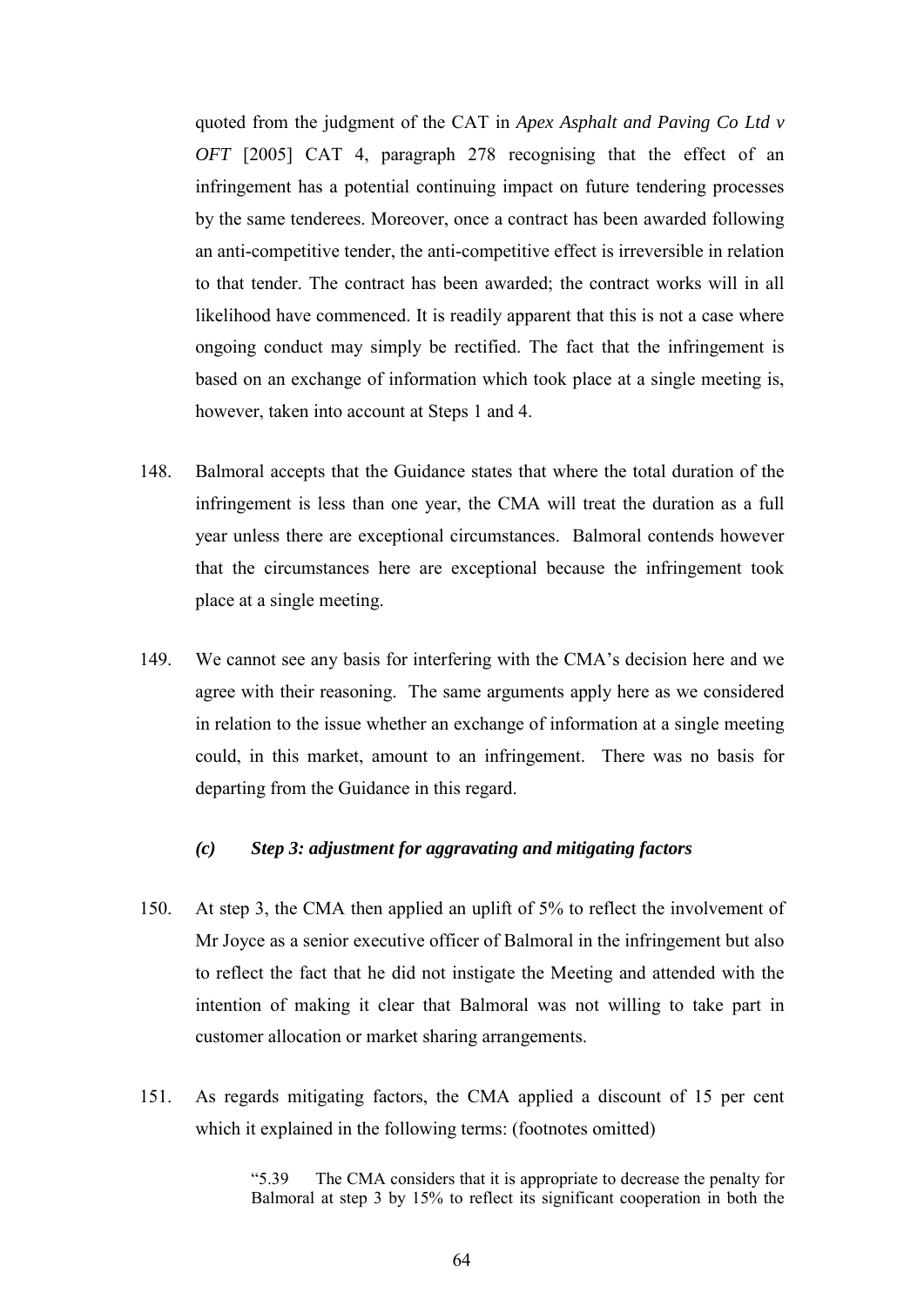quoted from the judgment of the CAT in *Apex Asphalt and Paving Co Ltd v OFT* [2005] CAT 4, paragraph 278 recognising that the effect of an infringement has a potential continuing impact on future tendering processes by the same tenderees. Moreover, once a contract has been awarded following an anti-competitive tender, the anti-competitive effect is irreversible in relation to that tender. The contract has been awarded; the contract works will in all likelihood have commenced. It is readily apparent that this is not a case where ongoing conduct may simply be rectified. The fact that the infringement is based on an exchange of information which took place at a single meeting is, however, taken into account at Steps 1 and 4.

148. Balmoral accepts that the Guidance states that where the total duration of the infringement is less than one year, the CMA will treat the duration as a full year unless there are exceptional circumstances. Balmoral contends however that the circumstances here are exceptional because the infringement took place at a single meeting.

149. We cannot see any basis for interfering with the CMA's decision here and we agree with their reasoning. The same arguments apply here as we considered in relation to the issue whether an exchange of information at a single meeting could, in this market, amount to an infringement. There was no basis for departing from the Guidance in this regard.

### *(c) Step 3: adjustment for aggravating and mitigating factors*

150. At step 3, the CMA then applied an uplift of 5% to reflect the involvement of Mr Joyce as a senior executive officer of Balmoral in the infringement but also to reflect the fact that he did not instigate the Meeting and attended with the intention of making it clear that Balmoral was not willing to take part in customer allocation or market sharing arrangements.

151. As regards mitigating factors, the CMA applied a discount of 15 per cent which it explained in the following terms: (footnotes omitted)

> "5.39 The CMA considers that it is appropriate to decrease the penalty for Balmoral at step 3 by 15% to reflect its significant cooperation in both the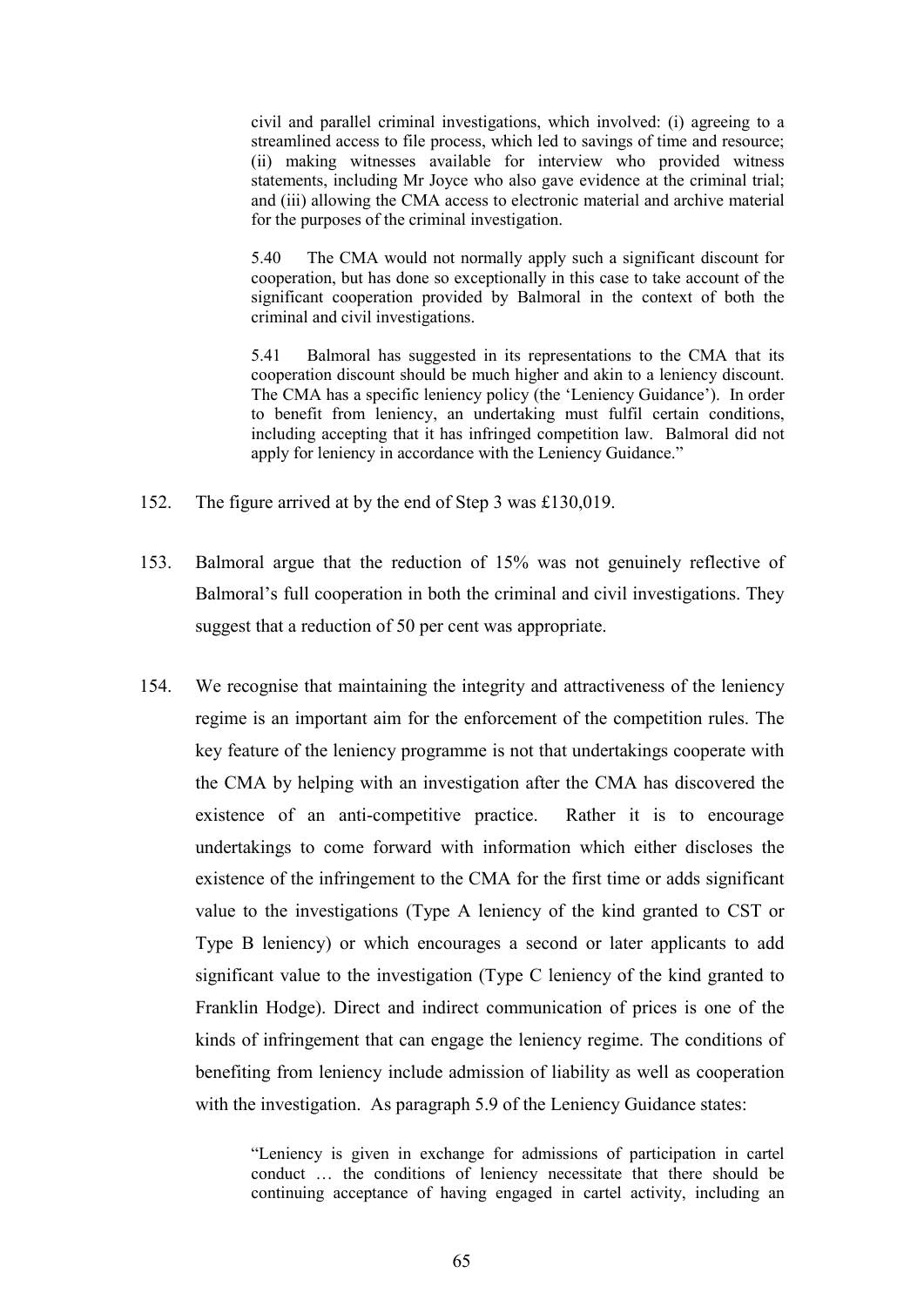> civil and parallel criminal investigations, which involved: (i) agreeing to a streamlined access to file process, which led to savings of time and resource; (ii) making witnesses available for interview who provided witness statements, including Mr Joyce who also gave evidence at the criminal trial; and (iii) allowing the CMA access to electronic material and archive material for the purposes of the criminal investigation.
>
> 5.40 The CMA would not normally apply such a significant discount for cooperation, but has done so exceptionally in this case to take account of the significant cooperation provided by Balmoral in the context of both the criminal and civil investigations.
>
> 5.41 Balmoral has suggested in its representations to the CMA that its cooperation discount should be much higher and akin to a leniency discount. The CMA has a specific leniency policy (the 'Leniency Guidance'). In order to benefit from leniency, an undertaking must fulfil certain conditions, including accepting that it has infringed competition law. Balmoral did not apply for leniency in accordance with the Leniency Guidance."

152. The figure arrived at by the end of Step 3 was £130,019.

153. Balmoral argue that the reduction of 15% was not genuinely reflective of Balmoral's full cooperation in both the criminal and civil investigations. They suggest that a reduction of 50 per cent was appropriate.

154. We recognise that maintaining the integrity and attractiveness of the leniency regime is an important aim for the enforcement of the competition rules. The key feature of the leniency programme is not that undertakings cooperate with the CMA by helping with an investigation after the CMA has discovered the existence of an anti-competitive practice. Rather it is to encourage undertakings to come forward with information which either discloses the existence of the infringement to the CMA for the first time or adds significant value to the investigations (Type A leniency of the kind granted to CST or Type B leniency) or which encourages a second or later applicants to add significant value to the investigation (Type C leniency of the kind granted to Franklin Hodge). Direct and indirect communication of prices is one of the kinds of infringement that can engage the leniency regime. The conditions of benefiting from leniency include admission of liability as well as cooperation with the investigation. As paragraph 5.9 of the Leniency Guidance states:

> "Leniency is given in exchange for admissions of participation in cartel conduct … the conditions of leniency necessitate that there should be continuing acceptance of having engaged in cartel activity, including an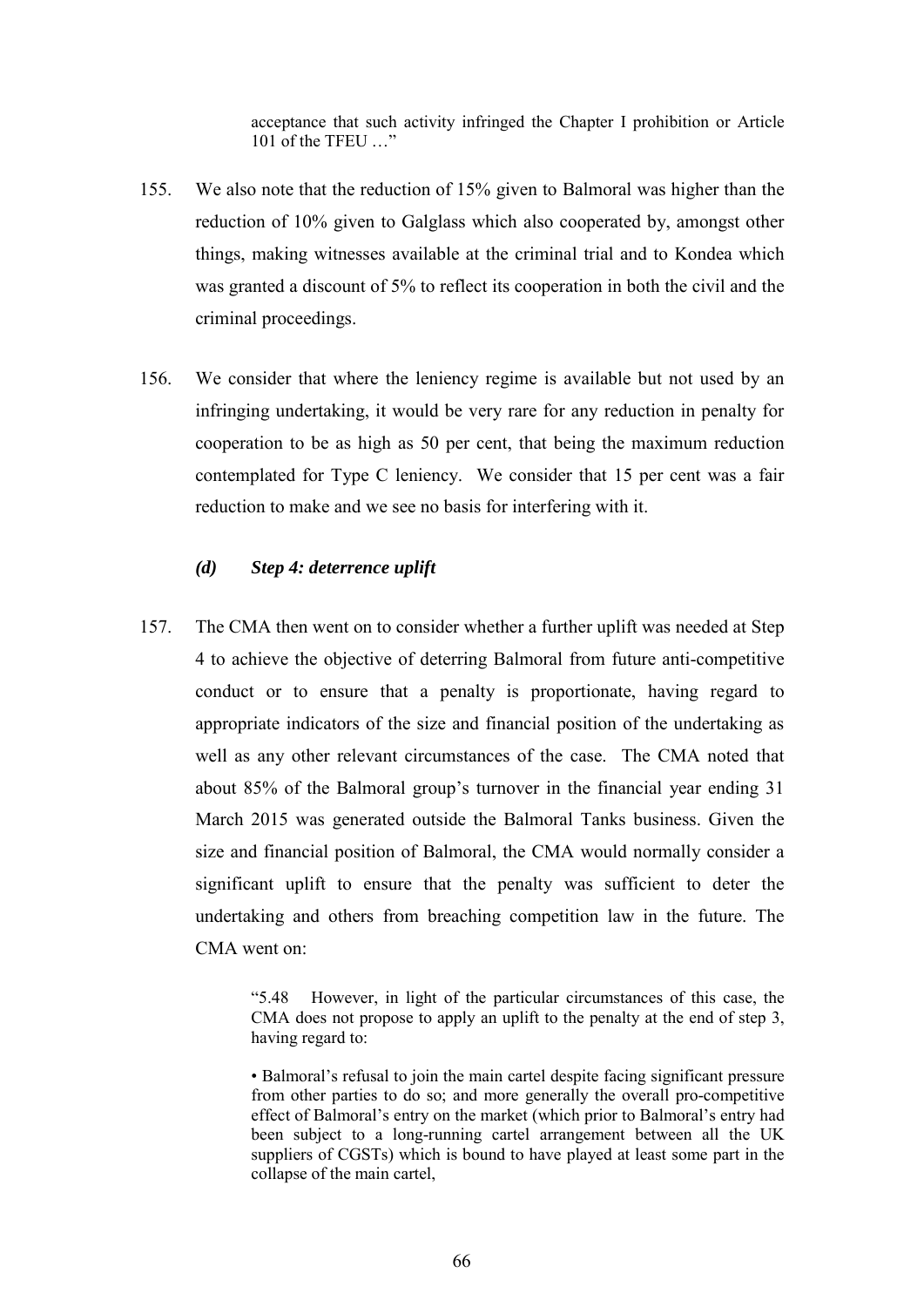> acceptance that such activity infringed the Chapter I prohibition or Article 101 of the TFEU …"

155. We also note that the reduction of 15% given to Balmoral was higher than the reduction of 10% given to Galglass which also cooperated by, amongst other things, making witnesses available at the criminal trial and to Kondea which was granted a discount of 5% to reflect its cooperation in both the civil and the criminal proceedings.

156. We consider that where the leniency regime is available but not used by an infringing undertaking, it would be very rare for any reduction in penalty for cooperation to be as high as 50 per cent, that being the maximum reduction contemplated for Type C leniency. We consider that 15 per cent was a fair reduction to make and we see no basis for interfering with it.

### *(d) Step 4: deterrence uplift*

157. The CMA then went on to consider whether a further uplift was needed at Step 4 to achieve the objective of deterring Balmoral from future anti-competitive conduct or to ensure that a penalty is proportionate, having regard to appropriate indicators of the size and financial position of the undertaking as well as any other relevant circumstances of the case. The CMA noted that about 85% of the Balmoral group's turnover in the financial year ending 31 March 2015 was generated outside the Balmoral Tanks business. Given the size and financial position of Balmoral, the CMA would normally consider a significant uplift to ensure that the penalty was sufficient to deter the undertaking and others from breaching competition law in the future. The CMA went on:

> "5.48 However, in light of the particular circumstances of this case, the CMA does not propose to apply an uplift to the penalty at the end of step 3, having regard to:
>
> • Balmoral's refusal to join the main cartel despite facing significant pressure from other parties to do so; and more generally the overall pro-competitive effect of Balmoral's entry on the market (which prior to Balmoral's entry had been subject to a long-running cartel arrangement between all the UK suppliers of CGSTs) which is bound to have played at least some part in the collapse of the main cartel,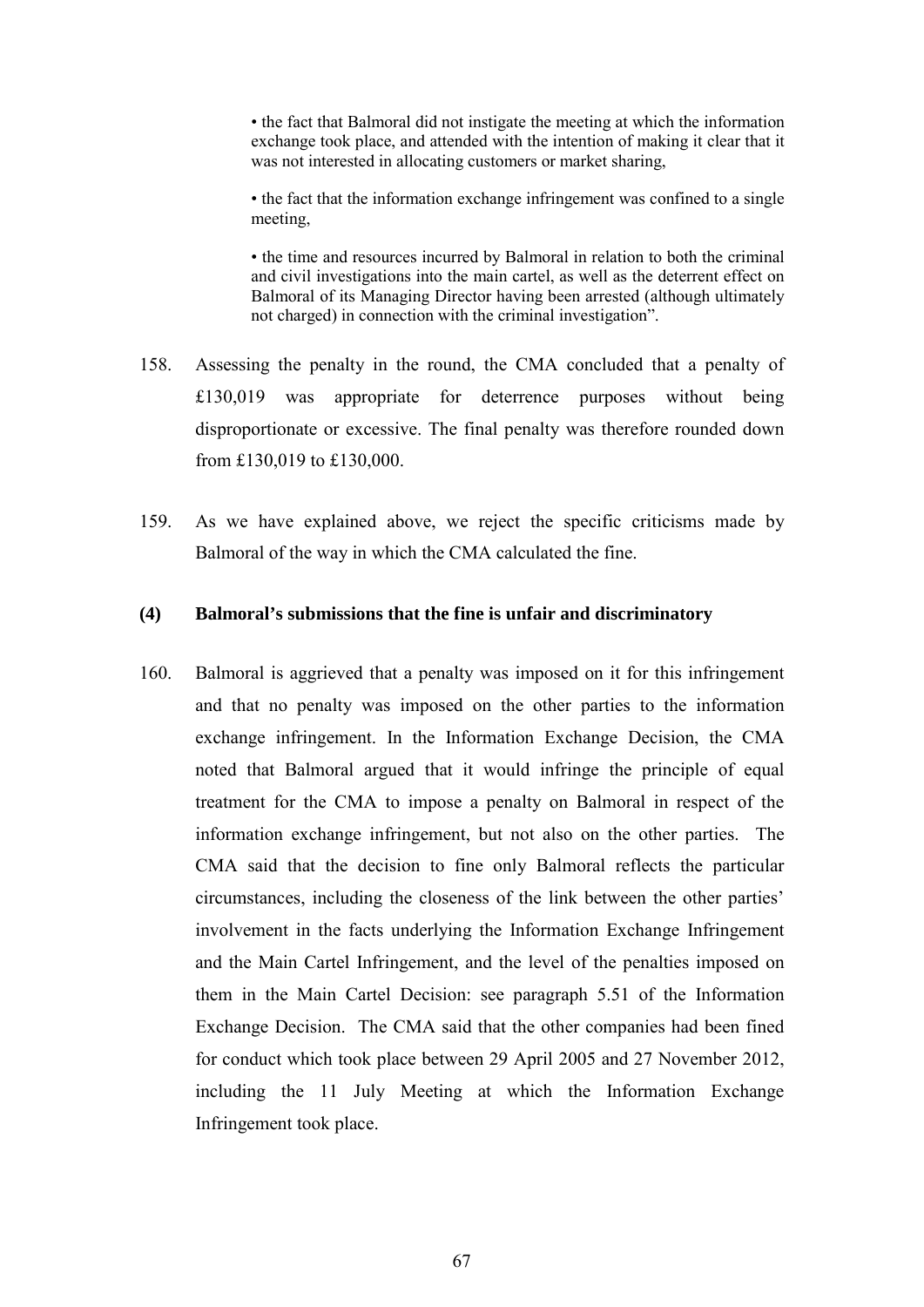> • the fact that Balmoral did not instigate the meeting at which the information exchange took place, and attended with the intention of making it clear that it was not interested in allocating customers or market sharing,
>
> • the fact that the information exchange infringement was confined to a single meeting,
>
> • the time and resources incurred by Balmoral in relation to both the criminal and civil investigations into the main cartel, as well as the deterrent effect on Balmoral of its Managing Director having been arrested (although ultimately not charged) in connection with the criminal investigation".

158. Assessing the penalty in the round, the CMA concluded that a penalty of £130,019 was appropriate for deterrence purposes without being disproportionate or excessive. The final penalty was therefore rounded down from £130,019 to £130,000.

159. As we have explained above, we reject the specific criticisms made by Balmoral of the way in which the CMA calculated the fine.

### (4) Balmoral's submissions that the fine is unfair and discriminatory

160. Balmoral is aggrieved that a penalty was imposed on it for this infringement and that no penalty was imposed on the other parties to the information exchange infringement. In the Information Exchange Decision, the CMA noted that Balmoral argued that it would infringe the principle of equal treatment for the CMA to impose a penalty on Balmoral in respect of the information exchange infringement, but not also on the other parties. The CMA said that the decision to fine only Balmoral reflects the particular circumstances, including the closeness of the link between the other parties' involvement in the facts underlying the Information Exchange Infringement and the Main Cartel Infringement, and the level of the penalties imposed on them in the Main Cartel Decision: see paragraph 5.51 of the Information Exchange Decision. The CMA said that the other companies had been fined for conduct which took place between 29 April 2005 and 27 November 2012, including the 11 July Meeting at which the Information Exchange Infringement took place.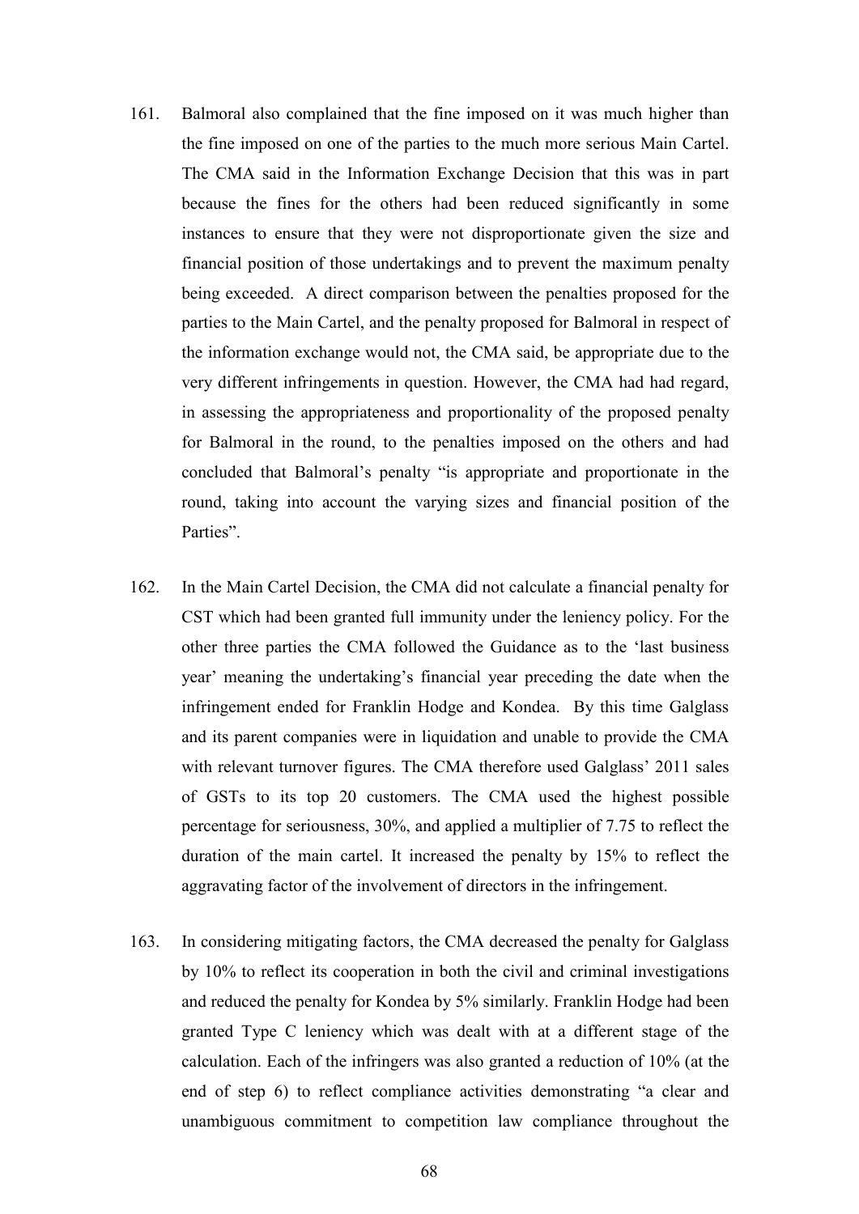161. Balmoral also complained that the fine imposed on it was much higher than the fine imposed on one of the parties to the much more serious Main Cartel. The CMA said in the Information Exchange Decision that this was in part because the fines for the others had been reduced significantly in some instances to ensure that they were not disproportionate given the size and financial position of those undertakings and to prevent the maximum penalty being exceeded. A direct comparison between the penalties proposed for the parties to the Main Cartel, and the penalty proposed for Balmoral in respect of the information exchange would not, the CMA said, be appropriate due to the very different infringements in question. However, the CMA had had regard, in assessing the appropriateness and proportionality of the proposed penalty for Balmoral in the round, to the penalties imposed on the others and had concluded that Balmoral's penalty "is appropriate and proportionate in the round, taking into account the varying sizes and financial position of the Parties".

162. In the Main Cartel Decision, the CMA did not calculate a financial penalty for CST which had been granted full immunity under the leniency policy. For the other three parties the CMA followed the Guidance as to the 'last business year' meaning the undertaking's financial year preceding the date when the infringement ended for Franklin Hodge and Kondea. By this time Galglass and its parent companies were in liquidation and unable to provide the CMA with relevant turnover figures. The CMA therefore used Galglass' 2011 sales of GSTs to its top 20 customers. The CMA used the highest possible percentage for seriousness, 30%, and applied a multiplier of 7.75 to reflect the duration of the main cartel. It increased the penalty by 15% to reflect the aggravating factor of the involvement of directors in the infringement.

163. In considering mitigating factors, the CMA decreased the penalty for Galglass by 10% to reflect its cooperation in both the civil and criminal investigations and reduced the penalty for Kondea by 5% similarly. Franklin Hodge had been granted Type C leniency which was dealt with at a different stage of the calculation. Each of the infringers was also granted a reduction of 10% (at the end of step 6) to reflect compliance activities demonstrating "a clear and unambiguous commitment to competition law compliance throughout the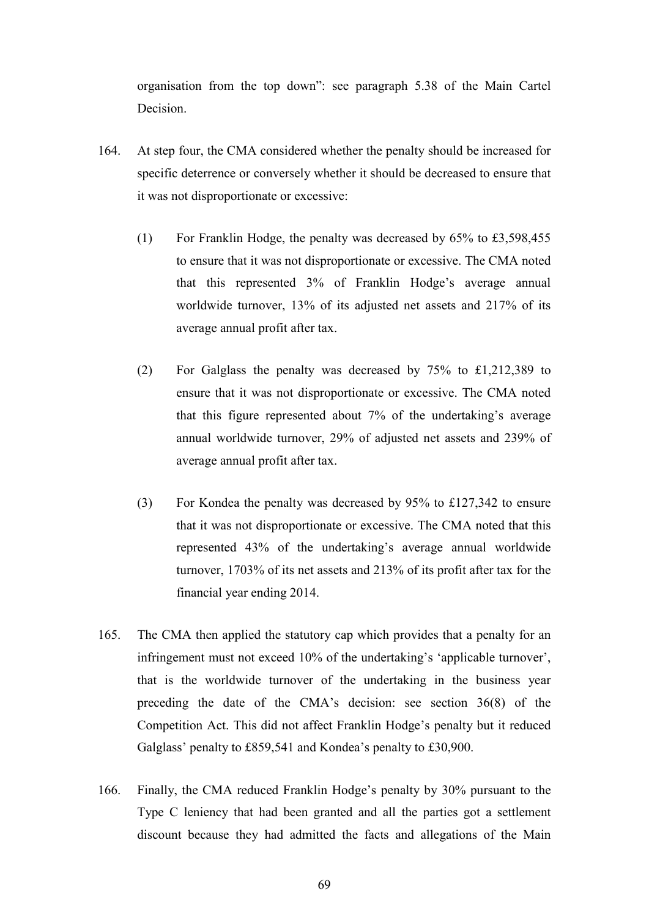organisation from the top down": see paragraph 5.38 of the Main Cartel Decision.

164. At step four, the CMA considered whether the penalty should be increased for specific deterrence or conversely whether it should be decreased to ensure that it was not disproportionate or excessive:

   (1) For Franklin Hodge, the penalty was decreased by 65% to £3,598,455 to ensure that it was not disproportionate or excessive. The CMA noted that this represented 3% of Franklin Hodge's average annual worldwide turnover, 13% of its adjusted net assets and 217% of its average annual profit after tax.

   (2) For Galglass the penalty was decreased by 75% to £1,212,389 to ensure that it was not disproportionate or excessive. The CMA noted that this figure represented about 7% of the undertaking's average annual worldwide turnover, 29% of adjusted net assets and 239% of average annual profit after tax.

   (3) For Kondea the penalty was decreased by 95% to £127,342 to ensure that it was not disproportionate or excessive. The CMA noted that this represented 43% of the undertaking's average annual worldwide turnover, 1703% of its net assets and 213% of its profit after tax for the financial year ending 2014.

165. The CMA then applied the statutory cap which provides that a penalty for an infringement must not exceed 10% of the undertaking's 'applicable turnover', that is the worldwide turnover of the undertaking in the business year preceding the date of the CMA's decision: see section 36(8) of the Competition Act. This did not affect Franklin Hodge's penalty but it reduced Galglass' penalty to £859,541 and Kondea's penalty to £30,900.

166. Finally, the CMA reduced Franklin Hodge's penalty by 30% pursuant to the Type C leniency that had been granted and all the parties got a settlement discount because they had admitted the facts and allegations of the Main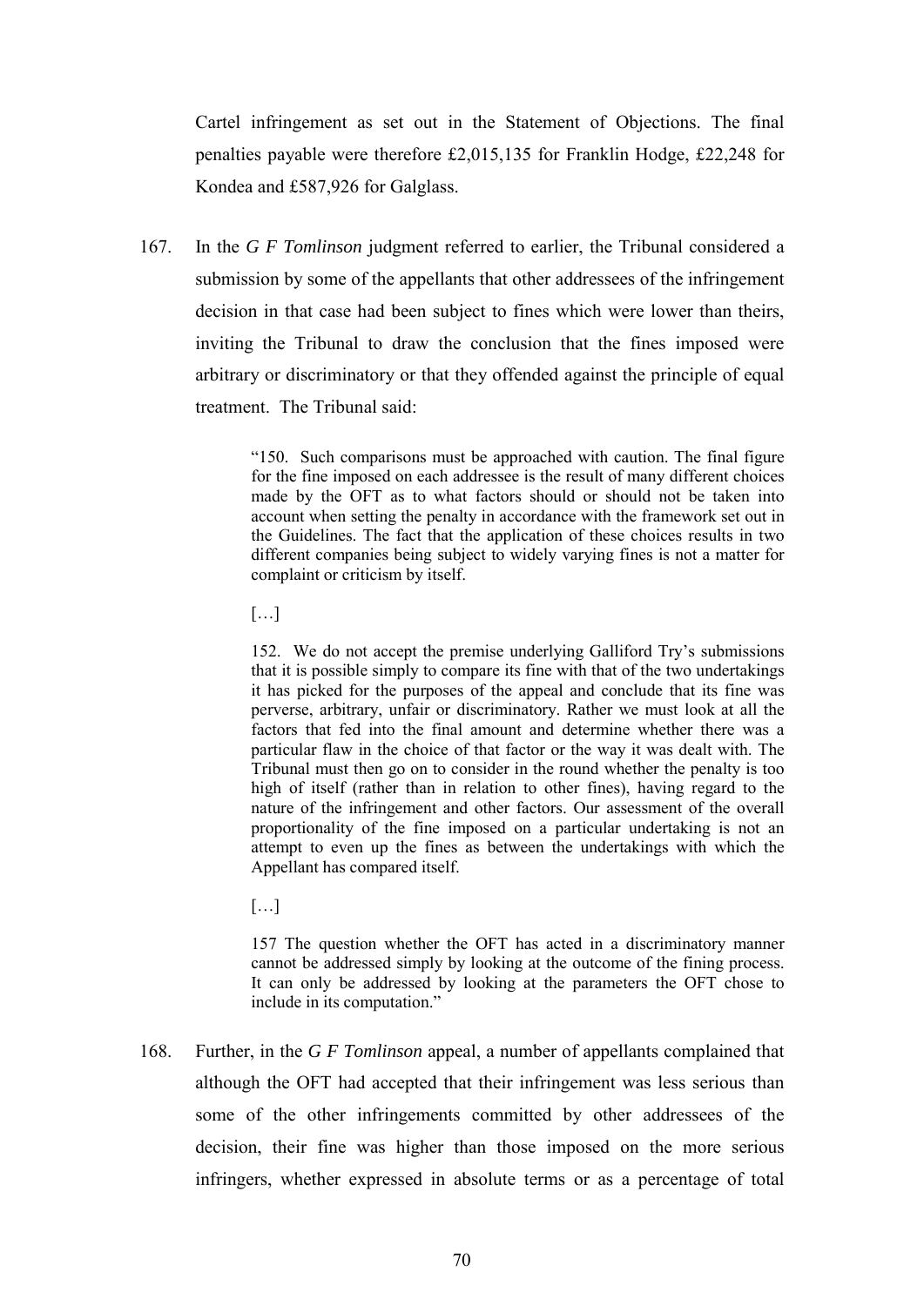Cartel infringement as set out in the Statement of Objections. The final penalties payable were therefore £2,015,135 for Franklin Hodge, £22,248 for Kondea and £587,926 for Galglass.

167. In the *G F Tomlinson* judgment referred to earlier, the Tribunal considered a submission by some of the appellants that other addressees of the infringement decision in that case had been subject to fines which were lower than theirs, inviting the Tribunal to draw the conclusion that the fines imposed were arbitrary or discriminatory or that they offended against the principle of equal treatment. The Tribunal said:

> "150. Such comparisons must be approached with caution. The final figure for the fine imposed on each addressee is the result of many different choices made by the OFT as to what factors should or should not be taken into account when setting the penalty in accordance with the framework set out in the Guidelines. The fact that the application of these choices results in two different companies being subject to widely varying fines is not a matter for complaint or criticism by itself.
>
> […]
>
> 152. We do not accept the premise underlying Galliford Try's submissions that it is possible simply to compare its fine with that of the two undertakings it has picked for the purposes of the appeal and conclude that its fine was perverse, arbitrary, unfair or discriminatory. Rather we must look at all the factors that fed into the final amount and determine whether there was a particular flaw in the choice of that factor or the way it was dealt with. The Tribunal must then go on to consider in the round whether the penalty is too high of itself (rather than in relation to other fines), having regard to the nature of the infringement and other factors. Our assessment of the overall proportionality of the fine imposed on a particular undertaking is not an attempt to even up the fines as between the undertakings with which the Appellant has compared itself.
>
> […]
>
> 157 The question whether the OFT has acted in a discriminatory manner cannot be addressed simply by looking at the outcome of the fining process. It can only be addressed by looking at the parameters the OFT chose to include in its computation."

168. Further, in the *G F Tomlinson* appeal, a number of appellants complained that although the OFT had accepted that their infringement was less serious than some of the other infringements committed by other addressees of the decision, their fine was higher than those imposed on the more serious infringers, whether expressed in absolute terms or as a percentage of total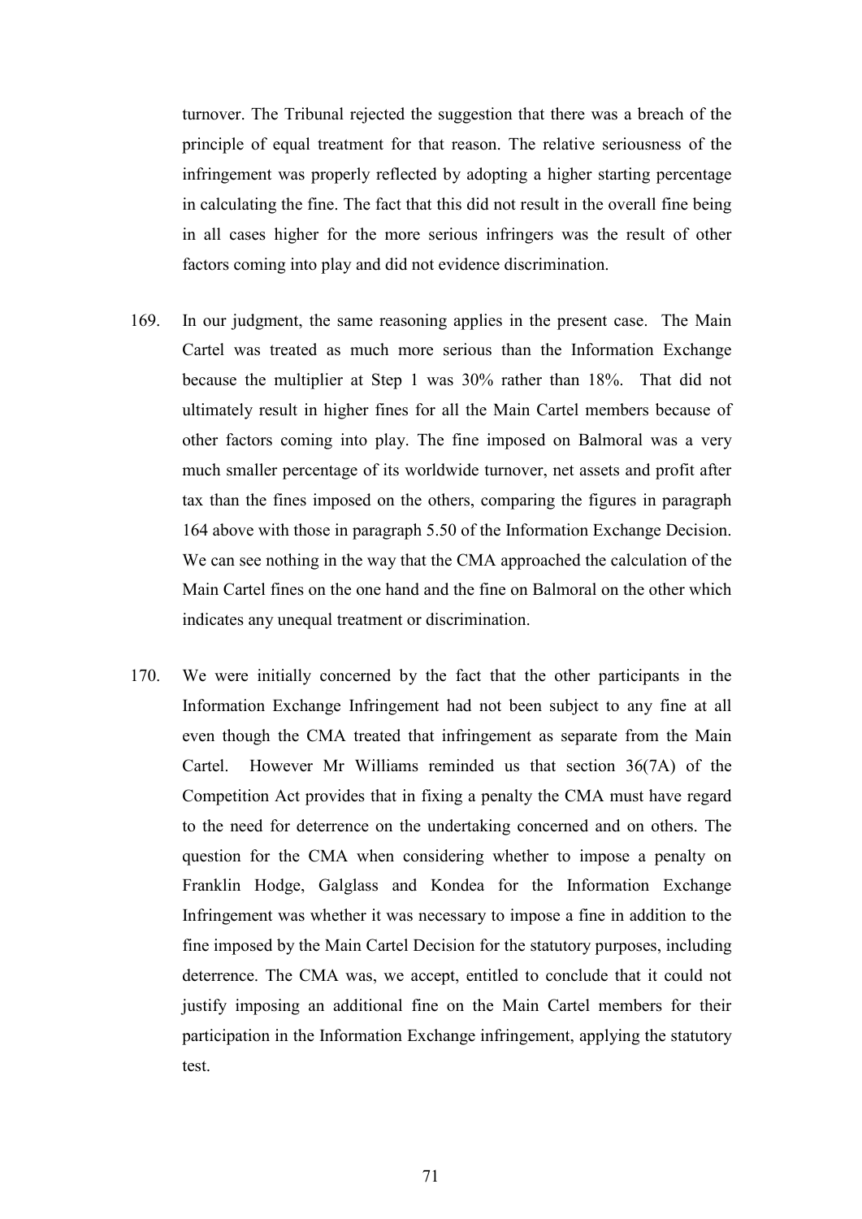turnover. The Tribunal rejected the suggestion that there was a breach of the principle of equal treatment for that reason. The relative seriousness of the infringement was properly reflected by adopting a higher starting percentage in calculating the fine. The fact that this did not result in the overall fine being in all cases higher for the more serious infringers was the result of other factors coming into play and did not evidence discrimination.

169. In our judgment, the same reasoning applies in the present case. The Main Cartel was treated as much more serious than the Information Exchange because the multiplier at Step 1 was 30% rather than 18%. That did not ultimately result in higher fines for all the Main Cartel members because of other factors coming into play. The fine imposed on Balmoral was a very much smaller percentage of its worldwide turnover, net assets and profit after tax than the fines imposed on the others, comparing the figures in paragraph 164 above with those in paragraph 5.50 of the Information Exchange Decision. We can see nothing in the way that the CMA approached the calculation of the Main Cartel fines on the one hand and the fine on Balmoral on the other which indicates any unequal treatment or discrimination.

170. We were initially concerned by the fact that the other participants in the Information Exchange Infringement had not been subject to any fine at all even though the CMA treated that infringement as separate from the Main Cartel. However Mr Williams reminded us that section 36(7A) of the Competition Act provides that in fixing a penalty the CMA must have regard to the need for deterrence on the undertaking concerned and on others. The question for the CMA when considering whether to impose a penalty on Franklin Hodge, Galglass and Kondea for the Information Exchange Infringement was whether it was necessary to impose a fine in addition to the fine imposed by the Main Cartel Decision for the statutory purposes, including deterrence. The CMA was, we accept, entitled to conclude that it could not justify imposing an additional fine on the Main Cartel members for their participation in the Information Exchange infringement, applying the statutory test.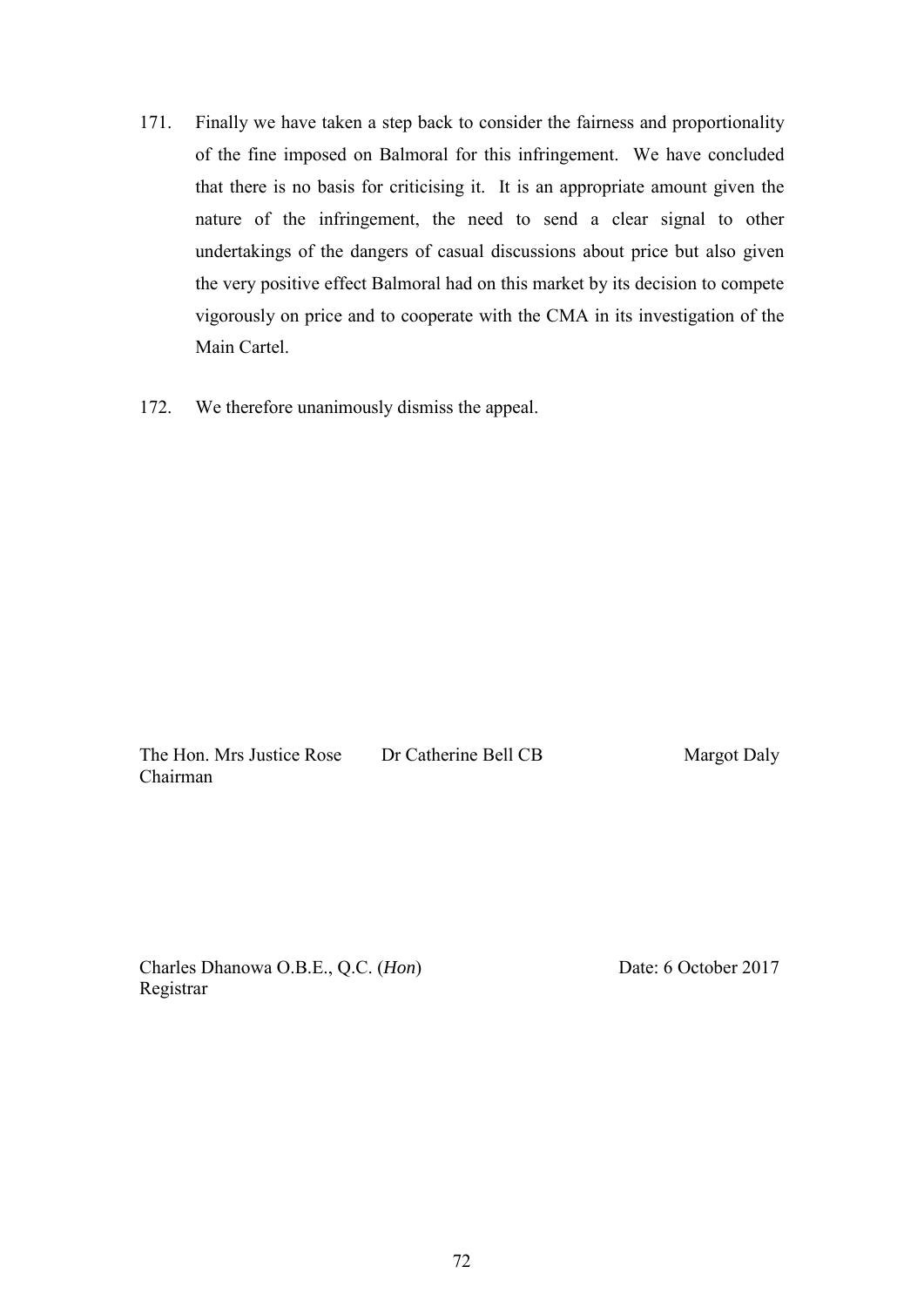171. Finally we have taken a step back to consider the fairness and proportionality of the fine imposed on Balmoral for this infringement. We have concluded that there is no basis for criticising it. It is an appropriate amount given the nature of the infringement, the need to send a clear signal to other undertakings of the dangers of casual discussions about price but also given the very positive effect Balmoral had on this market by its decision to compete vigorously on price and to cooperate with the CMA in its investigation of the Main Cartel.

172. We therefore unanimously dismiss the appeal.

| | | |
|---|---|---|
| The Hon. Mrs Justice Rose<br>Chairman | Dr Catherine Bell CB | Margot Daly |

| | |
|---|---|
| Charles Dhanowa O.B.E., Q.C. (*Hon*)<br>Registrar | Date: 6 October 2017 |